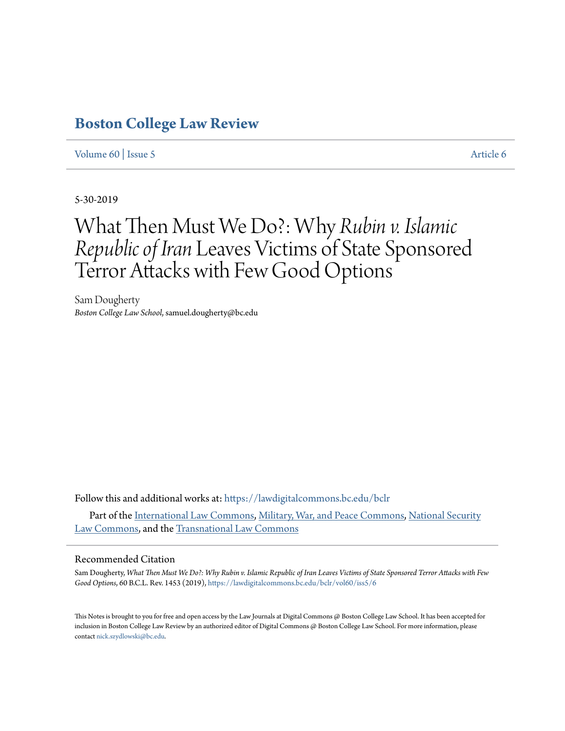# Boston College Law Review

Volume 60 | Issue 5 Article 6

5-30-2019

# What Then Must We Do?: Why *Rubin v. Islamic Republic of Iran* Leaves Victims of State Sponsored Terror Attacks with Few Good Options

Sam Dougherty
*Boston College Law School*, samuel.dougherty@bc.edu

Follow this and additional works at: https://lawdigitalcommons.bc.edu/bclr

Part of the International Law Commons, Military, War, and Peace Commons, National Security Law Commons, and the Transnational Law Commons

## Recommended Citation

Sam Dougherty, *What Then Must We Do?: Why Rubin v. Islamic Republic of Iran Leaves Victims of State Sponsored Terror Attacks with Few Good Options*, 60 B.C.L. Rev. 1453 (2019), https://lawdigitalcommons.bc.edu/bclr/vol60/iss5/6

This Notes is brought to you for free and open access by the Law Journals at Digital Commons @ Boston College Law School. It has been accepted for inclusion in Boston College Law Review by an authorized editor of Digital Commons @ Boston College Law School. For more information, please contact nick.szydlowski@bc.edu.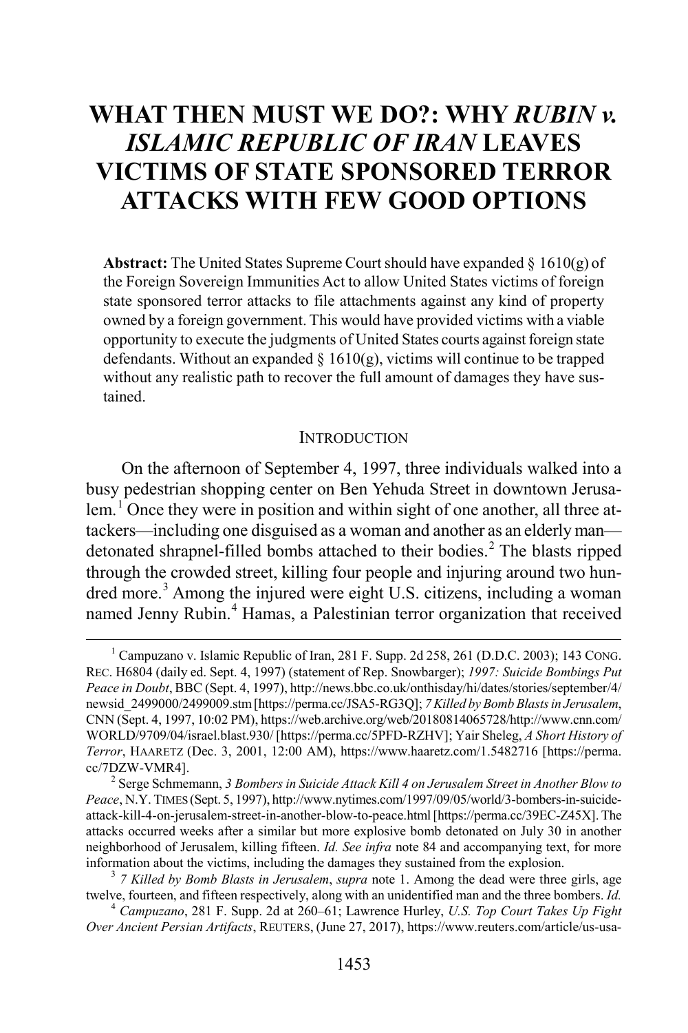# WHAT THEN MUST WE DO?: WHY *RUBIN v. ISLAMIC REPUBLIC OF IRAN* LEAVES VICTIMS OF STATE SPONSORED TERROR ATTACKS WITH FEW GOOD OPTIONS

**Abstract:** The United States Supreme Court should have expanded § 1610(g) of the Foreign Sovereign Immunities Act to allow United States victims of foreign state sponsored terror attacks to file attachments against any kind of property owned by a foreign government. This would have provided victims with a viable opportunity to execute the judgments of United States courts against foreign state defendants. Without an expanded § 1610(g), victims will continue to be trapped without any realistic path to recover the full amount of damages they have sustained.

## INTRODUCTION

On the afternoon of September 4, 1997, three individuals walked into a busy pedestrian shopping center on Ben Yehuda Street in downtown Jerusalem.[1] Once they were in position and within sight of one another, all three attackers—including one disguised as a woman and another as an elderly man—detonated shrapnel-filled bombs attached to their bodies.[2] The blasts ripped through the crowded street, killing four people and injuring around two hundred more.[3] Among the injured were eight U.S. citizens, including a woman named Jenny Rubin.[4] Hamas, a Palestinian terror organization that received

---

[1] Campuzano v. Islamic Republic of Iran, 281 F. Supp. 2d 258, 261 (D.D.C. 2003); 143 CONG. REC. H6804 (daily ed. Sept. 4, 1997) (statement of Rep. Snowbarger); *1997: Suicide Bombings Put Peace in Doubt*, BBC (Sept. 4, 1997), http://news.bbc.co.uk/onthisday/hi/dates/stories/september/4/newsid_2499000/2499009.stm [https://perma.cc/JSA5-RG3Q]; *7 Killed by Bomb Blasts in Jerusalem*, CNN (Sept. 4, 1997, 10:02 PM), https://web.archive.org/web/20180814065728/http://www.cnn.com/WORLD/9709/04/israel.blast.930/ [https://perma.cc/5PFD-RZHV]; Yair Sheleg, *A Short History of Terror*, HAARETZ (Dec. 3, 2001, 12:00 AM), https://www.haaretz.com/1.5482716 [https://perma.cc/7DZW-VMR4].

[2] Serge Schmemann, *3 Bombers in Suicide Attack Kill 4 on Jerusalem Street in Another Blow to Peace*, N.Y. TIMES (Sept. 5, 1997), http://www.nytimes.com/1997/09/05/world/3-bombers-in-suicide-attack-kill-4-on-jerusalem-street-in-another-blow-to-peace.html [https://perma.cc/39EC-Z45X]. The attacks occurred weeks after a similar but more explosive bomb detonated on July 30 in another neighborhood of Jerusalem, killing fifteen. *Id. See infra* note 84 and accompanying text, for more information about the victims, including the damages they sustained from the explosion.

[3] *7 Killed by Bomb Blasts in Jerusalem*, *supra* note 1. Among the dead were three girls, age twelve, fourteen, and fifteen respectively, along with an unidentified man and the three bombers. *Id.*

[4] *Campuzano*, 281 F. Supp. 2d at 260–61; Lawrence Hurley, *U.S. Top Court Takes Up Fight Over Ancient Persian Artifacts*, REUTERS, (June 27, 2017), https://www.reuters.com/article/us-usa-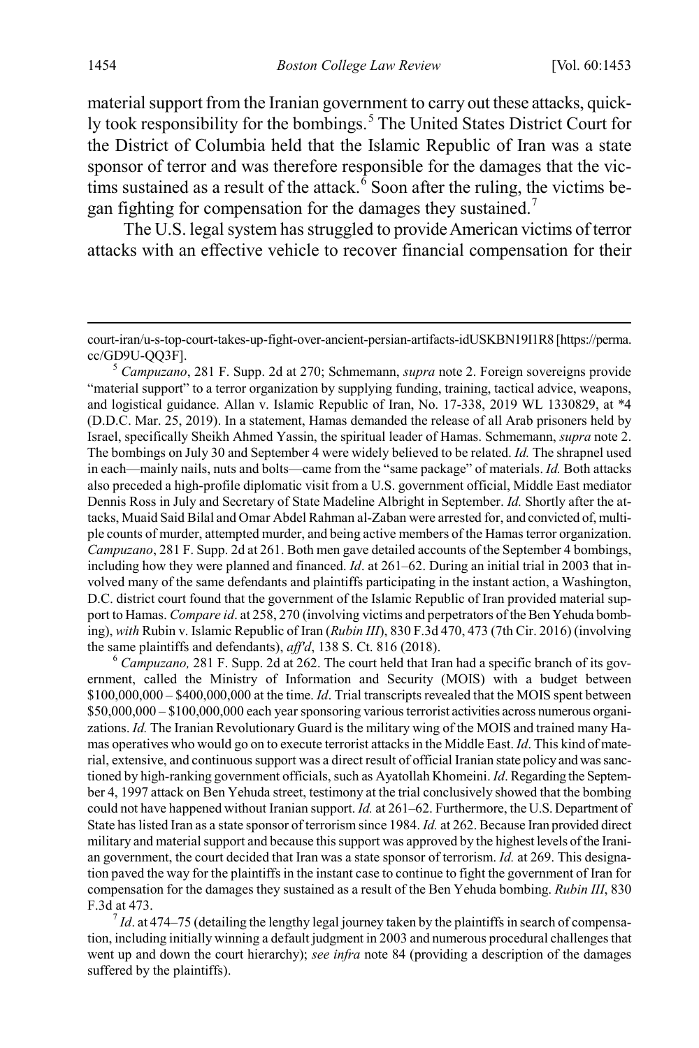material support from the Iranian government to carry out these attacks, quickly took responsibility for the bombings.[5] The United States District Court for the District of Columbia held that the Islamic Republic of Iran was a state sponsor of terror and was therefore responsible for the damages that the victims sustained as a result of the attack.[6] Soon after the ruling, the victims began fighting for compensation for the damages they sustained.[7]

The U.S. legal system has struggled to provide American victims of terror attacks with an effective vehicle to recover financial compensation for their

---

court-iran/u-s-top-court-takes-up-fight-over-ancient-persian-artifacts-idUSKBN19I1R8 [https://perma.cc/GD9U-QQ3F].

[5] *Campuzano*, 281 F. Supp. 2d at 270; Schmemann, *supra* note 2. Foreign sovereigns provide "material support" to a terror organization by supplying funding, training, tactical advice, weapons, and logistical guidance. Allan v. Islamic Republic of Iran, No. 17-338, 2019 WL 1330829, at *4 (D.D.C. Mar. 25, 2019). In a statement, Hamas demanded the release of all Arab prisoners held by Israel, specifically Sheikh Ahmed Yassin, the spiritual leader of Hamas. Schmemann, *supra* note 2. The bombings on July 30 and September 4 were widely believed to be related. *Id.* The shrapnel used in each—mainly nails, nuts and bolts—came from the "same package" of materials. *Id.* Both attacks also preceded a high-profile diplomatic visit from a U.S. government official, Middle East mediator Dennis Ross in July and Secretary of State Madeline Albright in September. *Id.* Shortly after the attacks, Muaid Said Bilal and Omar Abdel Rahman al-Zaban were arrested for, and convicted of, multiple counts of murder, attempted murder, and being active members of the Hamas terror organization. *Campuzano*, 281 F. Supp. 2d at 261. Both men gave detailed accounts of the September 4 bombings, including how they were planned and financed. *Id*. at 261–62. During an initial trial in 2003 that involved many of the same defendants and plaintiffs participating in the instant action, a Washington, D.C. district court found that the government of the Islamic Republic of Iran provided material support to Hamas. *Compare id*. at 258, 270 (involving victims and perpetrators of the Ben Yehuda bombing), *with* Rubin v. Islamic Republic of Iran (*Rubin III*), 830 F.3d 470, 473 (7th Cir. 2016) (involving the same plaintiffs and defendants), *aff'd*, 138 S. Ct. 816 (2018).

[6] *Campuzano,* 281 F. Supp. 2d at 262. The court held that Iran had a specific branch of its government, called the Ministry of Information and Security (MOIS) with a budget between \$100,000,000 – \$400,000,000 at the time. *Id*. Trial transcripts revealed that the MOIS spent between \$50,000,000 – \$100,000,000 each year sponsoring various terrorist activities across numerous organizations. *Id.* The Iranian Revolutionary Guard is the military wing of the MOIS and trained many Hamas operatives who would go on to execute terrorist attacks in the Middle East. *Id*. This kind of material, extensive, and continuous support was a direct result of official Iranian state policy and was sanctioned by high-ranking government officials, such as Ayatollah Khomeini. *Id*. Regarding the September 4, 1997 attack on Ben Yehuda street, testimony at the trial conclusively showed that the bombing could not have happened without Iranian support. *Id.* at 261–62. Furthermore, the U.S. Department of State has listed Iran as a state sponsor of terrorism since 1984. *Id.* at 262. Because Iran provided direct military and material support and because this support was approved by the highest levels of the Iranian government, the court decided that Iran was a state sponsor of terrorism. *Id.* at 269. This designation paved the way for the plaintiffs in the instant case to continue to fight the government of Iran for compensation for the damages they sustained as a result of the Ben Yehuda bombing. *Rubin III*, 830 F.3d at 473.

[7] *Id*. at 474–75 (detailing the lengthy legal journey taken by the plaintiffs in search of compensation, including initially winning a default judgment in 2003 and numerous procedural challenges that went up and down the court hierarchy); *see infra* note 84 (providing a description of the damages suffered by the plaintiffs).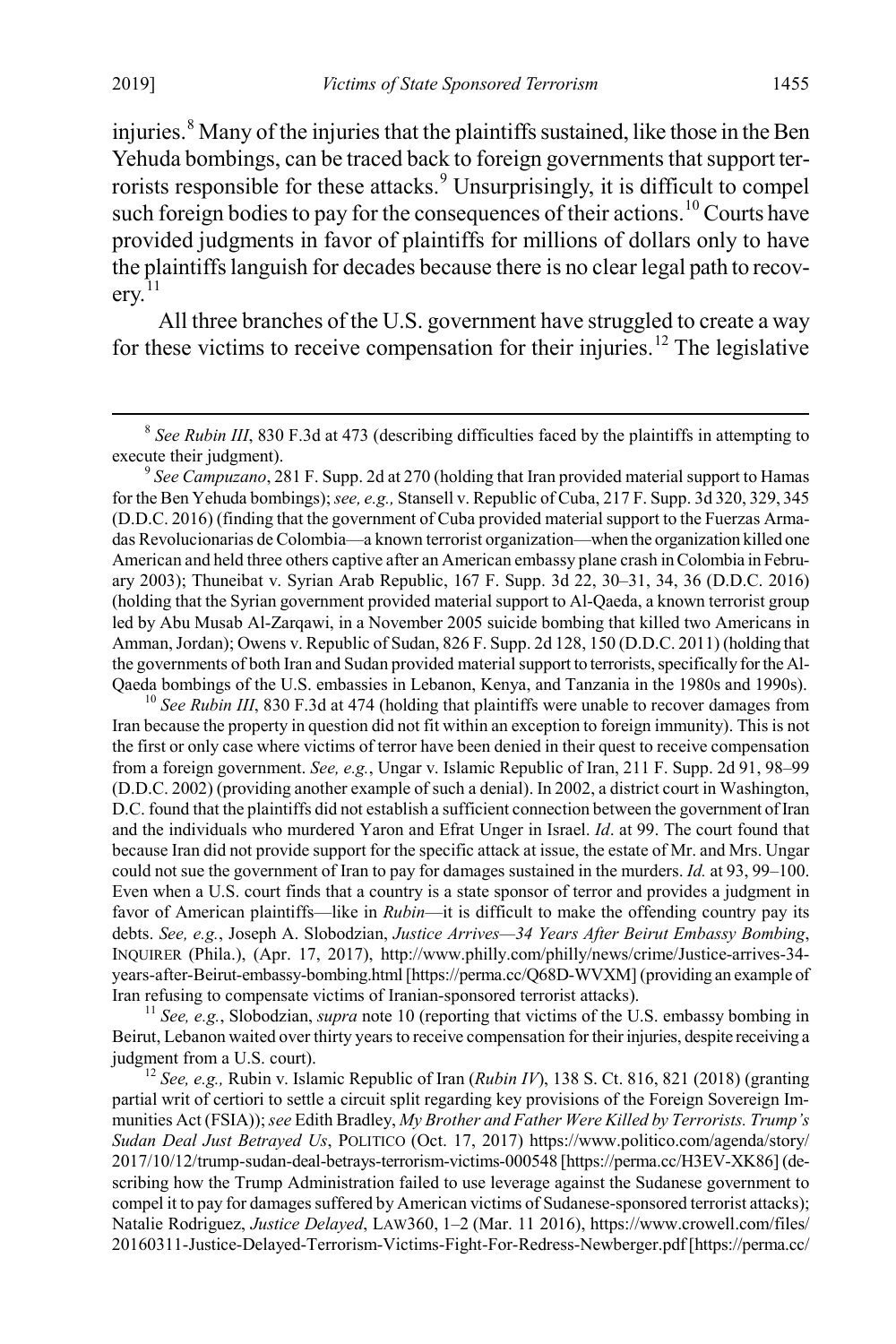injuries.[8] Many of the injuries that the plaintiffs sustained, like those in the Ben Yehuda bombings, can be traced back to foreign governments that support terrorists responsible for these attacks.[9] Unsurprisingly, it is difficult to compel such foreign bodies to pay for the consequences of their actions.[10] Courts have provided judgments in favor of plaintiffs for millions of dollars only to have the plaintiffs languish for decades because there is no clear legal path to recovery.[11]

All three branches of the U.S. government have struggled to create a way for these victims to receive compensation for their injuries.[12] The legislative

---

[8] *See Rubin III*, 830 F.3d at 473 (describing difficulties faced by the plaintiffs in attempting to execute their judgment).

[9] *See Campuzano*, 281 F. Supp. 2d at 270 (holding that Iran provided material support to Hamas for the Ben Yehuda bombings); *see, e.g.,* Stansell v. Republic of Cuba, 217 F. Supp. 3d 320, 329, 345 (D.D.C. 2016) (finding that the government of Cuba provided material support to the Fuerzas Armadas Revolucionarias de Colombia—a known terrorist organization—when the organization killed one American and held three others captive after an American embassy plane crash in Colombia in February 2003); Thuneibat v. Syrian Arab Republic, 167 F. Supp. 3d 22, 30–31, 34, 36 (D.D.C. 2016) (holding that the Syrian government provided material support to Al-Qaeda, a known terrorist group led by Abu Musab Al-Zarqawi, in a November 2005 suicide bombing that killed two Americans in Amman, Jordan); Owens v. Republic of Sudan, 826 F. Supp. 2d 128, 150 (D.D.C. 2011) (holding that the governments of both Iran and Sudan provided material support to terrorists, specifically for the Al-Qaeda bombings of the U.S. embassies in Lebanon, Kenya, and Tanzania in the 1980s and 1990s).

[10] *See Rubin III*, 830 F.3d at 474 (holding that plaintiffs were unable to recover damages from Iran because the property in question did not fit within an exception to foreign immunity). This is not the first or only case where victims of terror have been denied in their quest to receive compensation from a foreign government. *See, e.g.*, Ungar v. Islamic Republic of Iran, 211 F. Supp. 2d 91, 98–99 (D.D.C. 2002) (providing another example of such a denial). In 2002, a district court in Washington, D.C. found that the plaintiffs did not establish a sufficient connection between the government of Iran and the individuals who murdered Yaron and Efrat Unger in Israel. *Id*. at 99. The court found that because Iran did not provide support for the specific attack at issue, the estate of Mr. and Mrs. Ungar could not sue the government of Iran to pay for damages sustained in the murders. *Id.* at 93, 99–100. Even when a U.S. court finds that a country is a state sponsor of terror and provides a judgment in favor of American plaintiffs—like in *Rubin*—it is difficult to make the offending country pay its debts. *See, e.g.*, Joseph A. Slobodzian, *Justice Arrives—34 Years After Beirut Embassy Bombing*, INQUIRER (Phila.), (Apr. 17, 2017), http://www.philly.com/philly/news/crime/Justice-arrives-34-years-after-Beirut-embassy-bombing.html [https://perma.cc/Q68D-WVXM] (providing an example of Iran refusing to compensate victims of Iranian-sponsored terrorist attacks).

[11] *See, e.g.*, Slobodzian, *supra* note 10 (reporting that victims of the U.S. embassy bombing in Beirut, Lebanon waited over thirty years to receive compensation for their injuries, despite receiving a judgment from a U.S. court).

[12] *See, e.g.,* Rubin v. Islamic Republic of Iran (*Rubin IV*), 138 S. Ct. 816, 821 (2018) (granting partial writ of certiori to settle a circuit split regarding key provisions of the Foreign Sovereign Immunities Act (FSIA)); *see* Edith Bradley, *My Brother and Father Were Killed by Terrorists. Trump's Sudan Deal Just Betrayed Us*, POLITICO (Oct. 17, 2017) https://www.politico.com/agenda/story/2017/10/12/trump-sudan-deal-betrays-terrorism-victims-000548 [https://perma.cc/H3EV-XK86] (describing how the Trump Administration failed to use leverage against the Sudanese government to compel it to pay for damages suffered by American victims of Sudanese-sponsored terrorist attacks); Natalie Rodriguez, *Justice Delayed*, LAW360, 1–2 (Mar. 11 2016), https://www.crowell.com/files/20160311-Justice-Delayed-Terrorism-Victims-Fight-For-Redress-Newberger.pdf [https://perma.cc/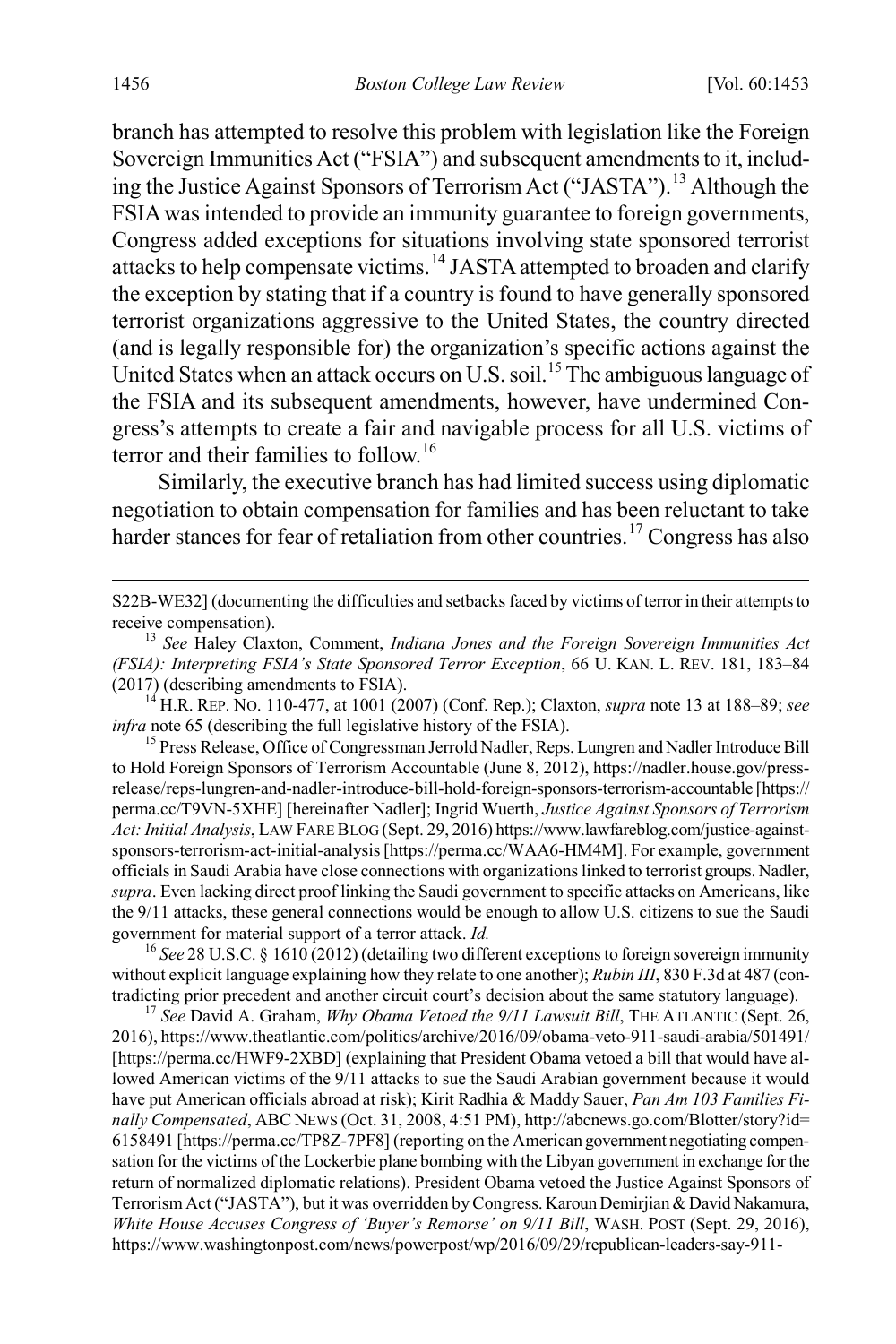branch has attempted to resolve this problem with legislation like the Foreign Sovereign Immunities Act ("FSIA") and subsequent amendments to it, including the Justice Against Sponsors of Terrorism Act ("JASTA").[13] Although the FSIA was intended to provide an immunity guarantee to foreign governments, Congress added exceptions for situations involving state sponsored terrorist attacks to help compensate victims.[14] JASTA attempted to broaden and clarify the exception by stating that if a country is found to have generally sponsored terrorist organizations aggressive to the United States, the country directed (and is legally responsible for) the organization's specific actions against the United States when an attack occurs on U.S. soil.[15] The ambiguous language of the FSIA and its subsequent amendments, however, have undermined Congress's attempts to create a fair and navigable process for all U.S. victims of terror and their families to follow.[16]

Similarly, the executive branch has had limited success using diplomatic negotiation to obtain compensation for families and has been reluctant to take harder stances for fear of retaliation from other countries.[17] Congress has also

---

S22B-WE32] (documenting the difficulties and setbacks faced by victims of terror in their attempts to receive compensation).

[13] *See* Haley Claxton, Comment, *Indiana Jones and the Foreign Sovereign Immunities Act (FSIA): Interpreting FSIA's State Sponsored Terror Exception*, 66 U. KAN. L. REV. 181, 183–84 (2017) (describing amendments to FSIA).

[14] H.R. REP. NO. 110-477, at 1001 (2007) (Conf. Rep.); Claxton, *supra* note 13 at 188–89; *see infra* note 65 (describing the full legislative history of the FSIA).

[15] Press Release, Office of Congressman Jerrold Nadler, Reps. Lungren and Nadler Introduce Bill to Hold Foreign Sponsors of Terrorism Accountable (June 8, 2012), https://nadler.house.gov/press-release/reps-lungren-and-nadler-introduce-bill-hold-foreign-sponsors-terrorism-accountable [https://perma.cc/T9VN-5XHE] [hereinafter Nadler]; Ingrid Wuerth, *Justice Against Sponsors of Terrorism Act: Initial Analysis*, LAW FARE BLOG (Sept. 29, 2016) https://www.lawfareblog.com/justice-against-sponsors-terrorism-act-initial-analysis [https://perma.cc/WAA6-HM4M]. For example, government officials in Saudi Arabia have close connections with organizations linked to terrorist groups. Nadler, *supra*. Even lacking direct proof linking the Saudi government to specific attacks on Americans, like the 9/11 attacks, these general connections would be enough to allow U.S. citizens to sue the Saudi government for material support of a terror attack. *Id.*

[16] *See* 28 U.S.C. § 1610 (2012) (detailing two different exceptions to foreign sovereign immunity without explicit language explaining how they relate to one another); *Rubin III*, 830 F.3d at 487 (contradicting prior precedent and another circuit court's decision about the same statutory language).

[17] *See* David A. Graham, *Why Obama Vetoed the 9/11 Lawsuit Bill*, THE ATLANTIC (Sept. 26, 2016), https://www.theatlantic.com/politics/archive/2016/09/obama-veto-911-saudi-arabia/501491/ [https://perma.cc/HWF9-2XBD] (explaining that President Obama vetoed a bill that would have allowed American victims of the 9/11 attacks to sue the Saudi Arabian government because it would have put American officials abroad at risk); Kirit Radhia & Maddy Sauer, *Pan Am 103 Families Finally Compensated*, ABC NEWS (Oct. 31, 2008, 4:51 PM), http://abcnews.go.com/Blotter/story?id=6158491 [https://perma.cc/TP8Z-7PF8] (reporting on the American government negotiating compensation for the victims of the Lockerbie plane bombing with the Libyan government in exchange for the return of normalized diplomatic relations). President Obama vetoed the Justice Against Sponsors of Terrorism Act ("JASTA"), but it was overridden by Congress. Karoun Demirjian & David Nakamura, *White House Accuses Congress of 'Buyer's Remorse' on 9/11 Bill*, WASH. POST (Sept. 29, 2016), https://www.washingtonpost.com/news/powerpost/wp/2016/09/29/republican-leaders-say-911-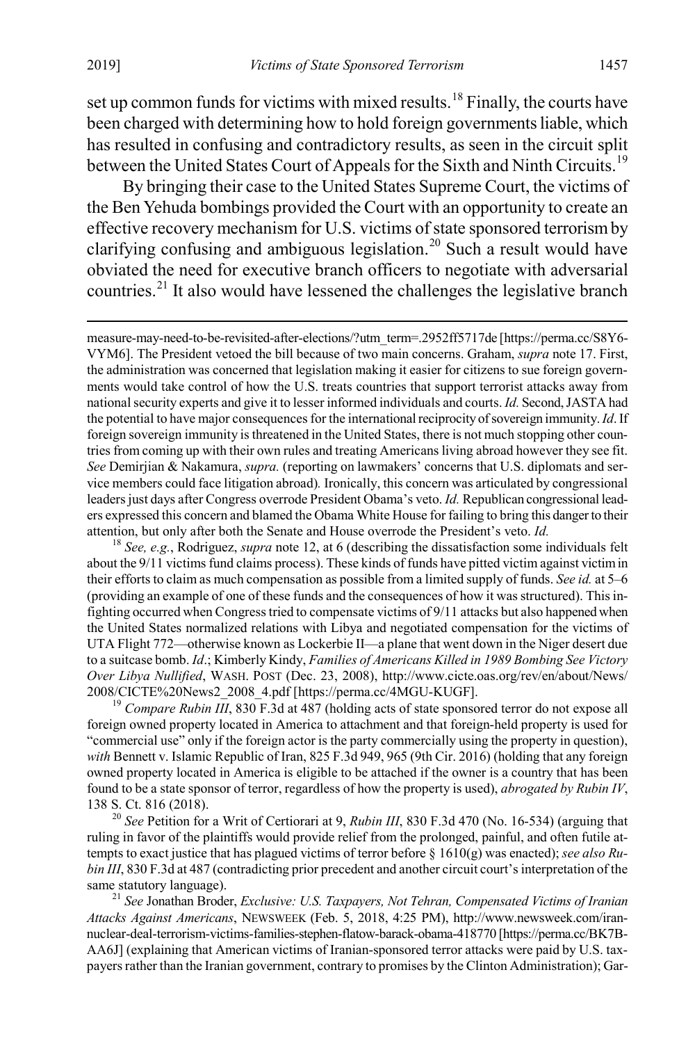set up common funds for victims with mixed results.[18] Finally, the courts have been charged with determining how to hold foreign governments liable, which has resulted in confusing and contradictory results, as seen in the circuit split between the United States Court of Appeals for the Sixth and Ninth Circuits.[19]

By bringing their case to the United States Supreme Court, the victims of the Ben Yehuda bombings provided the Court with an opportunity to create an effective recovery mechanism for U.S. victims of state sponsored terrorism by clarifying confusing and ambiguous legislation.[20] Such a result would have obviated the need for executive branch officers to negotiate with adversarial countries.[21] It also would have lessened the challenges the legislative branch

---

measure-may-need-to-be-revisited-after-elections/?utm_term=.2952ff5717de [https://perma.cc/S8Y6-VYM6]. The President vetoed the bill because of two main concerns. Graham, *supra* note 17. First, the administration was concerned that legislation making it easier for citizens to sue foreign governments would take control of how the U.S. treats countries that support terrorist attacks away from national security experts and give it to lesser informed individuals and courts. *Id.* Second, JASTA had the potential to have major consequences for the international reciprocity of sovereign immunity. *Id*. If foreign sovereign immunity is threatened in the United States, there is not much stopping other countries from coming up with their own rules and treating Americans living abroad however they see fit. *See* Demirjian & Nakamura, *supra.* (reporting on lawmakers' concerns that U.S. diplomats and service members could face litigation abroad). Ironically, this concern was articulated by congressional leaders just days after Congress overrode President Obama's veto. *Id.* Republican congressional leaders expressed this concern and blamed the Obama White House for failing to bring this danger to their attention, but only after both the Senate and House overrode the President's veto. *Id.*

[18] *See, e.g.*, Rodriguez, *supra* note 12, at 6 (describing the dissatisfaction some individuals felt about the 9/11 victims fund claims process). These kinds of funds have pitted victim against victim in their efforts to claim as much compensation as possible from a limited supply of funds. *See id.* at 5–6 (providing an example of one of these funds and the consequences of how it was structured). This infighting occurred when Congress tried to compensate victims of 9/11 attacks but also happened when the United States normalized relations with Libya and negotiated compensation for the victims of UTA Flight 772—otherwise known as Lockerbie II—a plane that went down in the Niger desert due to a suitcase bomb. *Id*.; Kimberly Kindy, *Families of Americans Killed in 1989 Bombing See Victory Over Libya Nullified*, WASH. POST (Dec. 23, 2008), http://www.cicte.oas.org/rev/en/about/News/2008/CICTE%20News2_2008_4.pdf [https://perma.cc/4MGU-KUGF].

[19] *Compare Rubin III*, 830 F.3d at 487 (holding acts of state sponsored terror do not expose all foreign owned property located in America to attachment and that foreign-held property is used for "commercial use" only if the foreign actor is the party commercially using the property in question), *with* Bennett v. Islamic Republic of Iran, 825 F.3d 949, 965 (9th Cir. 2016) (holding that any foreign owned property located in America is eligible to be attached if the owner is a country that has been found to be a state sponsor of terror, regardless of how the property is used), *abrogated by Rubin IV*, 138 S. Ct. 816 (2018).

[20] *See* Petition for a Writ of Certiorari at 9, *Rubin III*, 830 F.3d 470 (No. 16-534) (arguing that ruling in favor of the plaintiffs would provide relief from the prolonged, painful, and often futile attempts to exact justice that has plagued victims of terror before § 1610(g) was enacted); *see also Rubin III*, 830 F.3d at 487 (contradicting prior precedent and another circuit court's interpretation of the same statutory language).

[21] *See* Jonathan Broder, *Exclusive: U.S. Taxpayers, Not Tehran, Compensated Victims of Iranian Attacks Against Americans*, NEWSWEEK (Feb. 5, 2018, 4:25 PM), http://www.newsweek.com/iran-nuclear-deal-terrorism-victims-families-stephen-flatow-barack-obama-418770 [https://perma.cc/BK7B-AA6J] (explaining that American victims of Iranian-sponsored terror attacks were paid by U.S. taxpayers rather than the Iranian government, contrary to promises by the Clinton Administration); Gar-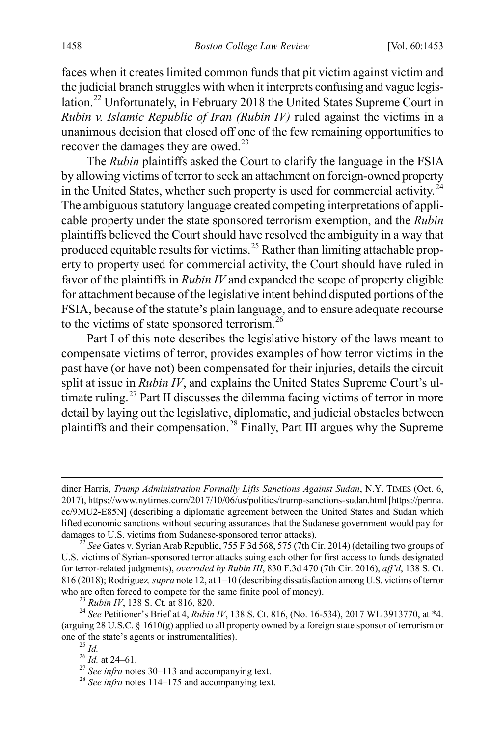faces when it creates limited common funds that pit victim against victim and the judicial branch struggles with when it interprets confusing and vague legislation.[22] Unfortunately, in February 2018 the United States Supreme Court in *Rubin v. Islamic Republic of Iran (Rubin IV)* ruled against the victims in a unanimous decision that closed off one of the few remaining opportunities to recover the damages they are owed.[23]

The *Rubin* plaintiffs asked the Court to clarify the language in the FSIA by allowing victims of terror to seek an attachment on foreign-owned property in the United States, whether such property is used for commercial activity.[24] The ambiguous statutory language created competing interpretations of applicable property under the state sponsored terrorism exemption, and the *Rubin* plaintiffs believed the Court should have resolved the ambiguity in a way that produced equitable results for victims.[25] Rather than limiting attachable property to property used for commercial activity, the Court should have ruled in favor of the plaintiffs in *Rubin IV* and expanded the scope of property eligible for attachment because of the legislative intent behind disputed portions of the FSIA, because of the statute's plain language, and to ensure adequate recourse to the victims of state sponsored terrorism.[26]

Part I of this note describes the legislative history of the laws meant to compensate victims of terror, provides examples of how terror victims in the past have (or have not) been compensated for their injuries, details the circuit split at issue in *Rubin IV*, and explains the United States Supreme Court's ultimate ruling.[27] Part II discusses the dilemma facing victims of terror in more detail by laying out the legislative, diplomatic, and judicial obstacles between plaintiffs and their compensation.[28] Finally, Part III argues why the Supreme

---

diner Harris, *Trump Administration Formally Lifts Sanctions Against Sudan*, N.Y. TIMES (Oct. 6, 2017), https://www.nytimes.com/2017/10/06/us/politics/trump-sanctions-sudan.html [https://perma.cc/9MU2-E85N] (describing a diplomatic agreement between the United States and Sudan which lifted economic sanctions without securing assurances that the Sudanese government would pay for damages to U.S. victims from Sudanese-sponsored terror attacks).

[22] *See* Gates v. Syrian Arab Republic, 755 F.3d 568, 575 (7th Cir. 2014) (detailing two groups of U.S. victims of Syrian-sponsored terror attacks suing each other for first access to funds designated for terror-related judgments), *overruled by Rubin III*, 830 F.3d 470 (7th Cir. 2016), *aff'd*, 138 S. Ct. 816 (2018); Rodriguez*, supra* note 12, at 1–10 (describing dissatisfaction among U.S. victims of terror who are often forced to compete for the same finite pool of money).

[23] *Rubin IV*, 138 S. Ct. at 816, 820.

[24] *See* Petitioner's Brief at 4, *Rubin IV*, 138 S. Ct. 816, (No. 16-534), 2017 WL 3913770, at *4. (arguing 28 U.S.C. § 1610(g) applied to all property owned by a foreign state sponsor of terrorism or one of the state's agents or instrumentalities).

[25] *Id.*

[26] *Id.* at 24–61.

[27] *See infra* notes 30–113 and accompanying text.

[28] *See infra* notes 114–175 and accompanying text.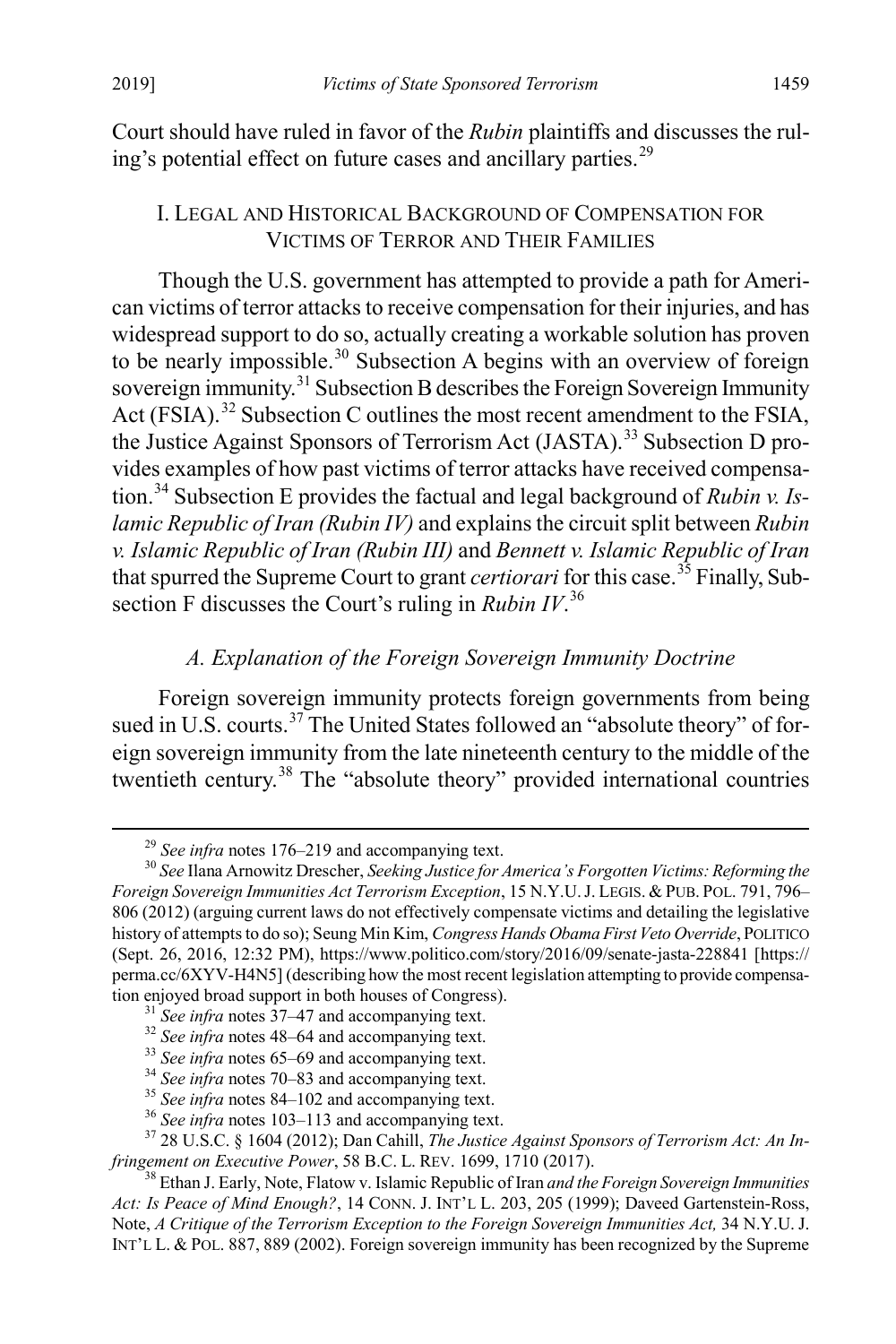Court should have ruled in favor of the *Rubin* plaintiffs and discusses the ruling's potential effect on future cases and ancillary parties.[29]

## I. LEGAL AND HISTORICAL BACKGROUND OF COMPENSATION FOR VICTIMS OF TERROR AND THEIR FAMILIES

Though the U.S. government has attempted to provide a path for American victims of terror attacks to receive compensation for their injuries, and has widespread support to do so, actually creating a workable solution has proven to be nearly impossible.[30] Subsection A begins with an overview of foreign sovereign immunity.[31] Subsection B describes the Foreign Sovereign Immunity Act (FSIA).[32] Subsection C outlines the most recent amendment to the FSIA, the Justice Against Sponsors of Terrorism Act (JASTA).[33] Subsection D provides examples of how past victims of terror attacks have received compensation.[34] Subsection E provides the factual and legal background of *Rubin v. Islamic Republic of Iran (Rubin IV)* and explains the circuit split between *Rubin v. Islamic Republic of Iran (Rubin III)* and *Bennett v. Islamic Republic of Iran* that spurred the Supreme Court to grant *certiorari* for this case.[35] Finally, Subsection F discusses the Court's ruling in *Rubin IV*.[36]

### *A. Explanation of the Foreign Sovereign Immunity Doctrine*

Foreign sovereign immunity protects foreign governments from being sued in U.S. courts.[37] The United States followed an "absolute theory" of foreign sovereign immunity from the late nineteenth century to the middle of the twentieth century.[38] The "absolute theory" provided international countries

---

[29] *See infra* notes 176–219 and accompanying text.

[30] *See* Ilana Arnowitz Drescher, *Seeking Justice for America's Forgotten Victims: Reforming the Foreign Sovereign Immunities Act Terrorism Exception*, 15 N.Y.U. J. LEGIS. & PUB. POL. 791, 796–806 (2012) (arguing current laws do not effectively compensate victims and detailing the legislative history of attempts to do so); Seung Min Kim, *Congress Hands Obama First Veto Override*, POLITICO (Sept. 26, 2016, 12:32 PM), https://www.politico.com/story/2016/09/senate-jasta-228841 [https://perma.cc/6XYV-H4N5] (describing how the most recent legislation attempting to provide compensation enjoyed broad support in both houses of Congress).

[31] *See infra* notes 37–47 and accompanying text.

[32] *See infra* notes 48–64 and accompanying text.

[33] *See infra* notes 65–69 and accompanying text.

[34] *See infra* notes 70–83 and accompanying text.

[35] *See infra* notes 84–102 and accompanying text.

[36] *See infra* notes 103–113 and accompanying text.

[37] 28 U.S.C. § 1604 (2012); Dan Cahill, *The Justice Against Sponsors of Terrorism Act: An Infringement on Executive Power*, 58 B.C. L. REV. 1699, 1710 (2017).

[38] Ethan J. Early, Note, Flatow v. Islamic Republic of Iran *and the Foreign Sovereign Immunities Act: Is Peace of Mind Enough?*, 14 CONN. J. INT'L L. 203, 205 (1999); Daveed Gartenstein-Ross, Note, *A Critique of the Terrorism Exception to the Foreign Sovereign Immunities Act,* 34 N.Y.U. J. INT'L L. & POL. 887, 889 (2002). Foreign sovereign immunity has been recognized by the Supreme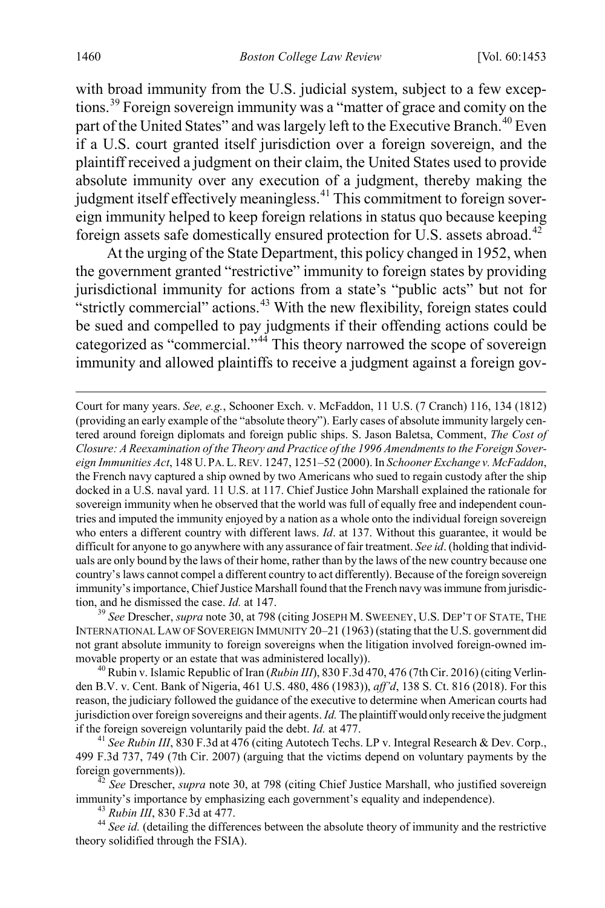with broad immunity from the U.S. judicial system, subject to a few exceptions.[39] Foreign sovereign immunity was a "matter of grace and comity on the part of the United States" and was largely left to the Executive Branch.[40] Even if a U.S. court granted itself jurisdiction over a foreign sovereign, and the plaintiff received a judgment on their claim, the United States used to provide absolute immunity over any execution of a judgment, thereby making the judgment itself effectively meaningless.[41] This commitment to foreign sovereign immunity helped to keep foreign relations in status quo because keeping foreign assets safe domestically ensured protection for U.S. assets abroad.[42]

At the urging of the State Department, this policy changed in 1952, when the government granted "restrictive" immunity to foreign states by providing jurisdictional immunity for actions from a state's "public acts" but not for "strictly commercial" actions.[43] With the new flexibility, foreign states could be sued and compelled to pay judgments if their offending actions could be categorized as "commercial."[44] This theory narrowed the scope of sovereign immunity and allowed plaintiffs to receive a judgment against a foreign gov-

---

Court for many years. *See, e.g.*, Schooner Exch. v. McFaddon, 11 U.S. (7 Cranch) 116, 134 (1812) (providing an early example of the "absolute theory"). Early cases of absolute immunity largely centered around foreign diplomats and foreign public ships. S. Jason Baletsa, Comment, *The Cost of Closure: A Reexamination of the Theory and Practice of the 1996 Amendments to the Foreign Sovereign Immunities Act*, 148 U. PA. L. REV. 1247, 1251–52 (2000). In *Schooner Exchange v. McFaddon*, the French navy captured a ship owned by two Americans who sued to regain custody after the ship docked in a U.S. naval yard. 11 U.S. at 117. Chief Justice John Marshall explained the rationale for sovereign immunity when he observed that the world was full of equally free and independent countries and imputed the immunity enjoyed by a nation as a whole onto the individual foreign sovereign who enters a different country with different laws. *Id*. at 137. Without this guarantee, it would be difficult for anyone to go anywhere with any assurance of fair treatment. *See id*. (holding that individuals are only bound by the laws of their home, rather than by the laws of the new country because one country's laws cannot compel a different country to act differently). Because of the foreign sovereign immunity's importance, Chief Justice Marshall found that the French navy was immune from jurisdiction, and he dismissed the case. *Id.* at 147.

[39] *See* Drescher, *supra* note 30, at 798 (citing JOSEPH M. SWEENEY, U.S. DEP'T OF STATE, THE INTERNATIONAL LAW OF SOVEREIGN IMMUNITY 20–21 (1963) (stating that the U.S. government did not grant absolute immunity to foreign sovereigns when the litigation involved foreign-owned immovable property or an estate that was administered locally)).

[40] Rubin v. Islamic Republic of Iran (*Rubin III*), 830 F.3d 470, 476 (7th Cir. 2016) (citing Verlinden B.V. v. Cent. Bank of Nigeria, 461 U.S. 480, 486 (1983)), *aff'd*, 138 S. Ct. 816 (2018). For this reason, the judiciary followed the guidance of the executive to determine when American courts had jurisdiction over foreign sovereigns and their agents. *Id.* The plaintiff would only receive the judgment if the foreign sovereign voluntarily paid the debt. *Id.* at 477.

[41] *See Rubin III*, 830 F.3d at 476 (citing Autotech Techs. LP v. Integral Research & Dev. Corp., 499 F.3d 737, 749 (7th Cir. 2007) (arguing that the victims depend on voluntary payments by the foreign governments)).

[42] *See* Drescher, *supra* note 30, at 798 (citing Chief Justice Marshall, who justified sovereign immunity's importance by emphasizing each government's equality and independence).

[43] *Rubin III*, 830 F.3d at 477.

[44] *See id.* (detailing the differences between the absolute theory of immunity and the restrictive theory solidified through the FSIA).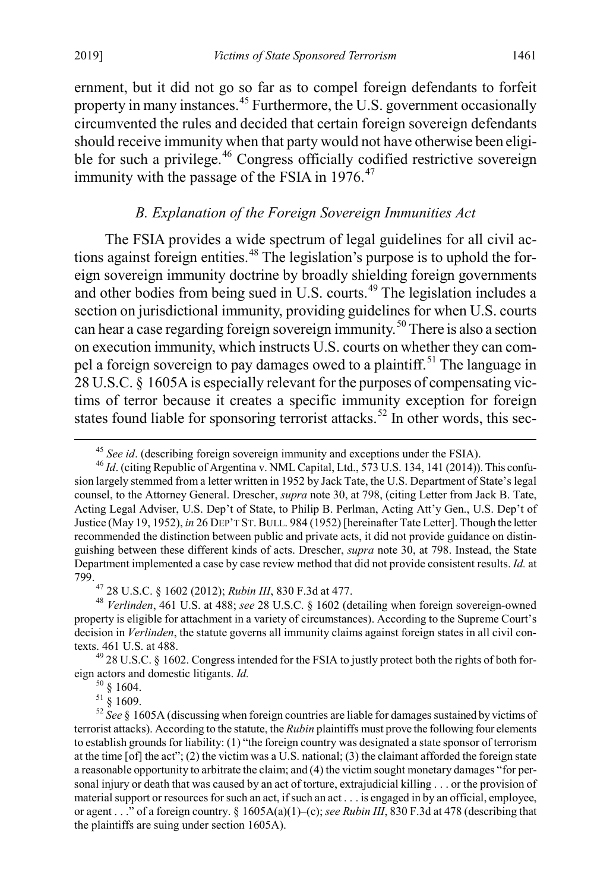ernment, but it did not go so far as to compel foreign defendants to forfeit property in many instances.[45] Furthermore, the U.S. government occasionally circumvented the rules and decided that certain foreign sovereign defendants should receive immunity when that party would not have otherwise been eligible for such a privilege.[46] Congress officially codified restrictive sovereign immunity with the passage of the FSIA in 1976.[47]

### *B. Explanation of the Foreign Sovereign Immunities Act*

The FSIA provides a wide spectrum of legal guidelines for all civil actions against foreign entities.[48] The legislation's purpose is to uphold the foreign sovereign immunity doctrine by broadly shielding foreign governments and other bodies from being sued in U.S. courts.[49] The legislation includes a section on jurisdictional immunity, providing guidelines for when U.S. courts can hear a case regarding foreign sovereign immunity.[50] There is also a section on execution immunity, which instructs U.S. courts on whether they can compel a foreign sovereign to pay damages owed to a plaintiff.[51] The language in 28 U.S.C. § 1605A is especially relevant for the purposes of compensating victims of terror because it creates a specific immunity exception for foreign states found liable for sponsoring terrorist attacks.[52] In other words, this sec-

---

[45] *See id*. (describing foreign sovereign immunity and exceptions under the FSIA).

[46] *Id*. (citing Republic of Argentina v. NML Capital, Ltd., 573 U.S. 134, 141 (2014)). This confusion largely stemmed from a letter written in 1952 by Jack Tate, the U.S. Department of State's legal counsel, to the Attorney General. Drescher, *supra* note 30, at 798, (citing Letter from Jack B. Tate, Acting Legal Adviser, U.S. Dep't of State, to Philip B. Perlman, Acting Att'y Gen., U.S. Dep't of Justice (May 19, 1952), *in* 26 DEP'T ST. BULL. 984 (1952) [hereinafter Tate Letter]. Though the letter recommended the distinction between public and private acts, it did not provide guidance on distinguishing between these different kinds of acts. Drescher, *supra* note 30, at 798. Instead, the State Department implemented a case by case review method that did not provide consistent results. *Id.* at 799.

[47] 28 U.S.C. § 1602 (2012); *Rubin III*, 830 F.3d at 477.

[48] *Verlinden*, 461 U.S. at 488; *see* 28 U.S.C. § 1602 (detailing when foreign sovereign-owned property is eligible for attachment in a variety of circumstances). According to the Supreme Court's decision in *Verlinden*, the statute governs all immunity claims against foreign states in all civil contexts. 461 U.S. at 488.

[49] 28 U.S.C. § 1602. Congress intended for the FSIA to justly protect both the rights of both foreign actors and domestic litigants. *Id.*

[50] § 1604.

[51] § 1609.

[52] *See* § 1605A (discussing when foreign countries are liable for damages sustained by victims of terrorist attacks). According to the statute, the *Rubin* plaintiffs must prove the following four elements to establish grounds for liability: (1) "the foreign country was designated a state sponsor of terrorism at the time [of] the act"; (2) the victim was a U.S. national; (3) the claimant afforded the foreign state a reasonable opportunity to arbitrate the claim; and (4) the victim sought monetary damages "for personal injury or death that was caused by an act of torture, extrajudicial killing . . . or the provision of material support or resources for such an act, if such an act . . . is engaged in by an official, employee, or agent . . ." of a foreign country. § 1605A(a)(1)–(c); *see Rubin III*, 830 F.3d at 478 (describing that the plaintiffs are suing under section 1605A).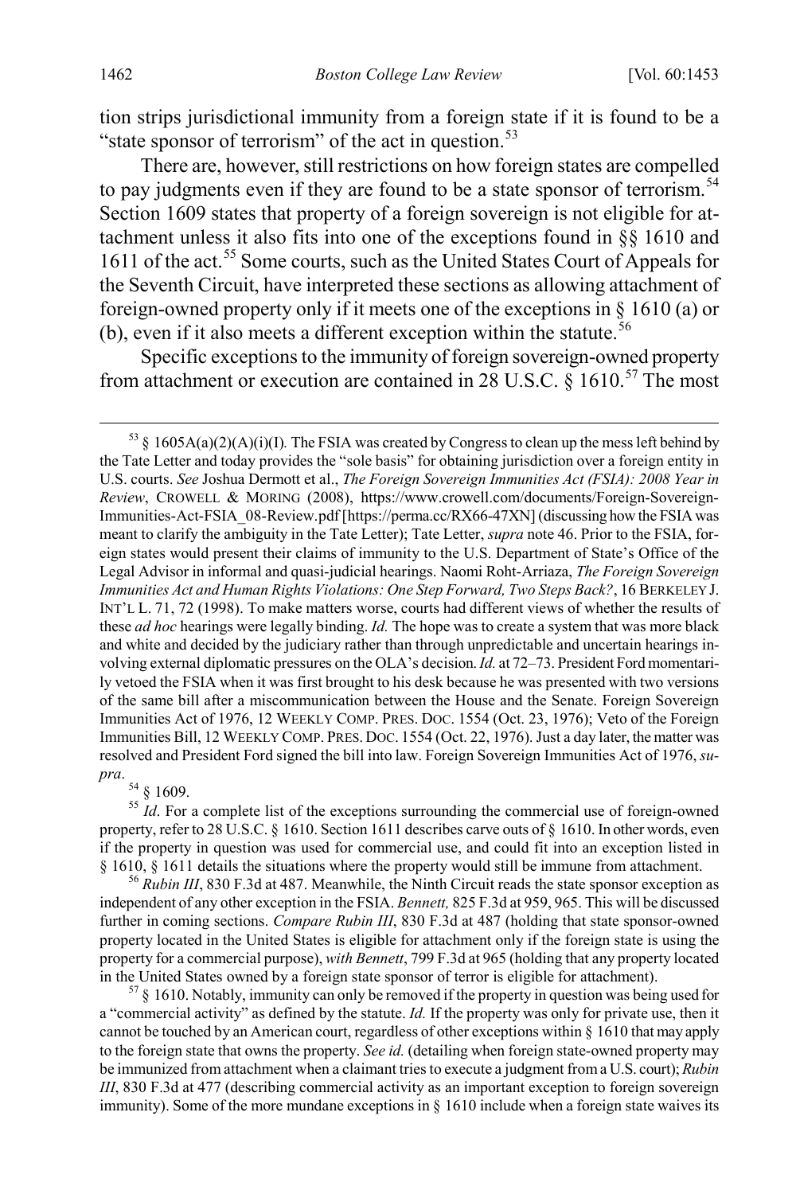tion strips jurisdictional immunity from a foreign state if it is found to be a "state sponsor of terrorism" of the act in question.[53]

There are, however, still restrictions on how foreign states are compelled to pay judgments even if they are found to be a state sponsor of terrorism.[54] Section 1609 states that property of a foreign sovereign is not eligible for attachment unless it also fits into one of the exceptions found in §§ 1610 and 1611 of the act.[55] Some courts, such as the United States Court of Appeals for the Seventh Circuit, have interpreted these sections as allowing attachment of foreign-owned property only if it meets one of the exceptions in § 1610 (a) or (b), even if it also meets a different exception within the statute.[56]

Specific exceptions to the immunity of foreign sovereign-owned property from attachment or execution are contained in 28 U.S.C. § 1610.[57] The most

---

[53] § 1605A(a)(2)(A)(i)(I). The FSIA was created by Congress to clean up the mess left behind by the Tate Letter and today provides the "sole basis" for obtaining jurisdiction over a foreign entity in U.S. courts. *See* Joshua Dermott et al., *The Foreign Sovereign Immunities Act (FSIA): 2008 Year in Review*, CROWELL & MORING (2008), https://www.crowell.com/documents/Foreign-Sovereign-Immunities-Act-FSIA_08-Review.pdf [https://perma.cc/RX66-47XN] (discussing how the FSIA was meant to clarify the ambiguity in the Tate Letter); Tate Letter, *supra* note 46. Prior to the FSIA, foreign states would present their claims of immunity to the U.S. Department of State's Office of the Legal Advisor in informal and quasi-judicial hearings. Naomi Roht-Arriaza, *The Foreign Sovereign Immunities Act and Human Rights Violations: One Step Forward, Two Steps Back?*, 16 BERKELEY J. INT'L L. 71, 72 (1998). To make matters worse, courts had different views of whether the results of these *ad hoc* hearings were legally binding. *Id.* The hope was to create a system that was more black and white and decided by the judiciary rather than through unpredictable and uncertain hearings involving external diplomatic pressures on the OLA's decision. *Id.* at 72–73. President Ford momentarily vetoed the FSIA when it was first brought to his desk because he was presented with two versions of the same bill after a miscommunication between the House and the Senate. Foreign Sovereign Immunities Act of 1976, 12 WEEKLY COMP. PRES. DOC. 1554 (Oct. 23, 1976); Veto of the Foreign Immunities Bill, 12 WEEKLY COMP. PRES. DOC. 1554 (Oct. 22, 1976). Just a day later, the matter was resolved and President Ford signed the bill into law. Foreign Sovereign Immunities Act of 1976, *supra*.

[54] § 1609.

[55] *Id*. For a complete list of the exceptions surrounding the commercial use of foreign-owned property, refer to 28 U.S.C. § 1610. Section 1611 describes carve outs of § 1610. In other words, even if the property in question was used for commercial use, and could fit into an exception listed in § 1610, § 1611 details the situations where the property would still be immune from attachment.

[56] *Rubin III*, 830 F.3d at 487. Meanwhile, the Ninth Circuit reads the state sponsor exception as independent of any other exception in the FSIA. *Bennett,* 825 F.3d at 959, 965. This will be discussed further in coming sections. *Compare Rubin III*, 830 F.3d at 487 (holding that state sponsor-owned property located in the United States is eligible for attachment only if the foreign state is using the property for a commercial purpose), *with Bennett*, 799 F.3d at 965 (holding that any property located in the United States owned by a foreign state sponsor of terror is eligible for attachment).

[57] § 1610. Notably, immunity can only be removed if the property in question was being used for a "commercial activity" as defined by the statute. *Id.* If the property was only for private use, then it cannot be touched by an American court, regardless of other exceptions within § 1610 that may apply to the foreign state that owns the property. *See id.* (detailing when foreign state-owned property may be immunized from attachment when a claimant tries to execute a judgment from a U.S. court); *Rubin III*, 830 F.3d at 477 (describing commercial activity as an important exception to foreign sovereign immunity). Some of the more mundane exceptions in § 1610 include when a foreign state waives its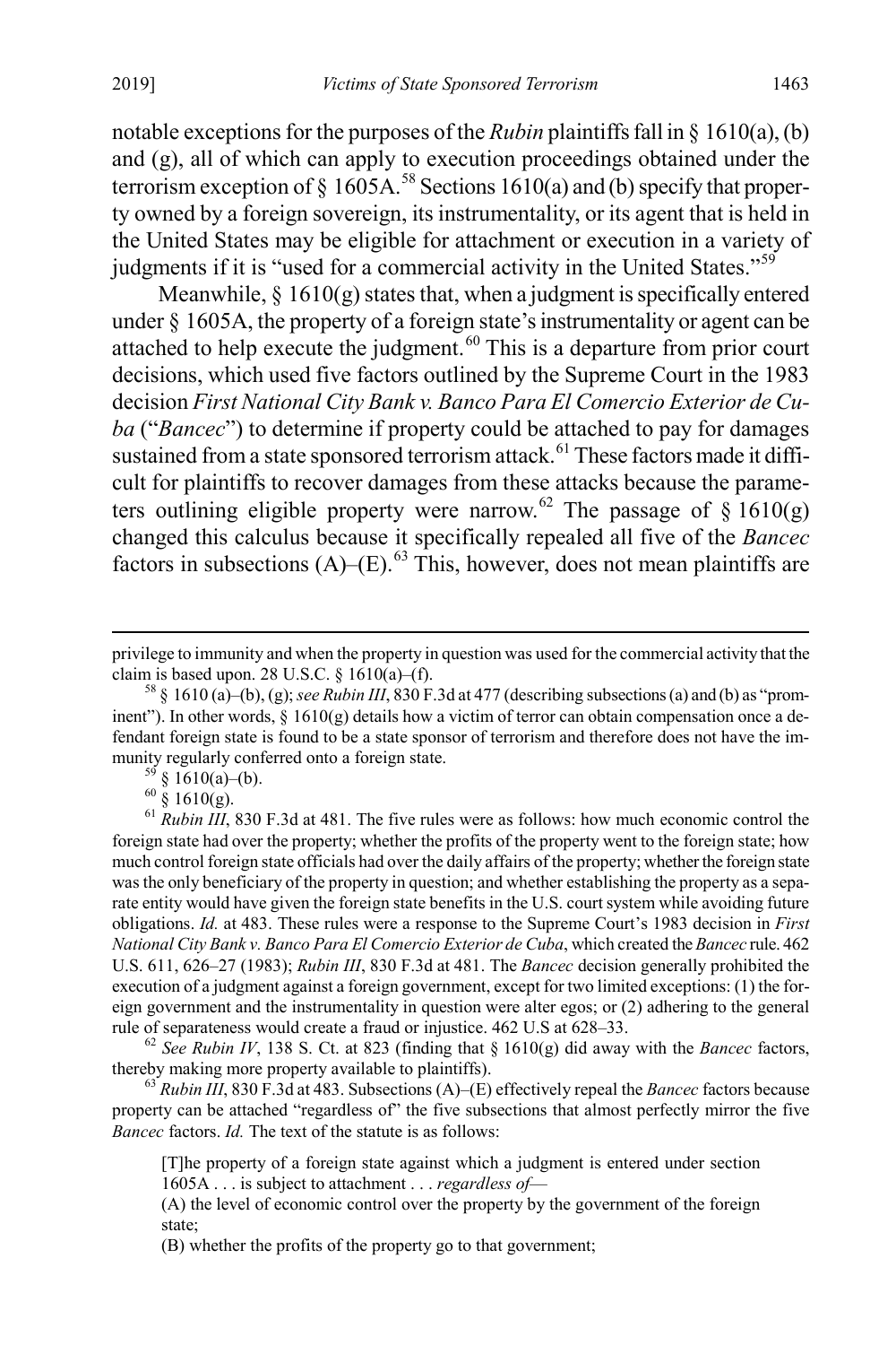notable exceptions for the purposes of the *Rubin* plaintiffs fall in § 1610(a), (b) and (g), all of which can apply to execution proceedings obtained under the terrorism exception of § 1605A.[58] Sections 1610(a) and (b) specify that property owned by a foreign sovereign, its instrumentality, or its agent that is held in the United States may be eligible for attachment or execution in a variety of judgments if it is "used for a commercial activity in the United States."[59]

Meanwhile, § 1610(g) states that, when a judgment is specifically entered under § 1605A, the property of a foreign state's instrumentality or agent can be attached to help execute the judgment.[60] This is a departure from prior court decisions, which used five factors outlined by the Supreme Court in the 1983 decision *First National City Bank v. Banco Para El Comercio Exterior de Cuba* ("*Bancec*") to determine if property could be attached to pay for damages sustained from a state sponsored terrorism attack.[61] These factors made it difficult for plaintiffs to recover damages from these attacks because the parameters outlining eligible property were narrow.[62] The passage of § 1610(g) changed this calculus because it specifically repealed all five of the *Bancec* factors in subsections (A)–(E).[63] This, however, does not mean plaintiffs are

---

privilege to immunity and when the property in question was used for the commercial activity that the claim is based upon. 28 U.S.C. § 1610(a)–(f).

[58] § 1610 (a)–(b), (g); *see Rubin III*, 830 F.3d at 477 (describing subsections (a) and (b) as "prominent"). In other words, § 1610(g) details how a victim of terror can obtain compensation once a defendant foreign state is found to be a state sponsor of terrorism and therefore does not have the immunity regularly conferred onto a foreign state.

[59] § 1610(a)–(b).

[60] § 1610(g).

[61] *Rubin III*, 830 F.3d at 481. The five rules were as follows: how much economic control the foreign state had over the property; whether the profits of the property went to the foreign state; how much control foreign state officials had over the daily affairs of the property; whether the foreign state was the only beneficiary of the property in question; and whether establishing the property as a separate entity would have given the foreign state benefits in the U.S. court system while avoiding future obligations. *Id.* at 483. These rules were a response to the Supreme Court's 1983 decision in *First National City Bank v. Banco Para El Comercio Exterior de Cuba*, which created the *Bancec* rule. 462 U.S. 611, 626–27 (1983); *Rubin III*, 830 F.3d at 481. The *Bancec* decision generally prohibited the execution of a judgment against a foreign government, except for two limited exceptions: (1) the foreign government and the instrumentality in question were alter egos; or (2) adhering to the general rule of separateness would create a fraud or injustice. 462 U.S at 628–33.

[62] *See Rubin IV*, 138 S. Ct. at 823 (finding that § 1610(g) did away with the *Bancec* factors, thereby making more property available to plaintiffs).

[63] *Rubin III*, 830 F.3d at 483. Subsections (A)–(E) effectively repeal the *Bancec* factors because property can be attached "regardless of" the five subsections that almost perfectly mirror the five *Bancec* factors. *Id.* The text of the statute is as follows:

> [T]he property of a foreign state against which a judgment is entered under section 1605A . . . is subject to attachment . . . *regardless of*—
>
> (A) the level of economic control over the property by the government of the foreign state;
>
> (B) whether the profits of the property go to that government;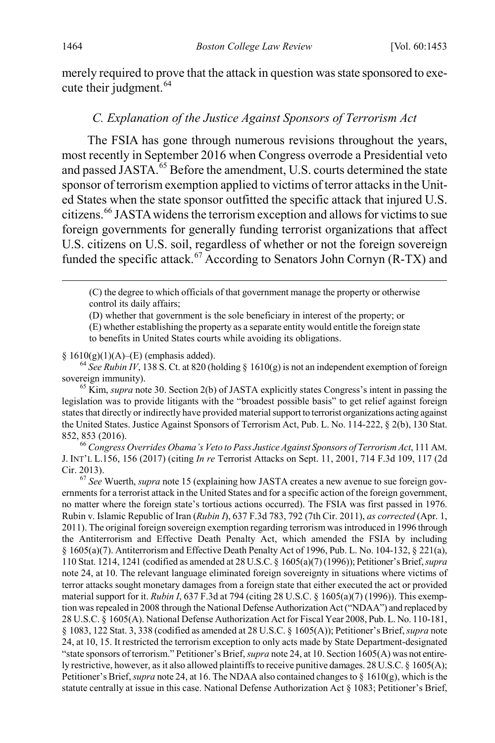merely required to prove that the attack in question was state sponsored to execute their judgment.[64]

### *C. Explanation of the Justice Against Sponsors of Terrorism Act*

The FSIA has gone through numerous revisions throughout the years, most recently in September 2016 when Congress overrode a Presidential veto and passed JASTA.[65] Before the amendment, U.S. courts determined the state sponsor of terrorism exemption applied to victims of terror attacks in the United States when the state sponsor outfitted the specific attack that injured U.S. citizens.[66] JASTA widens the terrorism exception and allows for victims to sue foreign governments for generally funding terrorist organizations that affect U.S. citizens on U.S. soil, regardless of whether or not the foreign sovereign funded the specific attack.[67] According to Senators John Cornyn (R-TX) and

---

(C) the degree to which officials of that government manage the property or otherwise control its daily affairs;

(D) whether that government is the sole beneficiary in interest of the property; or

(E) whether establishing the property as a separate entity would entitle the foreign state to benefits in United States courts while avoiding its obligations.

§ 1610(g)(1)(A)–(E) (emphasis added).

[64] *See Rubin IV*, 138 S. Ct. at 820 (holding § 1610(g) is not an independent exemption of foreign sovereign immunity).

[65] Kim, *supra* note 30. Section 2(b) of JASTA explicitly states Congress's intent in passing the legislation was to provide litigants with the "broadest possible basis" to get relief against foreign states that directly or indirectly have provided material support to terrorist organizations acting against the United States. Justice Against Sponsors of Terrorism Act, Pub. L. No. 114-222, § 2(b), 130 Stat. 852, 853 (2016).

[66] *Congress Overrides Obama's Veto to Pass Justice Against Sponsors of Terrorism Act*, 111 AM. J. INT'L L.156, 156 (2017) (citing *In re* Terrorist Attacks on Sept. 11, 2001, 714 F.3d 109, 117 (2d Cir. 2013).

[67] *See* Wuerth, *supra* note 15 (explaining how JASTA creates a new avenue to sue foreign governments for a terrorist attack in the United States and for a specific action of the foreign government, no matter where the foreign state's tortious actions occurred). The FSIA was first passed in 1976. Rubin v. Islamic Republic of Iran (*Rubin I*), 637 F.3d 783, 792 (7th Cir. 2011), *as corrected* (Apr. 1, 2011). The original foreign sovereign exemption regarding terrorism was introduced in 1996 through the Antiterrorism and Effective Death Penalty Act, which amended the FSIA by including § 1605(a)(7). Antiterrorism and Effective Death Penalty Act of 1996, Pub. L. No. 104-132, § 221(a), 110 Stat. 1214, 1241 (codified as amended at 28 U.S.C. § 1605(a)(7) (1996)); Petitioner's Brief, *supra* note 24, at 10. The relevant language eliminated foreign sovereignty in situations where victims of terror attacks sought monetary damages from a foreign state that either executed the act or provided material support for it. *Rubin I*, 637 F.3d at 794 (citing 28 U.S.C. § 1605(a)(7) (1996)). This exemption was repealed in 2008 through the National Defense Authorization Act ("NDAA") and replaced by 28 U.S.C. § 1605(A). National Defense Authorization Act for Fiscal Year 2008, Pub. L. No. 110-181, § 1083, 122 Stat. 3, 338 (codified as amended at 28 U.S.C. § 1605(A)); Petitioner's Brief, *supra* note 24, at 10, 15. It restricted the terrorism exception to only acts made by State Department-designated "state sponsors of terrorism." Petitioner's Brief, *supra* note 24, at 10. Section 1605(A) was not entirely restrictive, however, as it also allowed plaintiffs to receive punitive damages. 28 U.S.C. § 1605(A); Petitioner's Brief, *supra* note 24, at 16. The NDAA also contained changes to § 1610(g), which is the statute centrally at issue in this case. National Defense Authorization Act § 1083; Petitioner's Brief,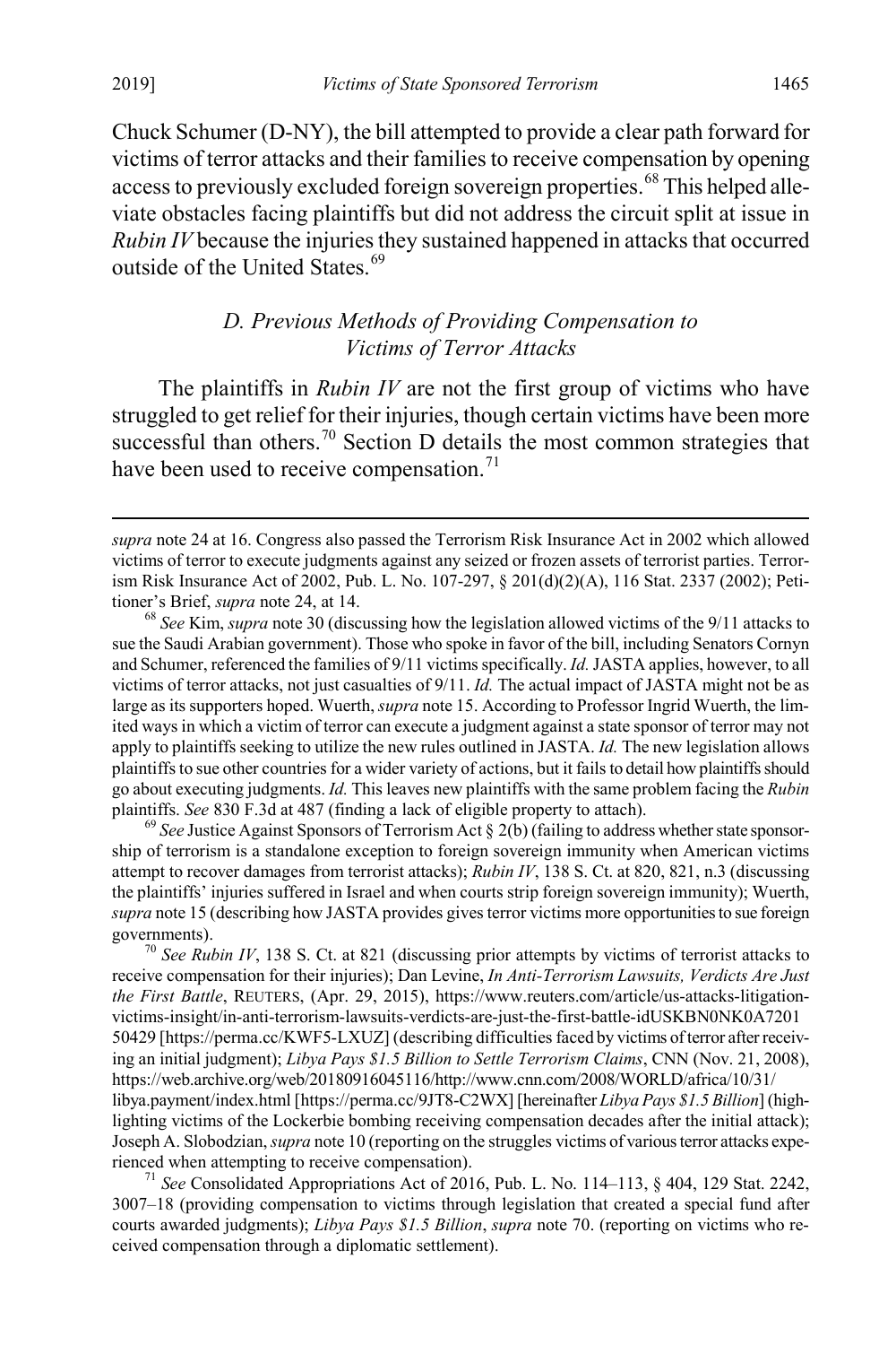Chuck Schumer (D-NY), the bill attempted to provide a clear path forward for victims of terror attacks and their families to receive compensation by opening access to previously excluded foreign sovereign properties.[68] This helped alleviate obstacles facing plaintiffs but did not address the circuit split at issue in *Rubin IV* because the injuries they sustained happened in attacks that occurred outside of the United States.[69]

### *D. Previous Methods of Providing Compensation to Victims of Terror Attacks*

The plaintiffs in *Rubin IV* are not the first group of victims who have struggled to get relief for their injuries, though certain victims have been more successful than others.[70] Section D details the most common strategies that have been used to receive compensation.[71]

---

*supra* note 24 at 16. Congress also passed the Terrorism Risk Insurance Act in 2002 which allowed victims of terror to execute judgments against any seized or frozen assets of terrorist parties. Terrorism Risk Insurance Act of 2002, Pub. L. No. 107-297, § 201(d)(2)(A), 116 Stat. 2337 (2002); Petitioner's Brief, *supra* note 24, at 14.

[68] *See* Kim, *supra* note 30 (discussing how the legislation allowed victims of the 9/11 attacks to sue the Saudi Arabian government). Those who spoke in favor of the bill, including Senators Cornyn and Schumer, referenced the families of 9/11 victims specifically. *Id.* JASTA applies, however, to all victims of terror attacks, not just casualties of 9/11. *Id.* The actual impact of JASTA might not be as large as its supporters hoped. Wuerth, *supra* note 15. According to Professor Ingrid Wuerth, the limited ways in which a victim of terror can execute a judgment against a state sponsor of terror may not apply to plaintiffs seeking to utilize the new rules outlined in JASTA. *Id.* The new legislation allows plaintiffs to sue other countries for a wider variety of actions, but it fails to detail how plaintiffs should go about executing judgments. *Id.* This leaves new plaintiffs with the same problem facing the *Rubin* plaintiffs. *See* 830 F.3d at 487 (finding a lack of eligible property to attach).

[69] *See* Justice Against Sponsors of Terrorism Act § 2(b) (failing to address whether state sponsorship of terrorism is a standalone exception to foreign sovereign immunity when American victims attempt to recover damages from terrorist attacks); *Rubin IV*, 138 S. Ct. at 820, 821, n.3 (discussing the plaintiffs' injuries suffered in Israel and when courts strip foreign sovereign immunity); Wuerth, *supra* note 15 (describing how JASTA provides gives terror victims more opportunities to sue foreign governments).

[70] *See Rubin IV*, 138 S. Ct. at 821 (discussing prior attempts by victims of terrorist attacks to receive compensation for their injuries); Dan Levine, *In Anti-Terrorism Lawsuits, Verdicts Are Just the First Battle*, REUTERS, (Apr. 29, 2015), https://www.reuters.com/article/us-attacks-litigation-victims-insight/in-anti-terrorism-lawsuits-verdicts-are-just-the-first-battle-idUSKBN0NK0A7201 50429 [https://perma.cc/KWF5-LXUZ] (describing difficulties faced by victims of terror after receiving an initial judgment); *Libya Pays $1.5 Billion to Settle Terrorism Claims*, CNN (Nov. 21, 2008), https://web.archive.org/web/20180916045116/http://www.cnn.com/2008/WORLD/africa/10/31/libya.payment/index.html [https://perma.cc/9JT8-C2WX] [hereinafter *Libya Pays $1.5 Billion*] (highlighting victims of the Lockerbie bombing receiving compensation decades after the initial attack); Joseph A. Slobodzian, *supra* note 10 (reporting on the struggles victims of various terror attacks experienced when attempting to receive compensation).

[71] *See* Consolidated Appropriations Act of 2016, Pub. L. No. 114–113, § 404, 129 Stat. 2242, 3007–18 (providing compensation to victims through legislation that created a special fund after courts awarded judgments); *Libya Pays $1.5 Billion*, *supra* note 70. (reporting on victims who received compensation through a diplomatic settlement).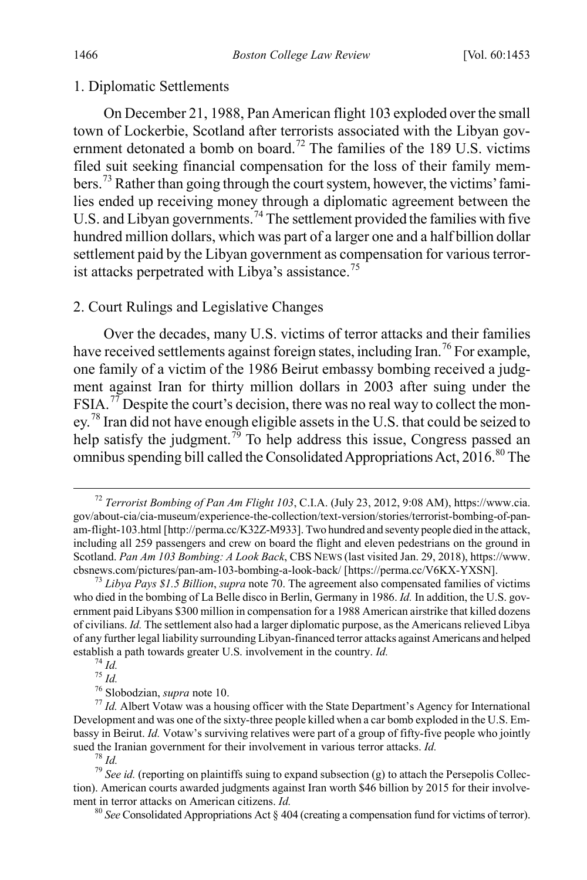### 1. Diplomatic Settlements

On December 21, 1988, Pan American flight 103 exploded over the small town of Lockerbie, Scotland after terrorists associated with the Libyan government detonated a bomb on board.[72] The families of the 189 U.S. victims filed suit seeking financial compensation for the loss of their family members.[73] Rather than going through the court system, however, the victims' families ended up receiving money through a diplomatic agreement between the U.S. and Libyan governments.[74] The settlement provided the families with five hundred million dollars, which was part of a larger one and a half billion dollar settlement paid by the Libyan government as compensation for various terrorist attacks perpetrated with Libya's assistance.[75]

### 2. Court Rulings and Legislative Changes

Over the decades, many U.S. victims of terror attacks and their families have received settlements against foreign states, including Iran.[76] For example, one family of a victim of the 1986 Beirut embassy bombing received a judgment against Iran for thirty million dollars in 2003 after suing under the FSIA.[77] Despite the court's decision, there was no real way to collect the money.[78] Iran did not have enough eligible assets in the U.S. that could be seized to help satisfy the judgment.[79] To help address this issue, Congress passed an omnibus spending bill called the Consolidated Appropriations Act, 2016.[80] The

---

[72] *Terrorist Bombing of Pan Am Flight 103*, C.I.A. (July 23, 2012, 9:08 AM), https://www.cia.gov/about-cia/cia-museum/experience-the-collection/text-version/stories/terrorist-bombing-of-pan-am-flight-103.html [http://perma.cc/K32Z-M933]. Two hundred and seventy people died in the attack, including all 259 passengers and crew on board the flight and eleven pedestrians on the ground in Scotland. *Pan Am 103 Bombing: A Look Back*, CBS NEWS (last visited Jan. 29, 2018), https://www.cbsnews.com/pictures/pan-am-103-bombing-a-look-back/ [https://perma.cc/V6KX-YXSN].

[73] *Libya Pays $1.5 Billion*, *supra* note 70. The agreement also compensated families of victims who died in the bombing of La Belle disco in Berlin, Germany in 1986. *Id.* In addition, the U.S. government paid Libyans $300 million in compensation for a 1988 American airstrike that killed dozens of civilians. *Id.* The settlement also had a larger diplomatic purpose, as the Americans relieved Libya of any further legal liability surrounding Libyan-financed terror attacks against Americans and helped establish a path towards greater U.S. involvement in the country. *Id.*

[74] *Id.*

[75] *Id.*

[76] Slobodzian, *supra* note 10.

[77] *Id.* Albert Votaw was a housing officer with the State Department's Agency for International Development and was one of the sixty-three people killed when a car bomb exploded in the U.S. Embassy in Beirut. *Id.* Votaw's surviving relatives were part of a group of fifty-five people who jointly sued the Iranian government for their involvement in various terror attacks. *Id.*

[78] *Id.*

[79] *See id.* (reporting on plaintiffs suing to expand subsection (g) to attach the Persepolis Collection). American courts awarded judgments against Iran worth $46 billion by 2015 for their involvement in terror attacks on American citizens. *Id.*

[80] *See* Consolidated Appropriations Act § 404 (creating a compensation fund for victims of terror).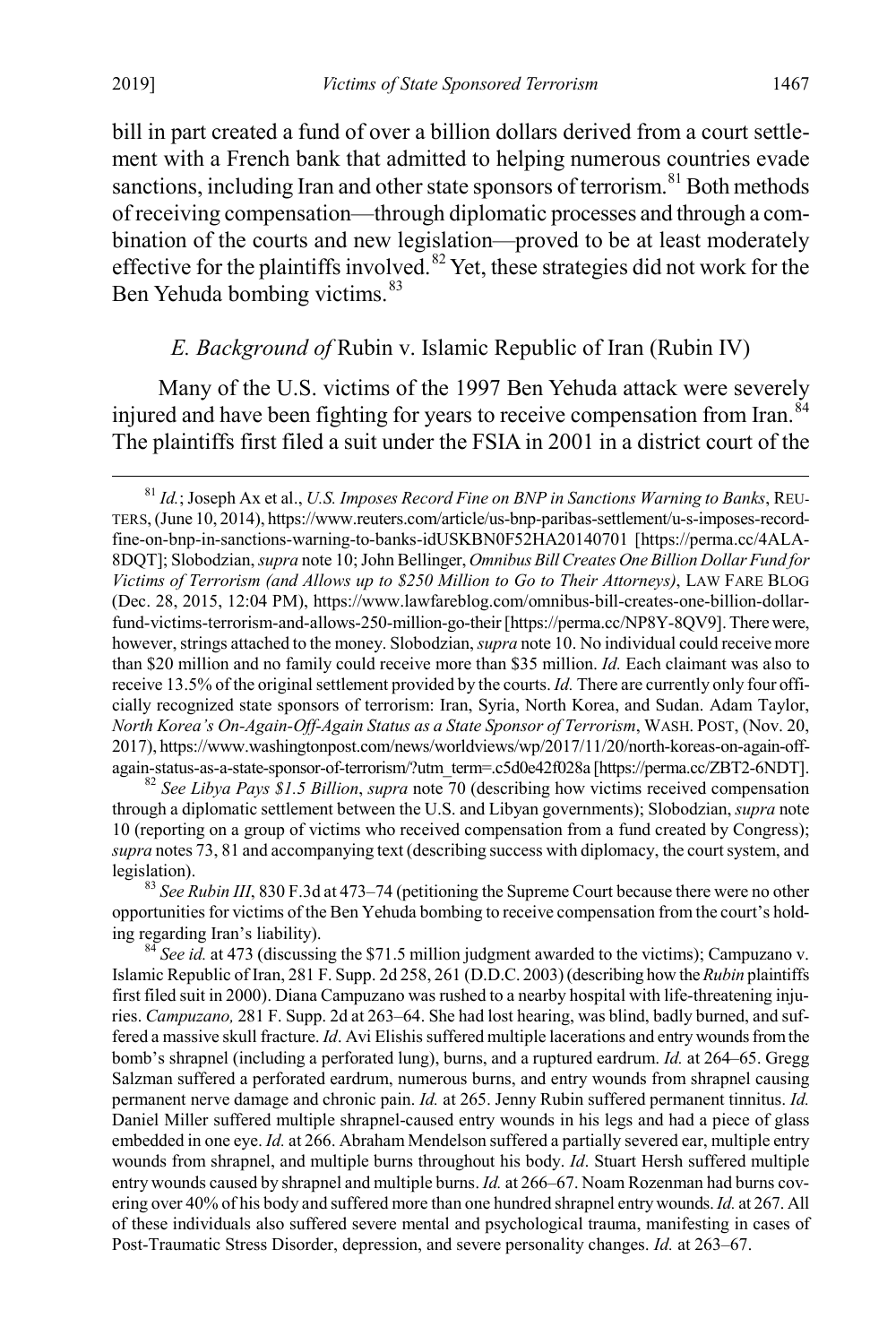bill in part created a fund of over a billion dollars derived from a court settlement with a French bank that admitted to helping numerous countries evade sanctions, including Iran and other state sponsors of terrorism.[81] Both methods of receiving compensation—through diplomatic processes and through a combination of the courts and new legislation—proved to be at least moderately effective for the plaintiffs involved.[82] Yet, these strategies did not work for the Ben Yehuda bombing victims.[83]

### *E. Background of* Rubin v. Islamic Republic of Iran (Rubin IV)

Many of the U.S. victims of the 1997 Ben Yehuda attack were severely injured and have been fighting for years to receive compensation from Iran.[84] The plaintiffs first filed a suit under the FSIA in 2001 in a district court of the

---

[81] *Id.*; Joseph Ax et al., *U.S. Imposes Record Fine on BNP in Sanctions Warning to Banks*, REUTERS, (June 10, 2014), https://www.reuters.com/article/us-bnp-paribas-settlement/u-s-imposes-record-fine-on-bnp-in-sanctions-warning-to-banks-idUSKBN0F52HA20140701 [https://perma.cc/4ALA-8DQT]; Slobodzian, *supra* note 10; John Bellinger, *Omnibus Bill Creates One Billion Dollar Fund for Victims of Terrorism (and Allows up to $250 Million to Go to Their Attorneys)*, LAW FARE BLOG (Dec. 28, 2015, 12:04 PM), https://www.lawfareblog.com/omnibus-bill-creates-one-billion-dollar-fund-victims-terrorism-and-allows-250-million-go-their [https://perma.cc/NP8Y-8QV9]. There were, however, strings attached to the money. Slobodzian, *supra* note 10. No individual could receive more than $20 million and no family could receive more than $35 million. *Id.* Each claimant was also to receive 13.5% of the original settlement provided by the courts. *Id.* There are currently only four officially recognized state sponsors of terrorism: Iran, Syria, North Korea, and Sudan. Adam Taylor, *North Korea's On-Again-Off-Again Status as a State Sponsor of Terrorism*, WASH. POST, (Nov. 20, 2017), https://www.washingtonpost.com/news/worldviews/wp/2017/11/20/north-koreas-on-again-off-again-status-as-a-state-sponsor-of-terrorism/?utm_term=.c5d0e42f028a [https://perma.cc/ZBT2-6NDT].

[82] *See Libya Pays $1.5 Billion*, *supra* note 70 (describing how victims received compensation through a diplomatic settlement between the U.S. and Libyan governments); Slobodzian, *supra* note 10 (reporting on a group of victims who received compensation from a fund created by Congress); *supra* notes 73, 81 and accompanying text (describing success with diplomacy, the court system, and legislation).

[83] *See Rubin III*, 830 F.3d at 473–74 (petitioning the Supreme Court because there were no other opportunities for victims of the Ben Yehuda bombing to receive compensation from the court's holding regarding Iran's liability).

[84] *See id.* at 473 (discussing the $71.5 million judgment awarded to the victims); Campuzano v. Islamic Republic of Iran, 281 F. Supp. 2d 258, 261 (D.D.C. 2003) (describing how the *Rubin* plaintiffs first filed suit in 2000). Diana Campuzano was rushed to a nearby hospital with life-threatening injuries. *Campuzano,* 281 F. Supp. 2d at 263–64. She had lost hearing, was blind, badly burned, and suffered a massive skull fracture. *Id*. Avi Elishis suffered multiple lacerations and entry wounds from the bomb's shrapnel (including a perforated lung), burns, and a ruptured eardrum. *Id.* at 264–65. Gregg Salzman suffered a perforated eardrum, numerous burns, and entry wounds from shrapnel causing permanent nerve damage and chronic pain. *Id.* at 265. Jenny Rubin suffered permanent tinnitus. *Id.* Daniel Miller suffered multiple shrapnel-caused entry wounds in his legs and had a piece of glass embedded in one eye. *Id.* at 266. Abraham Mendelson suffered a partially severed ear, multiple entry wounds from shrapnel, and multiple burns throughout his body. *Id*. Stuart Hersh suffered multiple entry wounds caused by shrapnel and multiple burns. *Id.* at 266–67. Noam Rozenman had burns covering over 40% of his body and suffered more than one hundred shrapnel entry wounds. *Id.* at 267. All of these individuals also suffered severe mental and psychological trauma, manifesting in cases of Post-Traumatic Stress Disorder, depression, and severe personality changes. *Id.* at 263–67.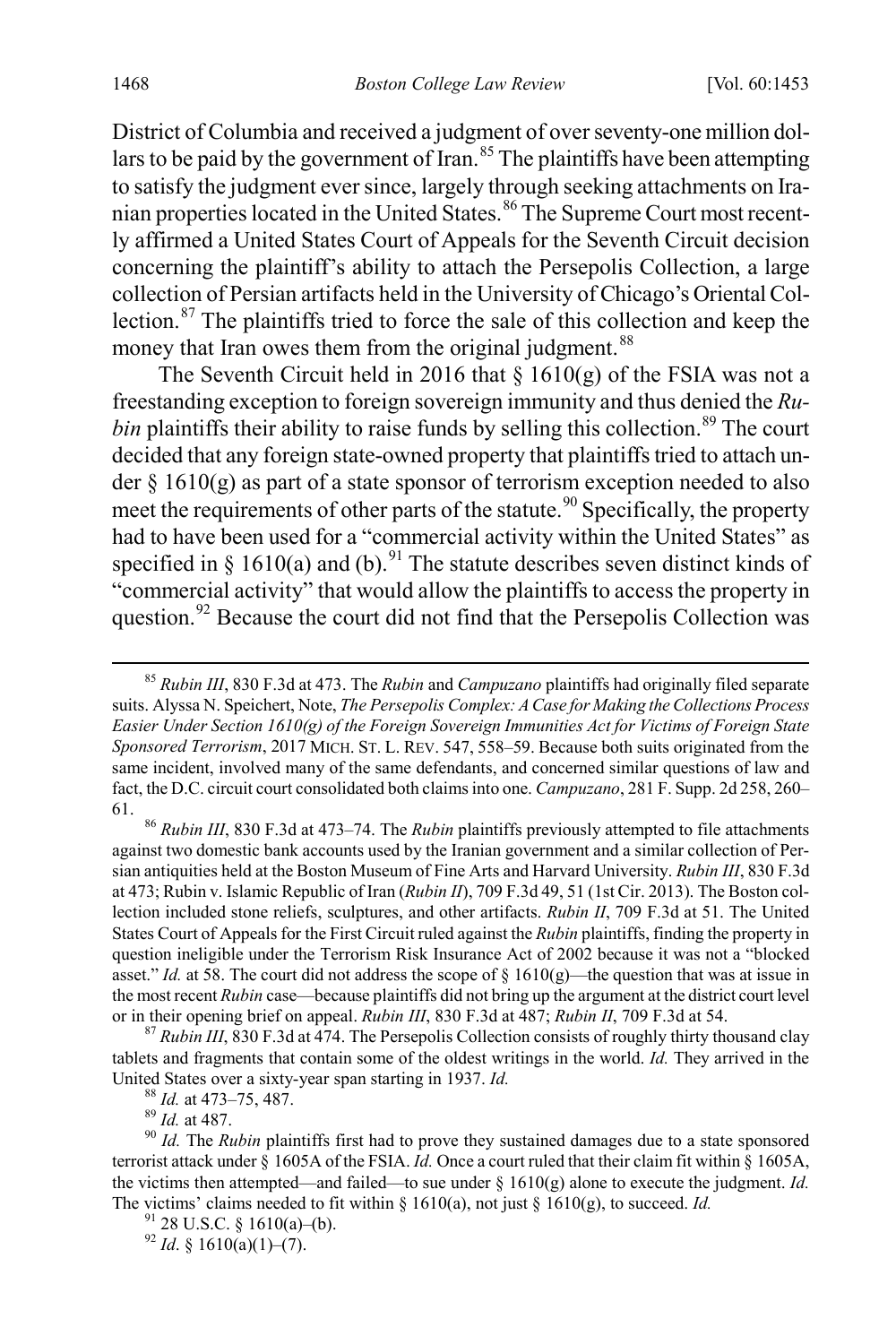District of Columbia and received a judgment of over seventy-one million dollars to be paid by the government of Iran.[85] The plaintiffs have been attempting to satisfy the judgment ever since, largely through seeking attachments on Iranian properties located in the United States.[86] The Supreme Court most recently affirmed a United States Court of Appeals for the Seventh Circuit decision concerning the plaintiff's ability to attach the Persepolis Collection, a large collection of Persian artifacts held in the University of Chicago's Oriental Collection.[87] The plaintiffs tried to force the sale of this collection and keep the money that Iran owes them from the original judgment.[88]

The Seventh Circuit held in 2016 that § 1610(g) of the FSIA was not a freestanding exception to foreign sovereign immunity and thus denied the *Rubin* plaintiffs their ability to raise funds by selling this collection.[89] The court decided that any foreign state-owned property that plaintiffs tried to attach under § 1610(g) as part of a state sponsor of terrorism exception needed to also meet the requirements of other parts of the statute.[90] Specifically, the property had to have been used for a "commercial activity within the United States" as specified in § 1610(a) and (b).[91] The statute describes seven distinct kinds of "commercial activity" that would allow the plaintiffs to access the property in question.[92] Because the court did not find that the Persepolis Collection was

[85] *Rubin III*, 830 F.3d at 473. The *Rubin* and *Campuzano* plaintiffs had originally filed separate suits. Alyssa N. Speichert, Note, *The Persepolis Complex: A Case for Making the Collections Process Easier Under Section 1610(g) of the Foreign Sovereign Immunities Act for Victims of Foreign State Sponsored Terrorism*, 2017 MICH. ST. L. REV. 547, 558–59. Because both suits originated from the same incident, involved many of the same defendants, and concerned similar questions of law and fact, the D.C. circuit court consolidated both claims into one. *Campuzano*, 281 F. Supp. 2d 258, 260–61.

[86] *Rubin III*, 830 F.3d at 473–74. The *Rubin* plaintiffs previously attempted to file attachments against two domestic bank accounts used by the Iranian government and a similar collection of Persian antiquities held at the Boston Museum of Fine Arts and Harvard University. *Rubin III*, 830 F.3d at 473; Rubin v. Islamic Republic of Iran (*Rubin II*), 709 F.3d 49, 51 (1st Cir. 2013). The Boston collection included stone reliefs, sculptures, and other artifacts. *Rubin II*, 709 F.3d at 51. The United States Court of Appeals for the First Circuit ruled against the *Rubin* plaintiffs, finding the property in question ineligible under the Terrorism Risk Insurance Act of 2002 because it was not a "blocked asset." *Id.* at 58. The court did not address the scope of § 1610(g)—the question that was at issue in the most recent *Rubin* case—because plaintiffs did not bring up the argument at the district court level or in their opening brief on appeal. *Rubin III*, 830 F.3d at 487; *Rubin II*, 709 F.3d at 54.

[87] *Rubin III*, 830 F.3d at 474. The Persepolis Collection consists of roughly thirty thousand clay tablets and fragments that contain some of the oldest writings in the world. *Id.* They arrived in the United States over a sixty-year span starting in 1937. *Id.*

[88] *Id.* at 473–75, 487.

[89] *Id.* at 487.

[90] *Id.* The *Rubin* plaintiffs first had to prove they sustained damages due to a state sponsored terrorist attack under § 1605A of the FSIA. *Id.* Once a court ruled that their claim fit within § 1605A, the victims then attempted—and failed—to sue under § 1610(g) alone to execute the judgment. *Id.* The victims' claims needed to fit within § 1610(a), not just § 1610(g), to succeed. *Id.*

[91] 28 U.S.C. § 1610(a)–(b).

[92] *Id*. § 1610(a)(1)–(7).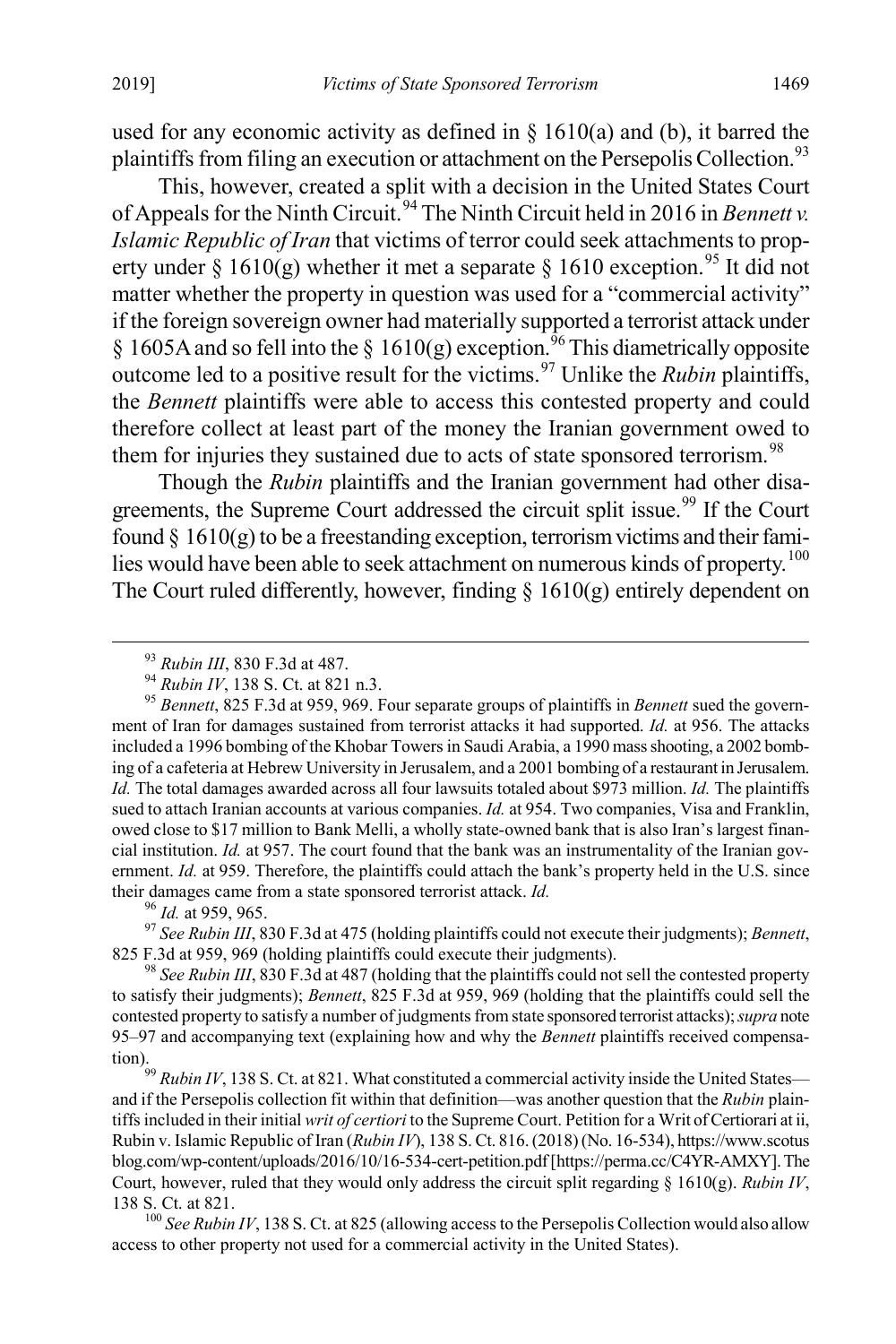used for any economic activity as defined in § 1610(a) and (b), it barred the plaintiffs from filing an execution or attachment on the Persepolis Collection.[93]

This, however, created a split with a decision in the United States Court of Appeals for the Ninth Circuit.[94] The Ninth Circuit held in 2016 in *Bennett v. Islamic Republic of Iran* that victims of terror could seek attachments to property under § 1610(g) whether it met a separate § 1610 exception.[95] It did not matter whether the property in question was used for a "commercial activity" if the foreign sovereign owner had materially supported a terrorist attack under § 1605A and so fell into the § 1610(g) exception.[96] This diametrically opposite outcome led to a positive result for the victims.[97] Unlike the *Rubin* plaintiffs, the *Bennett* plaintiffs were able to access this contested property and could therefore collect at least part of the money the Iranian government owed to them for injuries they sustained due to acts of state sponsored terrorism.[98]

Though the *Rubin* plaintiffs and the Iranian government had other disagreements, the Supreme Court addressed the circuit split issue.[99] If the Court found § 1610(g) to be a freestanding exception, terrorism victims and their families would have been able to seek attachment on numerous kinds of property.[100] The Court ruled differently, however, finding § 1610(g) entirely dependent on

---

[93] *Rubin III*, 830 F.3d at 487.

[94] *Rubin IV*, 138 S. Ct. at 821 n.3.

[95] *Bennett*, 825 F.3d at 959, 969. Four separate groups of plaintiffs in *Bennett* sued the government of Iran for damages sustained from terrorist attacks it had supported. *Id.* at 956. The attacks included a 1996 bombing of the Khobar Towers in Saudi Arabia, a 1990 mass shooting, a 2002 bombing of a cafeteria at Hebrew University in Jerusalem, and a 2001 bombing of a restaurant in Jerusalem. *Id.* The total damages awarded across all four lawsuits totaled about $973 million. *Id.* The plaintiffs sued to attach Iranian accounts at various companies. *Id.* at 954. Two companies, Visa and Franklin, owed close to $17 million to Bank Melli, a wholly state-owned bank that is also Iran's largest financial institution. *Id.* at 957. The court found that the bank was an instrumentality of the Iranian government. *Id.* at 959. Therefore, the plaintiffs could attach the bank's property held in the U.S. since their damages came from a state sponsored terrorist attack. *Id.*

[96] *Id.* at 959, 965.

[97] *See Rubin III*, 830 F.3d at 475 (holding plaintiffs could not execute their judgments); *Bennett*, 825 F.3d at 959, 969 (holding plaintiffs could execute their judgments).

[98] *See Rubin III*, 830 F.3d at 487 (holding that the plaintiffs could not sell the contested property to satisfy their judgments); *Bennett*, 825 F.3d at 959, 969 (holding that the plaintiffs could sell the contested property to satisfy a number of judgments from state sponsored terrorist attacks); *supra* note 95–97 and accompanying text (explaining how and why the *Bennett* plaintiffs received compensation).

[99] *Rubin IV*, 138 S. Ct. at 821. What constituted a commercial activity inside the United States—and if the Persepolis collection fit within that definition—was another question that the *Rubin* plaintiffs included in their initial *writ of certiori* to the Supreme Court. Petition for a Writ of Certiorari at ii, Rubin v. Islamic Republic of Iran (*Rubin IV*), 138 S. Ct. 816. (2018) (No. 16-534), https://www.scotusblog.com/wp-content/uploads/2016/10/16-534-cert-petition.pdf [https://perma.cc/C4YR-AMXY]. The Court, however, ruled that they would only address the circuit split regarding § 1610(g). *Rubin IV*, 138 S. Ct. at 821.

[100] *See Rubin IV*, 138 S. Ct. at 825 (allowing access to the Persepolis Collection would also allow access to other property not used for a commercial activity in the United States).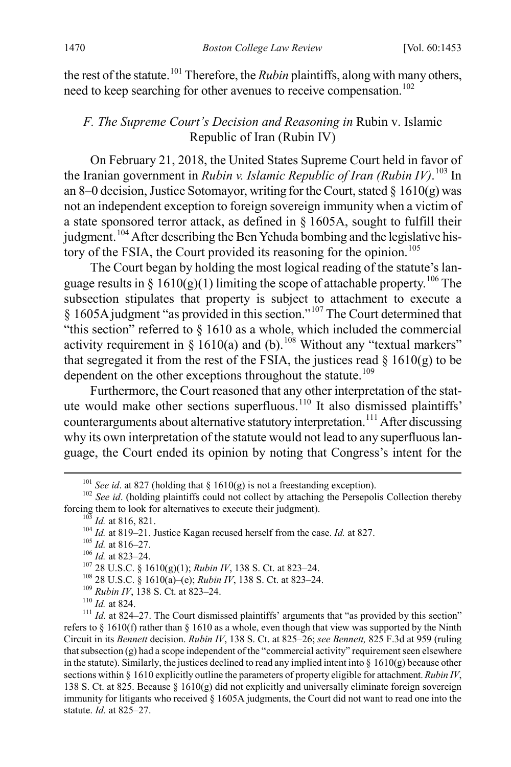the rest of the statute.[101] Therefore, the *Rubin* plaintiffs, along with many others, need to keep searching for other avenues to receive compensation.[102]

### *F. The Supreme Court's Decision and Reasoning in* Rubin v. Islamic Republic of Iran (Rubin IV)

On February 21, 2018, the United States Supreme Court held in favor of the Iranian government in *Rubin v. Islamic Republic of Iran (Rubin IV)*.[103] In an 8–0 decision, Justice Sotomayor, writing for the Court, stated § 1610(g) was not an independent exception to foreign sovereign immunity when a victim of a state sponsored terror attack, as defined in § 1605A, sought to fulfill their judgment.[104] After describing the Ben Yehuda bombing and the legislative history of the FSIA, the Court provided its reasoning for the opinion.[105]

The Court began by holding the most logical reading of the statute's language results in § 1610(g)(1) limiting the scope of attachable property.[106] The subsection stipulates that property is subject to attachment to execute a § 1605A judgment "as provided in this section."[107] The Court determined that "this section" referred to § 1610 as a whole, which included the commercial activity requirement in § 1610(a) and (b).[108] Without any "textual markers" that segregated it from the rest of the FSIA, the justices read § 1610(g) to be dependent on the other exceptions throughout the statute.[109]

Furthermore, the Court reasoned that any other interpretation of the statute would make other sections superfluous.[110] It also dismissed plaintiffs' counterarguments about alternative statutory interpretation.[111] After discussing why its own interpretation of the statute would not lead to any superfluous language, the Court ended its opinion by noting that Congress's intent for the

---

[101] *See id*. at 827 (holding that § 1610(g) is not a freestanding exception).

[102] *See id*. (holding plaintiffs could not collect by attaching the Persepolis Collection thereby forcing them to look for alternatives to execute their judgment).

[103] *Id.* at 816, 821.

[104] *Id.* at 819–21. Justice Kagan recused herself from the case. *Id.* at 827.

[105] *Id.* at 816–27.

[106] *Id.* at 823–24.

[107] 28 U.S.C. § 1610(g)(1); *Rubin IV*, 138 S. Ct. at 823–24.

[108] 28 U.S.C. § 1610(a)–(e); *Rubin IV*, 138 S. Ct. at 823–24.

[109] *Rubin IV*, 138 S. Ct. at 823–24.

[110] *Id.* at 824.

[111] *Id.* at 824–27. The Court dismissed plaintiffs' arguments that "as provided by this section" refers to § 1610(f) rather than § 1610 as a whole, even though that view was supported by the Ninth Circuit in its *Bennett* decision. *Rubin IV*, 138 S. Ct. at 825–26; *see Bennett,* 825 F.3d at 959 (ruling that subsection (g) had a scope independent of the "commercial activity" requirement seen elsewhere in the statute). Similarly, the justices declined to read any implied intent into § 1610(g) because other sections within § 1610 explicitly outline the parameters of property eligible for attachment. *Rubin IV*, 138 S. Ct. at 825. Because § 1610(g) did not explicitly and universally eliminate foreign sovereign immunity for litigants who received § 1605A judgments, the Court did not want to read one into the statute. *Id.* at 825–27.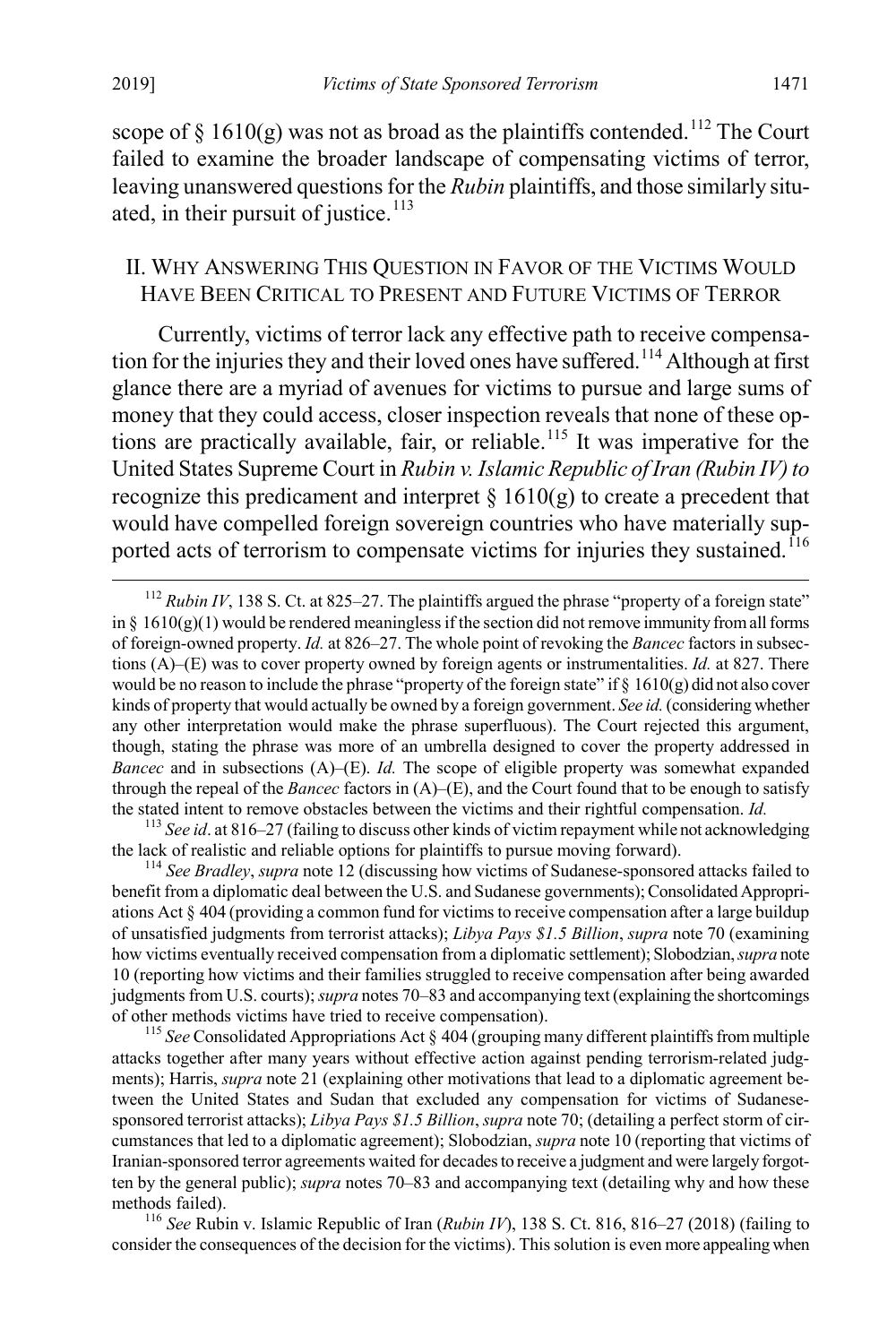scope of § 1610(g) was not as broad as the plaintiffs contended.[112] The Court failed to examine the broader landscape of compensating victims of terror, leaving unanswered questions for the *Rubin* plaintiffs, and those similarly situated, in their pursuit of justice.[113]

## II. Why Answering This Question in Favor of the Victims Would Have Been Critical to Present and Future Victims of Terror

Currently, victims of terror lack any effective path to receive compensation for the injuries they and their loved ones have suffered.[114] Although at first glance there are a myriad of avenues for victims to pursue and large sums of money that they could access, closer inspection reveals that none of these options are practically available, fair, or reliable.[115] It was imperative for the United States Supreme Court in *Rubin v. Islamic Republic of Iran (Rubin IV) to* recognize this predicament and interpret § 1610(g) to create a precedent that would have compelled foreign sovereign countries who have materially supported acts of terrorism to compensate victims for injuries they sustained.[116]

---

[112] *Rubin IV*, 138 S. Ct. at 825–27. The plaintiffs argued the phrase "property of a foreign state" in § 1610(g)(1) would be rendered meaningless if the section did not remove immunity from all forms of foreign-owned property. *Id.* at 826–27. The whole point of revoking the *Bancec* factors in subsections (A)–(E) was to cover property owned by foreign agents or instrumentalities. *Id.* at 827. There would be no reason to include the phrase "property of the foreign state" if § 1610(g) did not also cover kinds of property that would actually be owned by a foreign government. *See id.* (considering whether any other interpretation would make the phrase superfluous). The Court rejected this argument, though, stating the phrase was more of an umbrella designed to cover the property addressed in *Bancec* and in subsections (A)–(E). *Id.* The scope of eligible property was somewhat expanded through the repeal of the *Bancec* factors in (A)–(E), and the Court found that to be enough to satisfy the stated intent to remove obstacles between the victims and their rightful compensation. *Id.*

[113] *See id*. at 816–27 (failing to discuss other kinds of victim repayment while not acknowledging the lack of realistic and reliable options for plaintiffs to pursue moving forward).

[114] *See Bradley*, *supra* note 12 (discussing how victims of Sudanese-sponsored attacks failed to benefit from a diplomatic deal between the U.S. and Sudanese governments); Consolidated Appropriations Act § 404 (providing a common fund for victims to receive compensation after a large buildup of unsatisfied judgments from terrorist attacks); *Libya Pays $1.5 Billion*, *supra* note 70 (explaining how victims eventually received compensation from a diplomatic settlement); Slobodzian, *supra* note 10 (reporting how victims and their families struggled to receive compensation after being awarded judgments from U.S. courts); *supra* notes 70–83 and accompanying text (explaining the shortcomings of other methods victims have tried to receive compensation).

[115] *See* Consolidated Appropriations Act § 404 (grouping many different plaintiffs from multiple attacks together after many years without effective action against pending terrorism-related judgments); Harris, *supra* note 21 (explaining other motivations that lead to a diplomatic agreement between the United States and Sudan that excluded any compensation for victims of Sudanese-sponsored terrorist attacks); *Libya Pays $1.5 Billion*, *supra* note 70; (detailing a perfect storm of circumstances that led to a diplomatic agreement); Slobodzian, *supra* note 10 (reporting that victims of Iranian-sponsored terror agreements waited for decades to receive a judgment and were largely forgotten by the general public); *supra* notes 70–83 and accompanying text (detailing why and how these methods failed).

[116] *See* Rubin v. Islamic Republic of Iran (*Rubin IV*), 138 S. Ct. 816, 816–27 (2018) (failing to consider the consequences of the decision for the victims). This solution is even more appealing when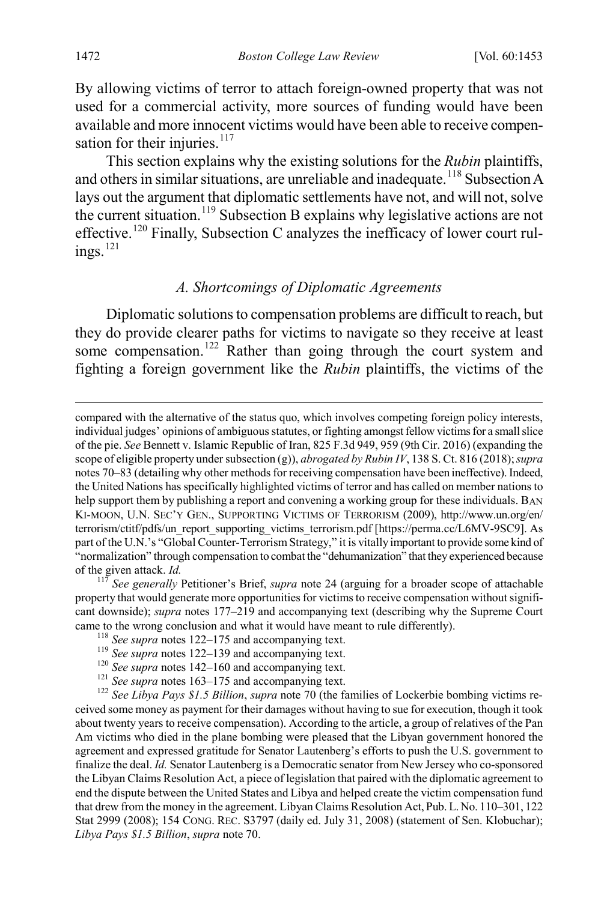By allowing victims of terror to attach foreign-owned property that was not used for a commercial activity, more sources of funding would have been available and more innocent victims would have been able to receive compensation for their injuries.[117]

This section explains why the existing solutions for the *Rubin* plaintiffs, and others in similar situations, are unreliable and inadequate.[118] Subsection A lays out the argument that diplomatic settlements have not, and will not, solve the current situation.[119] Subsection B explains why legislative actions are not effective.[120] Finally, Subsection C analyzes the inefficacy of lower court rulings.[121]

### *A. Shortcomings of Diplomatic Agreements*

Diplomatic solutions to compensation problems are difficult to reach, but they do provide clearer paths for victims to navigate so they receive at least some compensation.[122] Rather than going through the court system and fighting a foreign government like the *Rubin* plaintiffs, the victims of the

---

compared with the alternative of the status quo, which involves competing foreign policy interests, individual judges' opinions of ambiguous statutes, or fighting amongst fellow victims for a small slice of the pie. *See* Bennett v. Islamic Republic of Iran, 825 F.3d 949, 959 (9th Cir. 2016) (expanding the scope of eligible property under subsection (g)), *abrogated by Rubin IV*, 138 S. Ct. 816 (2018); *supra* notes 70–83 (detailing why other methods for receiving compensation have been ineffective). Indeed, the United Nations has specifically highlighted victims of terror and has called on member nations to help support them by publishing a report and convening a working group for these individuals. BAN KI-MOON, U.N. SEC'Y GEN., SUPPORTING VICTIMS OF TERRORISM (2009), http://www.un.org/en/terrorism/ctitf/pdfs/un_report_supporting_victims_terrorism.pdf [https://perma.cc/L6MV-9SC9]. As part of the U.N.'s "Global Counter-Terrorism Strategy," it is vitally important to provide some kind of "normalization" through compensation to combat the "dehumanization" that they experienced because of the given attack. *Id.*

[117] *See generally* Petitioner's Brief, *supra* note 24 (arguing for a broader scope of attachable property that would generate more opportunities for victims to receive compensation without significant downside); *supra* notes 177–219 and accompanying text (describing why the Supreme Court came to the wrong conclusion and what it would have meant to rule differently).

[118] *See supra* notes 122–175 and accompanying text.

[119] *See supra* notes 122–139 and accompanying text.

[120] *See supra* notes 142–160 and accompanying text.

[121] *See supra* notes 163–175 and accompanying text.

[122] *See Libya Pays $1.5 Billion*, *supra* note 70 (the families of Lockerbie bombing victims received some money as payment for their damages without having to sue for execution, though it took about twenty years to receive compensation). According to the article, a group of relatives of the Pan Am victims who died in the plane bombing were pleased that the Libyan government honored the agreement and expressed gratitude for Senator Lautenberg's efforts to push the U.S. government to finalize the deal. *Id.* Senator Lautenberg is a Democratic senator from New Jersey who co-sponsored the Libyan Claims Resolution Act, a piece of legislation that paired with the diplomatic agreement to end the dispute between the United States and Libya and helped create the victim compensation fund that drew from the money in the agreement. Libyan Claims Resolution Act, Pub. L. No. 110–301, 122 Stat 2999 (2008); 154 CONG. REC. S3797 (daily ed. July 31, 2008) (statement of Sen. Klobuchar); *Libya Pays $1.5 Billion*, *supra* note 70.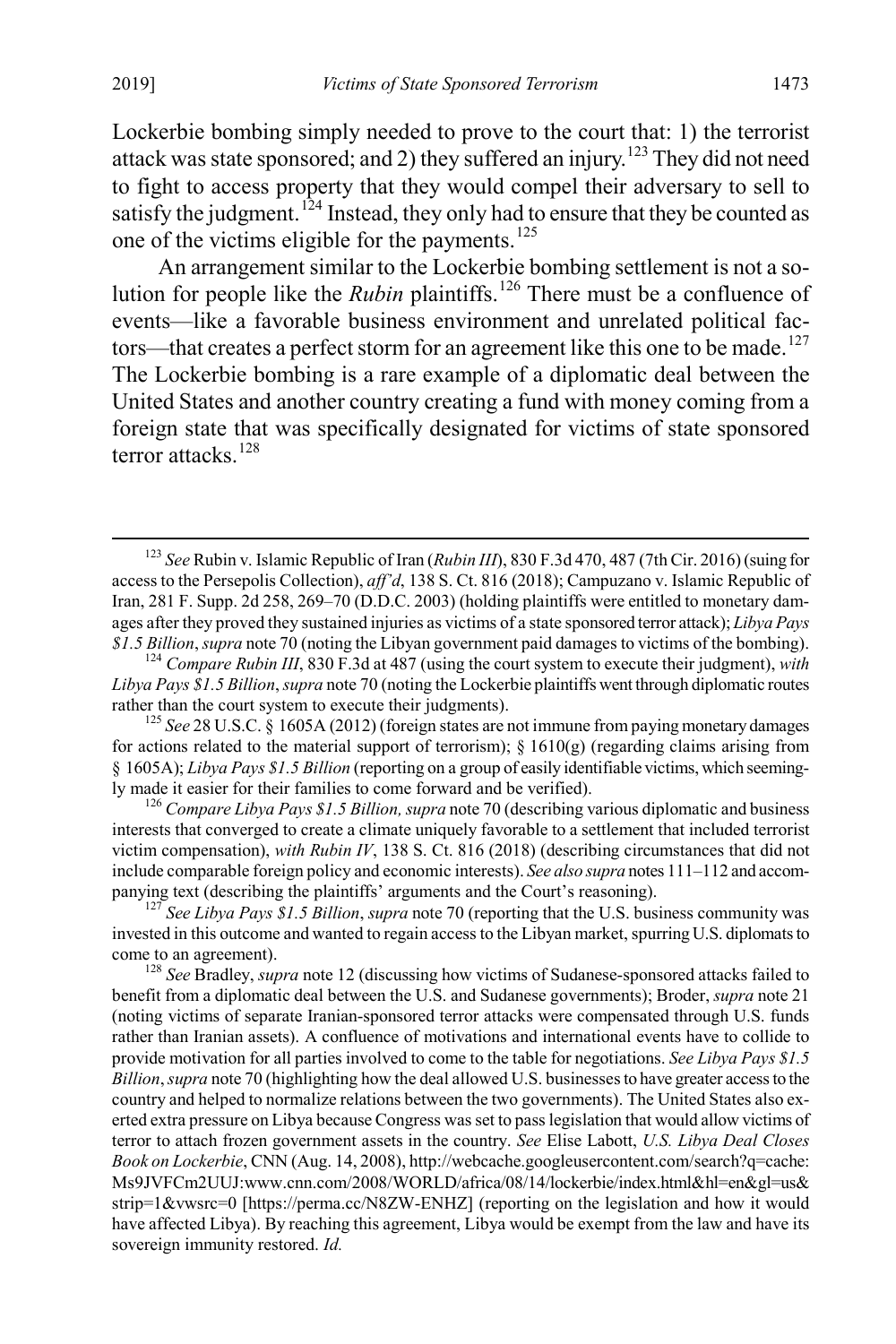Lockerbie bombing simply needed to prove to the court that: 1) the terrorist attack was state sponsored; and 2) they suffered an injury.[123] They did not need to fight to access property that they would compel their adversary to sell to satisfy the judgment.[124] Instead, they only had to ensure that they be counted as one of the victims eligible for the payments.[125]

An arrangement similar to the Lockerbie bombing settlement is not a solution for people like the *Rubin* plaintiffs.[126] There must be a confluence of events—like a favorable business environment and unrelated political factors—that creates a perfect storm for an agreement like this one to be made.[127] The Lockerbie bombing is a rare example of a diplomatic deal between the United States and another country creating a fund with money coming from a foreign state that was specifically designated for victims of state sponsored terror attacks.[128]

---

[123] *See* Rubin v. Islamic Republic of Iran (*Rubin III*), 830 F.3d 470, 487 (7th Cir. 2016) (suing for access to the Persepolis Collection), *aff'd*, 138 S. Ct. 816 (2018); Campuzano v. Islamic Republic of Iran, 281 F. Supp. 2d 258, 269–70 (D.D.C. 2003) (holding plaintiffs were entitled to monetary damages after they proved they sustained injuries as victims of a state sponsored terror attack); *Libya Pays $1.5 Billion*, *supra* note 70 (noting the Libyan government paid damages to victims of the bombing).

[124] *Compare Rubin III*, 830 F.3d at 487 (using the court system to execute their judgment), *with Libya Pays $1.5 Billion*, *supra* note 70 (noting the Lockerbie plaintiffs went through diplomatic routes rather than the court system to execute their judgments).

[125] *See* 28 U.S.C. § 1605A (2012) (foreign states are not immune from paying monetary damages for actions related to the material support of terrorism); § 1610(g) (regarding claims arising from § 1605A); *Libya Pays $1.5 Billion* (reporting on a group of easily identifiable victims, which seemingly made it easier for their families to come forward and be verified).

[126] *Compare Libya Pays $1.5 Billion, supra* note 70 (describing various diplomatic and business interests that converged to create a climate uniquely favorable to a settlement that included terrorist victim compensation), *with Rubin IV*, 138 S. Ct. 816 (2018) (describing circumstances that did not include comparable foreign policy and economic interests). *See also supra* notes 111–112 and accompanying text (describing the plaintiffs' arguments and the Court's reasoning).

[127] *See Libya Pays $1.5 Billion*, *supra* note 70 (reporting that the U.S. business community was invested in this outcome and wanted to regain access to the Libyan market, spurring U.S. diplomats to come to an agreement).

[128] *See* Bradley, *supra* note 12 (discussing how victims of Sudanese-sponsored attacks failed to benefit from a diplomatic deal between the U.S. and Sudanese governments); Broder, *supra* note 21 (noting victims of separate Iranian-sponsored terror attacks were compensated through U.S. funds rather than Iranian assets). A confluence of motivations and international events have to collide to provide motivation for all parties involved to come to the table for negotiations. *See Libya Pays $1.5 Billion*, *supra* note 70 (highlighting how the deal allowed U.S. businesses to have greater access to the country and helped to normalize relations between the two governments). The United States also exerted extra pressure on Libya because Congress was set to pass legislation that would allow victims of terror to attach frozen government assets in the country. *See* Elise Labott, *U.S. Libya Deal Closes Book on Lockerbie*, CNN (Aug. 14, 2008), http://webcache.googleusercontent.com/search?q=cache:Ms9JVFCm2UUJ:www.cnn.com/2008/WORLD/africa/08/14/lockerbie/index.html&hl=en&gl=us&strip=1&vwsrc=0 [https://perma.cc/N8ZW-ENHZ] (reporting on the legislation and how it would have affected Libya). By reaching this agreement, Libya would be exempt from the law and have its sovereign immunity restored. *Id.*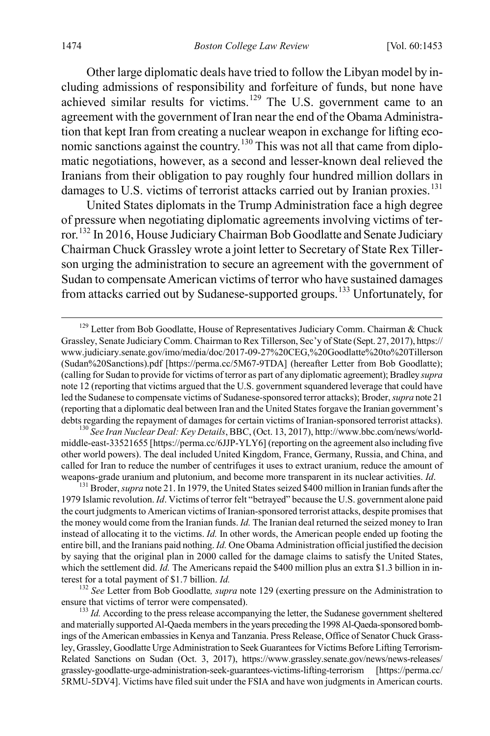Other large diplomatic deals have tried to follow the Libyan model by including admissions of responsibility and forfeiture of funds, but none have achieved similar results for victims.[129] The U.S. government came to an agreement with the government of Iran near the end of the Obama Administration that kept Iran from creating a nuclear weapon in exchange for lifting economic sanctions against the country.[130] This was not all that came from diplomatic negotiations, however, as a second and lesser-known deal relieved the Iranians from their obligation to pay roughly four hundred million dollars in damages to U.S. victims of terrorist attacks carried out by Iranian proxies.[131]

United States diplomats in the Trump Administration face a high degree of pressure when negotiating diplomatic agreements involving victims of terror.[132] In 2016, House Judiciary Chairman Bob Goodlatte and Senate Judiciary Chairman Chuck Grassley wrote a joint letter to Secretary of State Rex Tillerson urging the administration to secure an agreement with the government of Sudan to compensate American victims of terror who have sustained damages from attacks carried out by Sudanese-supported groups.[133] Unfortunately, for

---

[129] Letter from Bob Goodlatte, House of Representatives Judiciary Comm. Chairman & Chuck Grassley, Senate Judiciary Comm. Chairman to Rex Tillerson, Sec'y of State (Sept. 27, 2017), https://www.judiciary.senate.gov/imo/media/doc/2017-09-27%20CEG,%20Goodlatte%20to%20Tillerson(Sudan%20Sanctions).pdf [https://perma.cc/5M67-9TDA] (hereafter Letter from Bob Goodlatte); (calling for Sudan to provide for victims of terror as part of any diplomatic agreement); Bradley *supra* note 12 (reporting that victims argued that the U.S. government squandered leverage that could have led the Sudanese to compensate victims of Sudanese-sponsored terror attacks); Broder, *supra* note 21 (reporting that a diplomatic deal between Iran and the United States forgave the Iranian government's debts regarding the repayment of damages for certain victims of Iranian-sponsored terrorist attacks).

[130] *See Iran Nuclear Deal: Key Details*, BBC, (Oct. 13, 2017), http://www.bbc.com/news/world-middle-east-33521655 [https://perma.cc/6JJP-YLY6] (reporting on the agreement also including five other world powers). The deal included United Kingdom, France, Germany, Russia, and China, and called for Iran to reduce the number of centrifuges it uses to extract uranium, reduce the amount of weapons-grade uranium and plutonium, and become more transparent in its nuclear activities. *Id*.

[131] Broder, *supra* note 21. In 1979, the United States seized $400 million in Iranian funds after the 1979 Islamic revolution. *Id*. Victims of terror felt "betrayed" because the U.S. government alone paid the court judgments to American victims of Iranian-sponsored terrorist attacks, despite promises that the money would come from the Iranian funds. *Id.* The Iranian deal returned the seized money to Iran instead of allocating it to the victims. *Id.* In other words, the American people ended up footing the entire bill, and the Iranians paid nothing. *Id.* One Obama Administration official justified the decision by saying that the original plan in 2000 called for the damage claims to satisfy the United States, which the settlement did. *Id.* The Americans repaid the $400 million plus an extra $1.3 billion in interest for a total payment of $1.7 billion. *Id.*

[132] *See* Letter from Bob Goodlatte*, supra* note 129 (exerting pressure on the Administration to ensure that victims of terror were compensated).

[133] *Id.* According to the press release accompanying the letter, the Sudanese government sheltered and materially supported Al-Qaeda members in the years preceding the 1998 Al-Qaeda-sponsored bombings of the American embassies in Kenya and Tanzania. Press Release, Office of Senator Chuck Grassley, Grassley, Goodlatte Urge Administration to Seek Guarantees for Victims Before Lifting Terrorism-Related Sanctions on Sudan (Oct. 3, 2017), https://www.grassley.senate.gov/news/news-releases/grassley-goodlatte-urge-administration-seek-guarantees-victims-lifting-terrorism [https://perma.cc/5RMU-5DV4]. Victims have filed suit under the FSIA and have won judgments in American courts.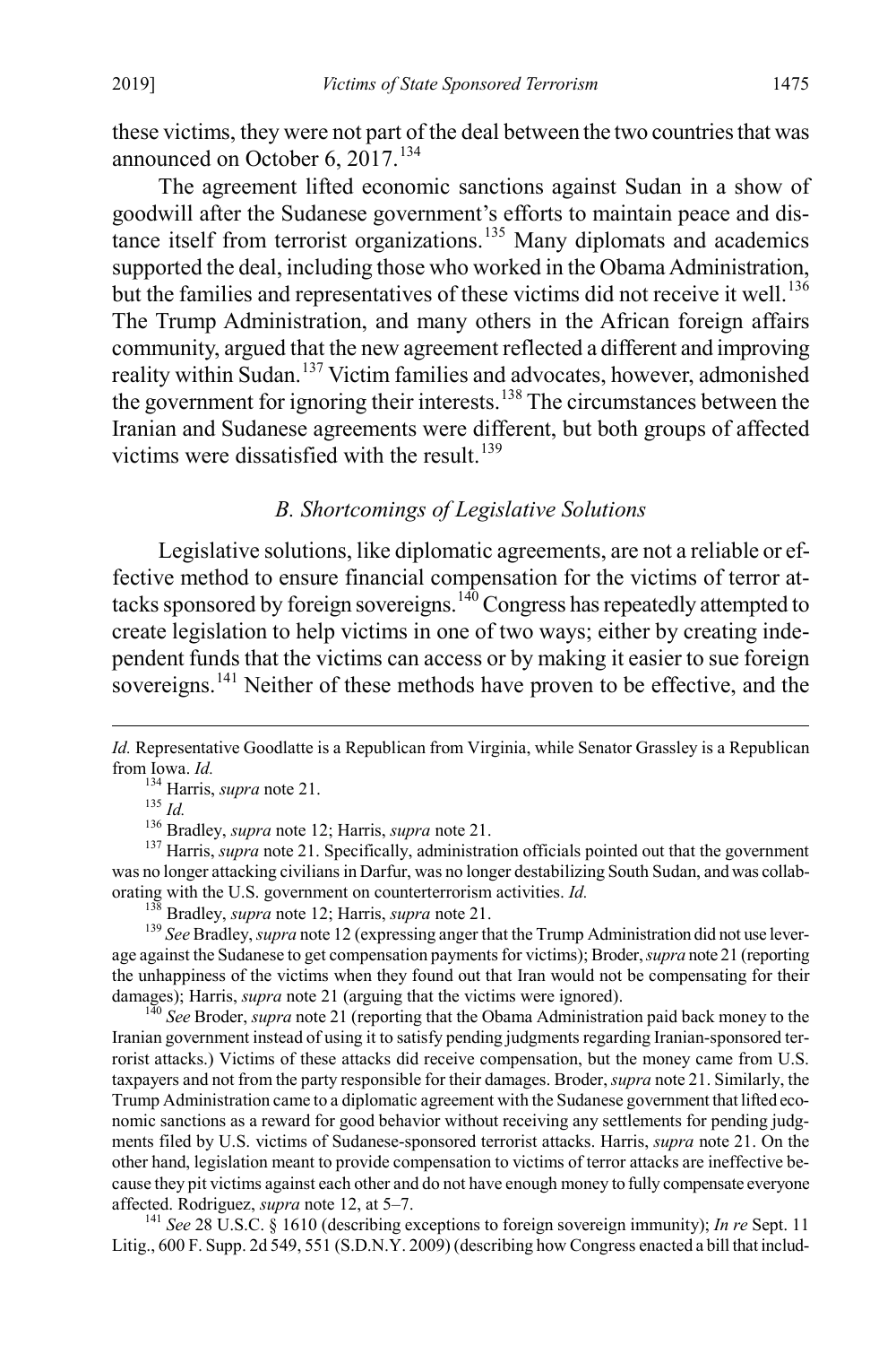these victims, they were not part of the deal between the two countries that was announced on October 6, 2017.[134]

The agreement lifted economic sanctions against Sudan in a show of goodwill after the Sudanese government's efforts to maintain peace and distance itself from terrorist organizations.[135] Many diplomats and academics supported the deal, including those who worked in the Obama Administration, but the families and representatives of these victims did not receive it well.[136] The Trump Administration, and many others in the African foreign affairs community, argued that the new agreement reflected a different and improving reality within Sudan.[137] Victim families and advocates, however, admonished the government for ignoring their interests.[138] The circumstances between the Iranian and Sudanese agreements were different, but both groups of affected victims were dissatisfied with the result.[139]

### *B. Shortcomings of Legislative Solutions*

Legislative solutions, like diplomatic agreements, are not a reliable or effective method to ensure financial compensation for the victims of terror attacks sponsored by foreign sovereigns.[140] Congress has repeatedly attempted to create legislation to help victims in one of two ways; either by creating independent funds that the victims can access or by making it easier to sue foreign sovereigns.[141] Neither of these methods have proven to be effective, and the

---

*Id.* Representative Goodlatte is a Republican from Virginia, while Senator Grassley is a Republican from Iowa. *Id.*

[134] Harris, *supra* note 21.

[135] *Id.*

[136] Bradley, *supra* note 12; Harris, *supra* note 21.

[137] Harris, *supra* note 21. Specifically, administration officials pointed out that the government was no longer attacking civilians in Darfur, was no longer destabilizing South Sudan, and was collaborating with the U.S. government on counterterrorism activities. *Id.*

[138] Bradley, *supra* note 12; Harris, *supra* note 21.

[139] *See* Bradley, *supra* note 12 (expressing anger that the Trump Administration did not use leverage against the Sudanese to get compensation payments for victims); Broder, *supra* note 21 (reporting the unhappiness of the victims when they found out that Iran would not be compensating for their damages); Harris, *supra* note 21 (arguing that the victims were ignored).

[140] *See* Broder, *supra* note 21 (reporting that the Obama Administration paid back money to the Iranian government instead of using it to satisfy pending judgments regarding Iranian-sponsored terrorist attacks.) Victims of these attacks did receive compensation, but the money came from U.S. taxpayers and not from the party responsible for their damages. Broder, *supra* note 21. Similarly, the Trump Administration came to a diplomatic agreement with the Sudanese government that lifted economic sanctions as a reward for good behavior without receiving any settlements for pending judgments filed by U.S. victims of Sudanese-sponsored terrorist attacks. Harris, *supra* note 21. On the other hand, legislation meant to provide compensation to victims of terror attacks are ineffective because they pit victims against each other and do not have enough money to fully compensate everyone affected. Rodriguez, *supra* note 12, at 5–7.

[141] *See* 28 U.S.C. § 1610 (describing exceptions to foreign sovereign immunity); *In re* Sept. 11 Litig., 600 F. Supp. 2d 549, 551 (S.D.N.Y. 2009) (describing how Congress enacted a bill that includ-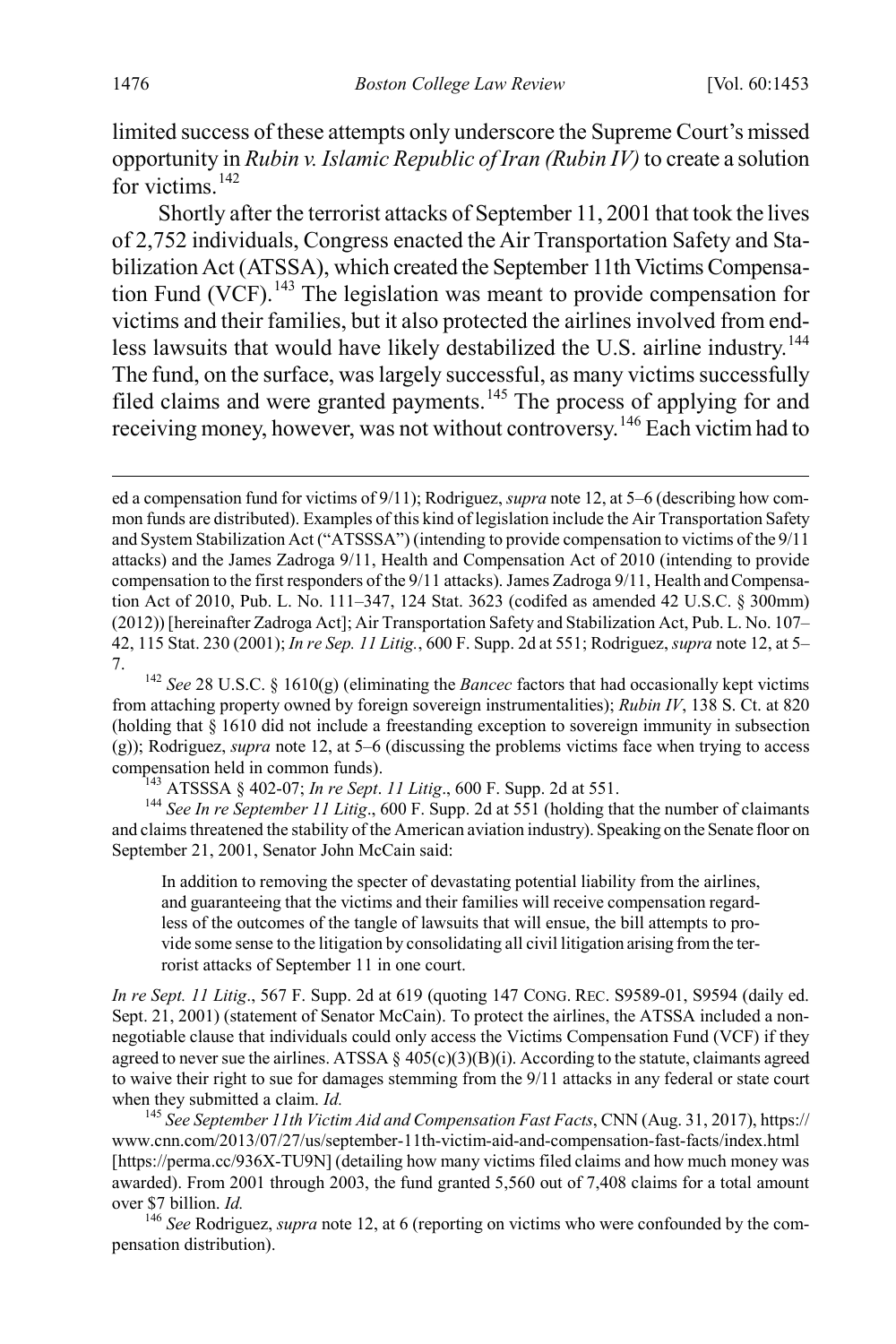limited success of these attempts only underscore the Supreme Court's missed opportunity in *Rubin v. Islamic Republic of Iran (Rubin IV)* to create a solution for victims.[142]

Shortly after the terrorist attacks of September 11, 2001 that took the lives of 2,752 individuals, Congress enacted the Air Transportation Safety and Stabilization Act (ATSSA), which created the September 11th Victims Compensation Fund (VCF).[143] The legislation was meant to provide compensation for victims and their families, but it also protected the airlines involved from endless lawsuits that would have likely destabilized the U.S. airline industry.[144] The fund, on the surface, was largely successful, as many victims successfully filed claims and were granted payments.[145] The process of applying for and receiving money, however, was not without controversy.[146] Each victim had to

---

ed a compensation fund for victims of 9/11); Rodriguez, *supra* note 12, at 5–6 (describing how common funds are distributed). Examples of this kind of legislation include the Air Transportation Safety and System Stabilization Act ("ATSSSA") (intending to provide compensation to victims of the 9/11 attacks) and the James Zadroga 9/11, Health and Compensation Act of 2010 (intending to provide compensation to the first responders of the 9/11 attacks). James Zadroga 9/11, Health and Compensation Act of 2010, Pub. L. No. 111–347, 124 Stat. 3623 (codifed as amended 42 U.S.C. § 300mm) (2012)) [hereinafter Zadroga Act]; Air Transportation Safety and Stabilization Act, Pub. L. No. 107–42, 115 Stat. 230 (2001); *In re Sep. 11 Litig.*, 600 F. Supp. 2d at 551; Rodriguez, *supra* note 12, at 5–7.

[142] *See* 28 U.S.C. § 1610(g) (eliminating the *Bancec* factors that had occasionally kept victims from attaching property owned by foreign sovereign instrumentalities); *Rubin IV*, 138 S. Ct. at 820 (holding that § 1610 did not include a freestanding exception to sovereign immunity in subsection (g)); Rodriguez, *supra* note 12, at 5–6 (discussing the problems victims face when trying to access compensation held in common funds).

[143] ATSSSA § 402-07; *In re Sept. 11 Litig.*, 600 F. Supp. 2d at 551.

[144] *See In re September 11 Litig.*, 600 F. Supp. 2d at 551 (holding that the number of claimants and claims threatened the stability of the American aviation industry). Speaking on the Senate floor on September 21, 2001, Senator John McCain said:

> In addition to removing the specter of devastating potential liability from the airlines, and guaranteeing that the victims and their families will receive compensation regardless of the outcomes of the tangle of lawsuits that will ensue, the bill attempts to provide some sense to the litigation by consolidating all civil litigation arising from the terrorist attacks of September 11 in one court.

*In re Sept. 11 Litig.*, 567 F. Supp. 2d at 619 (quoting 147 CONG. REC. S9589-01, S9594 (daily ed. Sept. 21, 2001) (statement of Senator McCain). To protect the airlines, the ATSSA included a non-negotiable clause that individuals could only access the Victims Compensation Fund (VCF) if they agreed to never sue the airlines. ATSSA § 405(c)(3)(B)(i). According to the statute, claimants agreed to waive their right to sue for damages stemming from the 9/11 attacks in any federal or state court when they submitted a claim. *Id.*

[145] *See September 11th Victim Aid and Compensation Fast Facts*, CNN (Aug. 31, 2017), https://www.cnn.com/2013/07/27/us/september-11th-victim-aid-and-compensation-fast-facts/index.html [https://perma.cc/936X-TU9N] (detailing how many victims filed claims and how much money was awarded). From 2001 through 2003, the fund granted 5,560 out of 7,408 claims for a total amount over $7 billion. *Id.*

[146] *See* Rodriguez, *supra* note 12, at 6 (reporting on victims who were confounded by the compensation distribution).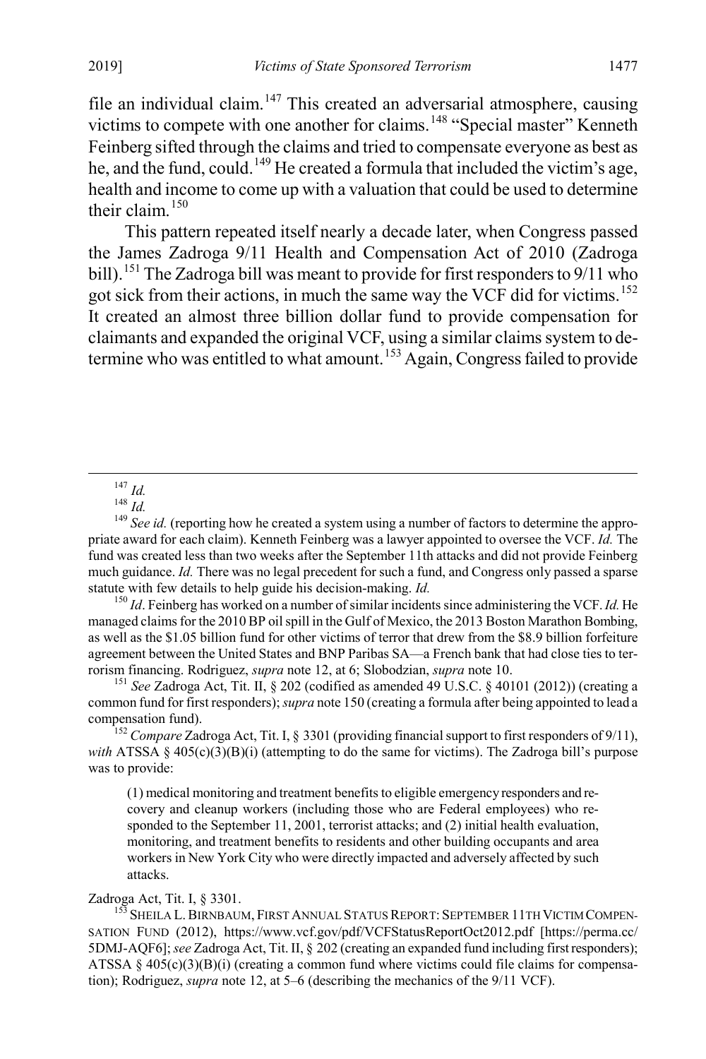file an individual claim.[147] This created an adversarial atmosphere, causing victims to compete with one another for claims.[148] "Special master" Kenneth Feinberg sifted through the claims and tried to compensate everyone as best as he, and the fund, could.[149] He created a formula that included the victim's age, health and income to come up with a valuation that could be used to determine their claim.[150]

This pattern repeated itself nearly a decade later, when Congress passed the James Zadroga 9/11 Health and Compensation Act of 2010 (Zadroga bill).[151] The Zadroga bill was meant to provide for first responders to 9/11 who got sick from their actions, in much the same way the VCF did for victims.[152] It created an almost three billion dollar fund to provide compensation for claimants and expanded the original VCF, using a similar claims system to determine who was entitled to what amount.[153] Again, Congress failed to provide

---

[147] *Id.*

[148] *Id.*

[149] *See id.* (reporting how he created a system using a number of factors to determine the appropriate award for each claim). Kenneth Feinberg was a lawyer appointed to oversee the VCF. *Id.* The fund was created less than two weeks after the September 11th attacks and did not provide Feinberg much guidance. *Id.* There was no legal precedent for such a fund, and Congress only passed a sparse statute with few details to help guide his decision-making. *Id.*

[150] *Id*. Feinberg has worked on a number of similar incidents since administering the VCF. *Id.* He managed claims for the 2010 BP oil spill in the Gulf of Mexico, the 2013 Boston Marathon Bombing, as well as the $1.05 billion fund for other victims of terror that drew from the $8.9 billion forfeiture agreement between the United States and BNP Paribas SA—a French bank that had close ties to terrorism financing. Rodriguez, *supra* note 12, at 6; Slobodzian, *supra* note 10.

[151] *See* Zadroga Act, Tit. II, § 202 (codified as amended 49 U.S.C. § 40101 (2012)) (creating a common fund for first responders); *supra* note 150 (creating a formula after being appointed to lead a compensation fund).

[152] *Compare* Zadroga Act, Tit. I, § 3301 (providing financial support to first responders of 9/11), *with* ATSSA § 405(c)(3)(B)(i) (attempting to do the same for victims). The Zadroga bill's purpose was to provide:

> (1) medical monitoring and treatment benefits to eligible emergency responders and recovery and cleanup workers (including those who are Federal employees) who responded to the September 11, 2001, terrorist attacks; and (2) initial health evaluation, monitoring, and treatment benefits to residents and other building occupants and area workers in New York City who were directly impacted and adversely affected by such attacks.

Zadroga Act, Tit. I, § 3301.

[153] Sheila L. Birnbaum, First Annual Status Report: September 11th Victim Compensation Fund (2012), https://www.vcf.gov/pdf/VCFStatusReportOct2012.pdf [https://perma.cc/5DMJ-AQF6]; *see* Zadroga Act, Tit. II, § 202 (creating an expanded fund including first responders); ATSSA § 405(c)(3)(B)(i) (creating a common fund where victims could file claims for compensation); Rodriguez, *supra* note 12, at 5–6 (describing the mechanics of the 9/11 VCF).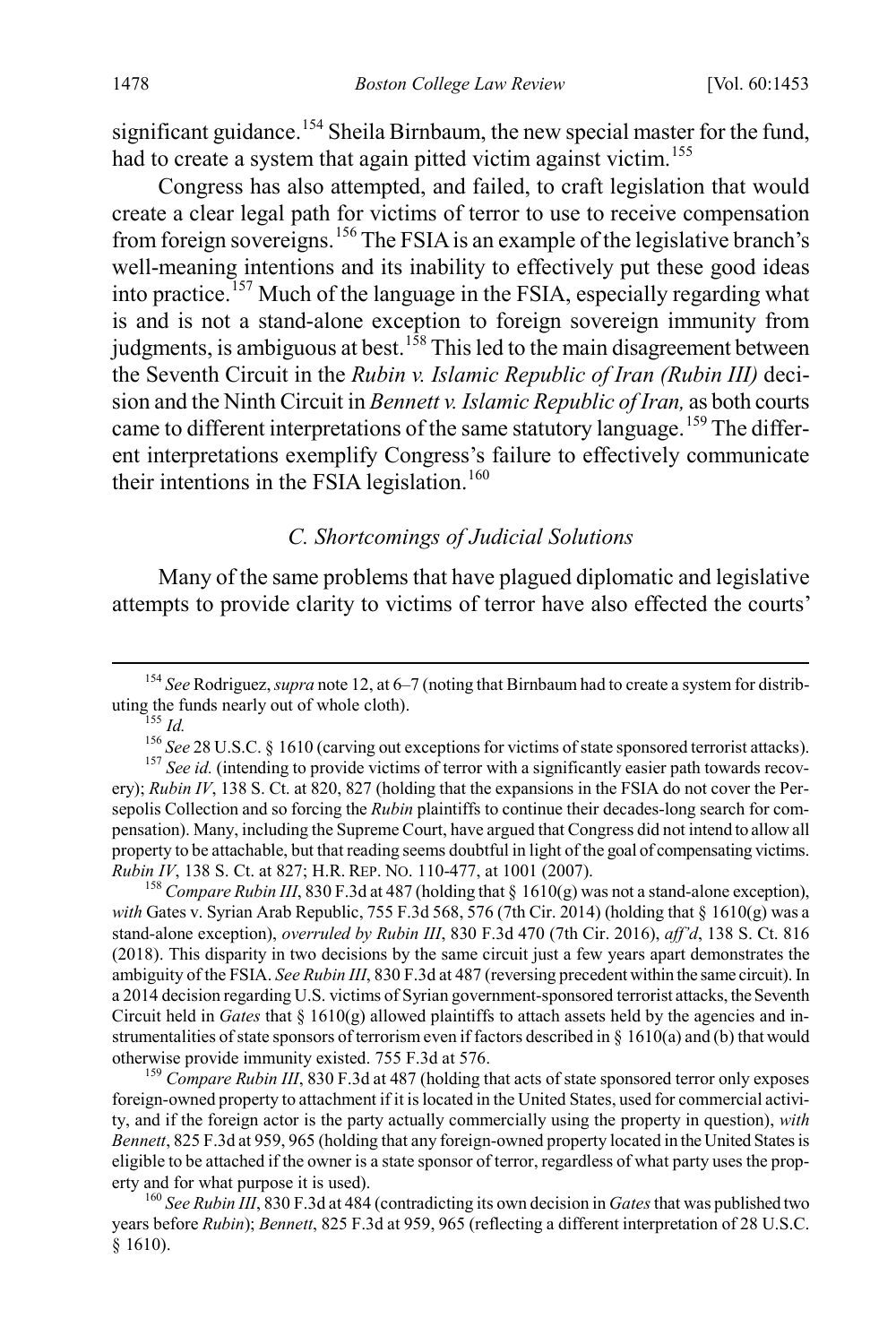significant guidance.[154] Sheila Birnbaum, the new special master for the fund, had to create a system that again pitted victim against victim.[155]

Congress has also attempted, and failed, to craft legislation that would create a clear legal path for victims of terror to use to receive compensation from foreign sovereigns.[156] The FSIA is an example of the legislative branch's well-meaning intentions and its inability to effectively put these good ideas into practice.[157] Much of the language in the FSIA, especially regarding what is and is not a stand-alone exception to foreign sovereign immunity from judgments, is ambiguous at best.[158] This led to the main disagreement between the Seventh Circuit in the *Rubin v. Islamic Republic of Iran (Rubin III)* decision and the Ninth Circuit in *Bennett v. Islamic Republic of Iran,* as both courts came to different interpretations of the same statutory language.[159] The different interpretations exemplify Congress's failure to effectively communicate their intentions in the FSIA legislation.[160]

### *C. Shortcomings of Judicial Solutions*

Many of the same problems that have plagued diplomatic and legislative attempts to provide clarity to victims of terror have also effected the courts'

---

[154] *See* Rodriguez, *supra* note 12, at 6–7 (noting that Birnbaum had to create a system for distributing the funds nearly out of whole cloth).

[155] *Id.*

[156] *See* 28 U.S.C. § 1610 (carving out exceptions for victims of state sponsored terrorist attacks).

[157] *See id.* (intending to provide victims of terror with a significantly easier path towards recovery); *Rubin IV*, 138 S. Ct. at 820, 827 (holding that the expansions in the FSIA do not cover the Persepolis Collection and so forcing the *Rubin* plaintiffs to continue their decades-long search for compensation). Many, including the Supreme Court, have argued that Congress did not intend to allow all property to be attachable, but that reading seems doubtful in light of the goal of compensating victims. *Rubin IV*, 138 S. Ct. at 827; H.R. REP. NO. 110-477, at 1001 (2007).

[158] *Compare Rubin III*, 830 F.3d at 487 (holding that § 1610(g) was not a stand-alone exception), *with* Gates v. Syrian Arab Republic, 755 F.3d 568, 576 (7th Cir. 2014) (holding that § 1610(g) was a stand-alone exception), *overruled by Rubin III*, 830 F.3d 470 (7th Cir. 2016), *aff'd*, 138 S. Ct. 816 (2018). This disparity in two decisions by the same circuit just a few years apart demonstrates the ambiguity of the FSIA. *See Rubin III*, 830 F.3d at 487 (reversing precedent within the same circuit). In a 2014 decision regarding U.S. victims of Syrian government-sponsored terrorist attacks, the Seventh Circuit held in *Gates* that § 1610(g) allowed plaintiffs to attach assets held by the agencies and instrumentalities of state sponsors of terrorism even if factors described in § 1610(a) and (b) that would otherwise provide immunity existed. 755 F.3d at 576.

[159] *Compare Rubin III*, 830 F.3d at 487 (holding that acts of state sponsored terror only exposes foreign-owned property to attachment if it is located in the United States, used for commercial activity, and if the foreign actor is the party actually commercially using the property in question), *with Bennett*, 825 F.3d at 959, 965 (holding that any foreign-owned property located in the United States is eligible to be attached if the owner is a state sponsor of terror, regardless of what party uses the property and for what purpose it is used).

[160] *See Rubin III*, 830 F.3d at 484 (contradicting its own decision in *Gates* that was published two years before *Rubin*); *Bennett*, 825 F.3d at 959, 965 (reflecting a different interpretation of 28 U.S.C. § 1610).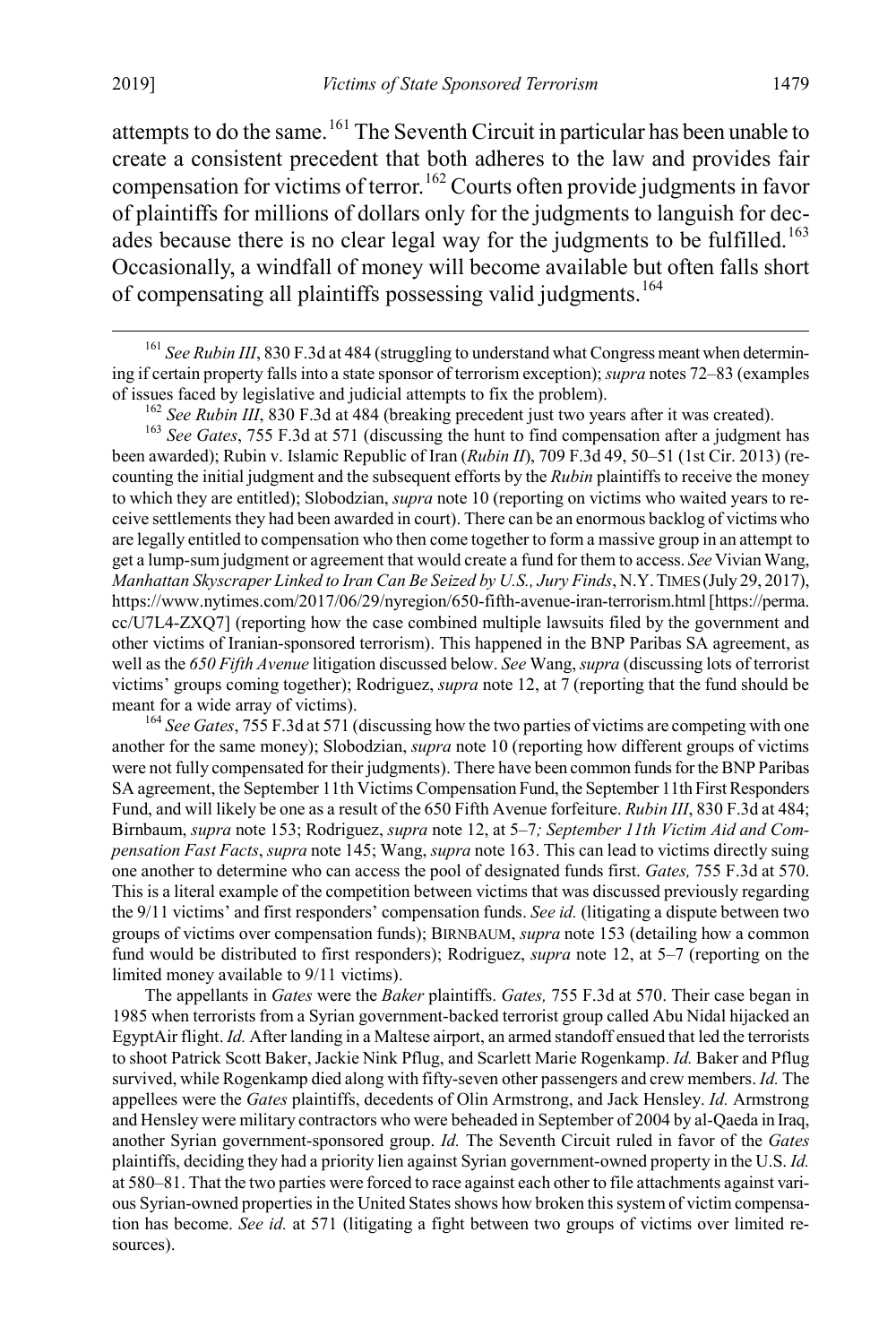attempts to do the same.[161] The Seventh Circuit in particular has been unable to create a consistent precedent that both adheres to the law and provides fair compensation for victims of terror.[162] Courts often provide judgments in favor of plaintiffs for millions of dollars only for the judgments to languish for decades because there is no clear legal way for the judgments to be fulfilled.[163] Occasionally, a windfall of money will become available but often falls short of compensating all plaintiffs possessing valid judgments.[164]

[161] *See Rubin III*, 830 F.3d at 484 (struggling to understand what Congress meant when determining if certain property falls into a state sponsor of terrorism exception); *supra* notes 72–83 (examples of issues faced by legislative and judicial attempts to fix the problem).

[162] *See Rubin III*, 830 F.3d at 484 (breaking precedent just two years after it was created).

[163] *See Gates*, 755 F.3d at 571 (discussing the hunt to find compensation after a judgment has been awarded); Rubin v. Islamic Republic of Iran (*Rubin II*), 709 F.3d 49, 50–51 (1st Cir. 2013) (recounting the initial judgment and the subsequent efforts by the *Rubin* plaintiffs to receive the money to which they are entitled); Slobodzian, *supra* note 10 (reporting on victims who waited years to receive settlements they had been awarded in court). There can be an enormous backlog of victims who are legally entitled to compensation who then come together to form a massive group in an attempt to get a lump-sum judgment or agreement that would create a fund for them to access. *See* Vivian Wang, *Manhattan Skyscraper Linked to Iran Can Be Seized by U.S., Jury Finds*, N.Y. TIMES (July 29, 2017), https://www.nytimes.com/2017/06/29/nyregion/650-fifth-avenue-iran-terrorism.html [https://perma.cc/U7L4-ZXQ7] (reporting how the case combined multiple lawsuits filed by the government and other victims of Iranian-sponsored terrorism). This happened in the BNP Paribas SA agreement, as well as the *650 Fifth Avenue* litigation discussed below. *See* Wang, *supra* (discussing lots of terrorist victims' groups coming together); Rodriguez, *supra* note 12, at 7 (reporting that the fund should be meant for a wide array of victims).

[164] *See Gates*, 755 F.3d at 571 (discussing how the two parties of victims are competing with one another for the same money); Slobodzian, *supra* note 10 (reporting how different groups of victims were not fully compensated for their judgments). There have been common funds for the BNP Paribas SA agreement, the September 11th Victims Compensation Fund, the September 11th First Responders Fund, and will likely be one as a result of the 650 Fifth Avenue forfeiture. *Rubin III*, 830 F.3d at 484; Birnbaum, *supra* note 153; Rodriguez, *supra* note 12, at 5–7*; September 11th Victim Aid and Compensation Fast Facts*, *supra* note 145; Wang, *supra* note 163. This can lead to victims directly suing one another to determine who can access the pool of designated funds first. *Gates,* 755 F.3d at 570. This is a literal example of the competition between victims that was discussed previously regarding the 9/11 victims' and first responders' compensation funds. *See id.* (litigating a dispute between two groups of victims over compensation funds); BIRNBAUM, *supra* note 153 (detailing how a common fund would be distributed to first responders); Rodriguez, *supra* note 12, at 5–7 (reporting on the limited money available to 9/11 victims).

The appellants in *Gates* were the *Baker* plaintiffs. *Gates,* 755 F.3d at 570. Their case began in 1985 when terrorists from a Syrian government-backed terrorist group called Abu Nidal hijacked an EgyptAir flight. *Id.* After landing in a Maltese airport, an armed standoff ensued that led the terrorists to shoot Patrick Scott Baker, Jackie Nink Pflug, and Scarlett Marie Rogenkamp. *Id.* Baker and Pflug survived, while Rogenkamp died along with fifty-seven other passengers and crew members. *Id.* The appellees were the *Gates* plaintiffs, decedents of Olin Armstrong, and Jack Hensley. *Id.* Armstrong and Hensley were military contractors who were beheaded in September of 2004 by al-Qaeda in Iraq, another Syrian government-sponsored group. *Id.* The Seventh Circuit ruled in favor of the *Gates* plaintiffs, deciding they had a priority lien against Syrian government-owned property in the U.S. *Id.* at 580–81. That the two parties were forced to race against each other to file attachments against various Syrian-owned properties in the United States shows how broken this system of victim compensation has become. *See id.* at 571 (litigating a fight between two groups of victims over limited resources).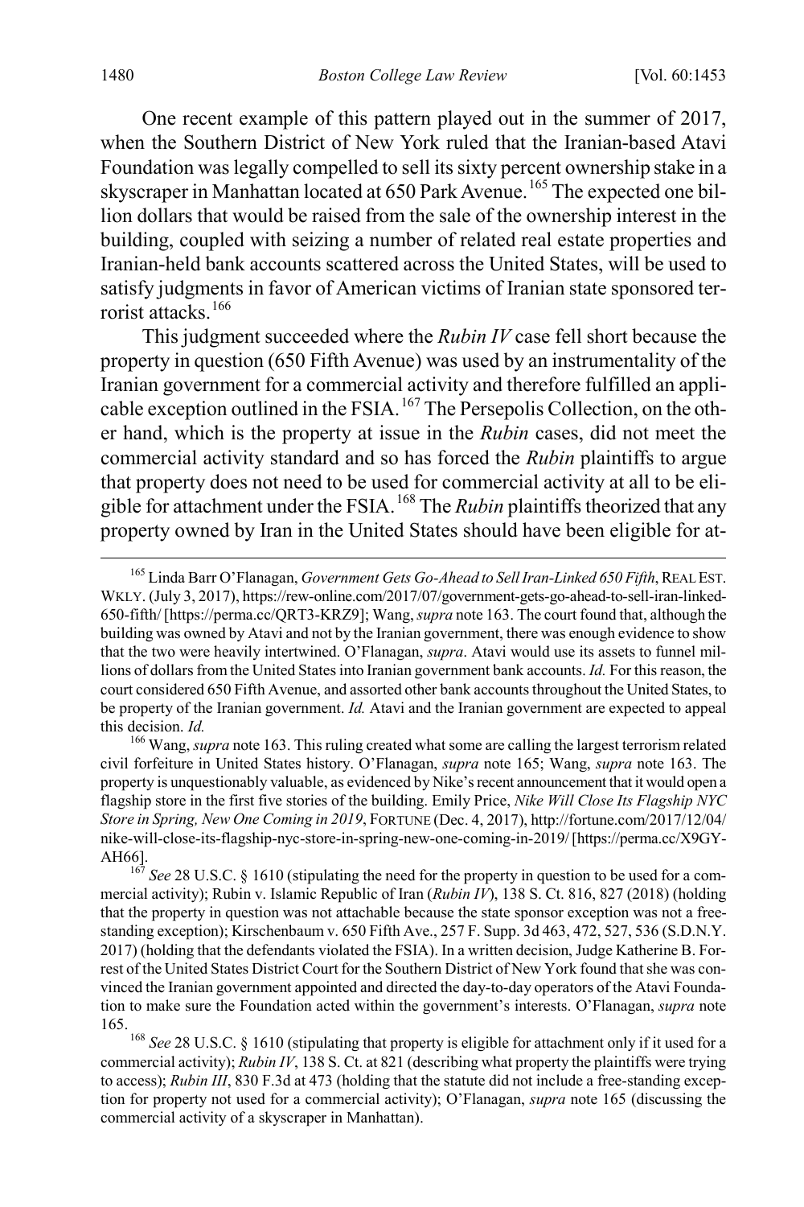One recent example of this pattern played out in the summer of 2017, when the Southern District of New York ruled that the Iranian-based Atavi Foundation was legally compelled to sell its sixty percent ownership stake in a skyscraper in Manhattan located at 650 Park Avenue.[165] The expected one billion dollars that would be raised from the sale of the ownership interest in the building, coupled with seizing a number of related real estate properties and Iranian-held bank accounts scattered across the United States, will be used to satisfy judgments in favor of American victims of Iranian state sponsored terrorist attacks.[166]

This judgment succeeded where the *Rubin IV* case fell short because the property in question (650 Fifth Avenue) was used by an instrumentality of the Iranian government for a commercial activity and therefore fulfilled an applicable exception outlined in the FSIA.[167] The Persepolis Collection, on the other hand, which is the property at issue in the *Rubin* cases, did not meet the commercial activity standard and so has forced the *Rubin* plaintiffs to argue that property does not need to be used for commercial activity at all to be eligible for attachment under the FSIA.[168] The *Rubin* plaintiffs theorized that any property owned by Iran in the United States should have been eligible for at-

---

[165] Linda Barr O'Flanagan, *Government Gets Go-Ahead to Sell Iran-Linked 650 Fifth*, REAL EST. WKLY. (July 3, 2017), https://rew-online.com/2017/07/government-gets-go-ahead-to-sell-iran-linked-650-fifth/ [https://perma.cc/QRT3-KRZ9]; Wang, *supra* note 163. The court found that, although the building was owned by Atavi and not by the Iranian government, there was enough evidence to show that the two were heavily intertwined. O'Flanagan, *supra*. Atavi would use its assets to funnel millions of dollars from the United States into Iranian government bank accounts. *Id.* For this reason, the court considered 650 Fifth Avenue, and assorted other bank accounts throughout the United States, to be property of the Iranian government. *Id.* Atavi and the Iranian government are expected to appeal this decision. *Id.*

[166] Wang, *supra* note 163. This ruling created what some are calling the largest terrorism related civil forfeiture in United States history. O'Flanagan, *supra* note 165; Wang, *supra* note 163. The property is unquestionably valuable, as evidenced by Nike's recent announcement that it would open a flagship store in the first five stories of the building. Emily Price, *Nike Will Close Its Flagship NYC Store in Spring, New One Coming in 2019*, FORTUNE (Dec. 4, 2017), http://fortune.com/2017/12/04/nike-will-close-its-flagship-nyc-store-in-spring-new-one-coming-in-2019/ [https://perma.cc/X9GY-AH66].

[167] *See* 28 U.S.C. § 1610 (stipulating the need for the property in question to be used for a commercial activity); Rubin v. Islamic Republic of Iran (*Rubin IV*), 138 S. Ct. 816, 827 (2018) (holding that the property in question was not attachable because the state sponsor exception was not a freestanding exception); Kirschenbaum v. 650 Fifth Ave., 257 F. Supp. 3d 463, 472, 527, 536 (S.D.N.Y. 2017) (holding that the defendants violated the FSIA). In a written decision, Judge Katherine B. Forrest of the United States District Court for the Southern District of New York found that she was convinced the Iranian government appointed and directed the day-to-day operators of the Atavi Foundation to make sure the Foundation acted within the government's interests. O'Flanagan, *supra* note 165.

[168] *See* 28 U.S.C. § 1610 (stipulating that property is eligible for attachment only if it used for a commercial activity); *Rubin IV*, 138 S. Ct. at 821 (describing what property the plaintiffs were trying to access); *Rubin III*, 830 F.3d at 473 (holding that the statute did not include a free-standing exception for property not used for a commercial activity); O'Flanagan, *supra* note 165 (discussing the commercial activity of a skyscraper in Manhattan).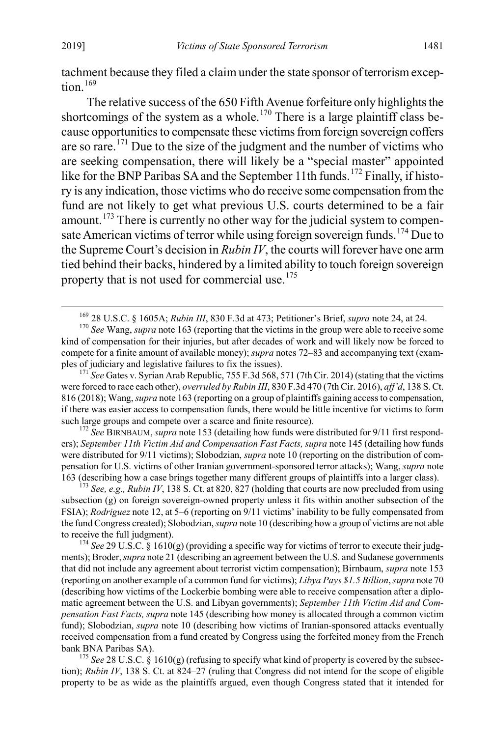tachment because they filed a claim under the state sponsor of terrorism exception.[169]

The relative success of the 650 Fifth Avenue forfeiture only highlights the shortcomings of the system as a whole.[170] There is a large plaintiff class because opportunities to compensate these victims from foreign sovereign coffers are so rare.[171] Due to the size of the judgment and the number of victims who are seeking compensation, there will likely be a "special master" appointed like for the BNP Paribas SA and the September 11th funds.[172] Finally, if history is any indication, those victims who do receive some compensation from the fund are not likely to get what previous U.S. courts determined to be a fair amount.[173] There is currently no other way for the judicial system to compensate American victims of terror while using foreign sovereign funds.[174] Due to the Supreme Court's decision in *Rubin IV*, the courts will forever have one arm tied behind their backs, hindered by a limited ability to touch foreign sovereign property that is not used for commercial use.[175]

---

[169] 28 U.S.C. § 1605A; *Rubin III*, 830 F.3d at 473; Petitioner's Brief, *supra* note 24, at 24.

[170] *See* Wang, *supra* note 163 (reporting that the victims in the group were able to receive some kind of compensation for their injuries, but after decades of work and will likely now be forced to compete for a finite amount of available money); *supra* notes 72–83 and accompanying text (examples of judiciary and legislative failures to fix the issues).

[171] *See* Gates v. Syrian Arab Republic, 755 F.3d 568, 571 (7th Cir. 2014) (stating that the victims were forced to race each other), *overruled by Rubin III*, 830 F.3d 470 (7th Cir. 2016), *aff'd*, 138 S. Ct. 816 (2018); Wang, *supra* note 163 (reporting on a group of plaintiffs gaining access to compensation, if there was easier access to compensation funds, there would be little incentive for victims to form such large groups and compete over a scarce and finite resource).

[172] *See* BIRNBAUM, *supra* note 153 (detailing how funds were distributed for 9/11 first responders); *September 11th Victim Aid and Compensation Fast Facts, supra* note 145 (detailing how funds were distributed for 9/11 victims); Slobodzian, *supra* note 10 (reporting on the distribution of compensation for U.S. victims of other Iranian government-sponsored terror attacks); Wang, *supra* note 163 (describing how a case brings together many different groups of plaintiffs into a larger class).

[173] *See, e.g., Rubin IV*, 138 S. Ct. at 820, 827 (holding that courts are now precluded from using subsection (g) on foreign sovereign-owned property unless it fits within another subsection of the FSIA); *Rodriguez* note 12, at 5–6 (reporting on 9/11 victims' inability to be fully compensated from the fund Congress created); Slobodzian, *supra* note 10 (describing how a group of victims are not able to receive the full judgment).

[174] *See* 29 U.S.C. § 1610(g) (providing a specific way for victims of terror to execute their judgments); Broder, *supra* note 21 (describing an agreement between the U.S. and Sudanese governments that did not include any agreement about terrorist victim compensation); Birnbaum, *supra* note 153 (reporting on another example of a common fund for victims); *Libya Pays $1.5 Billion*, *supra* note 70 (describing how victims of the Lockerbie bombing were able to receive compensation after a diplomatic agreement between the U.S. and Libyan governments); *September 11th Victim Aid and Compensation Fast Facts, supra* note 145 (describing how money is allocated through a common victim fund); Slobodzian, *supra* note 10 (describing how victims of Iranian-sponsored attacks eventually received compensation from a fund created by Congress using the forfeited money from the French bank BNA Paribas SA).

[175] *See* 28 U.S.C. § 1610(g) (refusing to specify what kind of property is covered by the subsection); *Rubin IV*, 138 S. Ct. at 824–27 (ruling that Congress did not intend for the scope of eligible property to be as wide as the plaintiffs argued, even though Congress stated that it intended for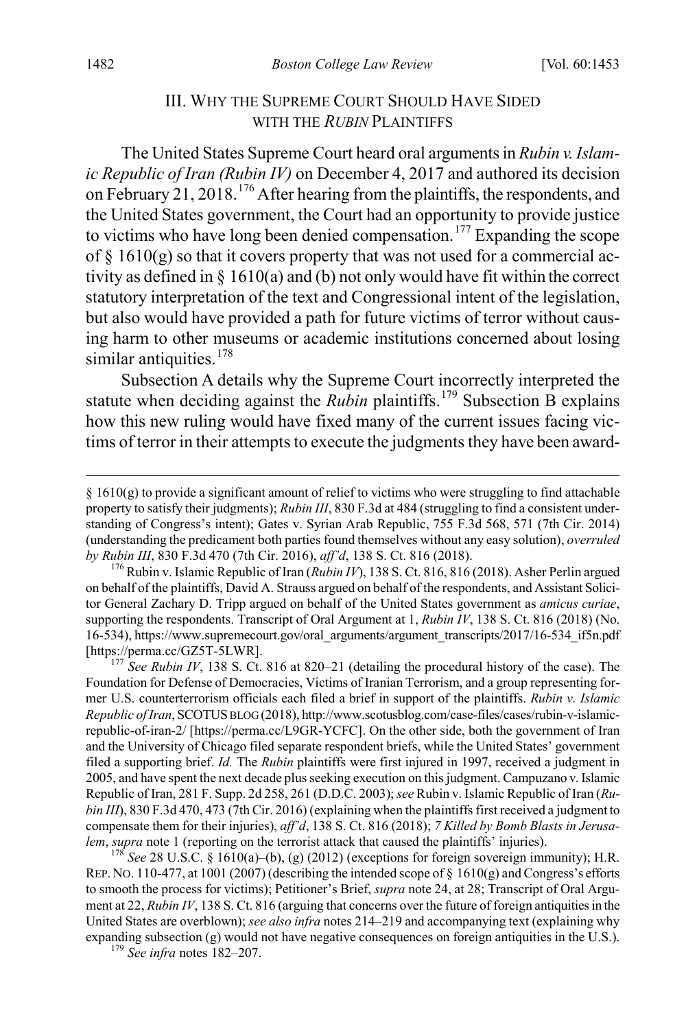## III. WHY THE SUPREME COURT SHOULD HAVE SIDED WITH THE *RUBIN* PLAINTIFFS

The United States Supreme Court heard oral arguments in *Rubin v. Islamic Republic of Iran (Rubin IV)* on December 4, 2017 and authored its decision on February 21, 2018.[176] After hearing from the plaintiffs, the respondents, and the United States government, the Court had an opportunity to provide justice to victims who have long been denied compensation.[177] Expanding the scope of § 1610(g) so that it covers property that was not used for a commercial activity as defined in § 1610(a) and (b) not only would have fit within the correct statutory interpretation of the text and Congressional intent of the legislation, but also would have provided a path for future victims of terror without causing harm to other museums or academic institutions concerned about losing similar antiquities.[178]

Subsection A details why the Supreme Court incorrectly interpreted the statute when deciding against the *Rubin* plaintiffs.[179] Subsection B explains how this new ruling would have fixed many of the current issues facing victims of terror in their attempts to execute the judgments they have been award-

---

§ 1610(g) to provide a significant amount of relief to victims who were struggling to find attachable property to satisfy their judgments); *Rubin III*, 830 F.3d at 484 (struggling to find a consistent understanding of Congress's intent); Gates v. Syrian Arab Republic, 755 F.3d 568, 571 (7th Cir. 2014) (understanding the predicament both parties found themselves without any easy solution), *overruled by Rubin III*, 830 F.3d 470 (7th Cir. 2016), *aff'd*, 138 S. Ct. 816 (2018).

[176] Rubin v. Islamic Republic of Iran (*Rubin IV*), 138 S. Ct. 816, 816 (2018). Asher Perlin argued on behalf of the plaintiffs, David A. Strauss argued on behalf of the respondents, and Assistant Solicitor General Zachary D. Tripp argued on behalf of the United States government as *amicus curiae*, supporting the respondents. Transcript of Oral Argument at 1, *Rubin IV*, 138 S. Ct. 816 (2018) (No. 16-534), https://www.supremecourt.gov/oral_arguments/argument_transcripts/2017/16-534_if5n.pdf [https://perma.cc/GZ5T-5LWR].

[177] *See Rubin IV*, 138 S. Ct. 816 at 820–21 (detailing the procedural history of the case). The Foundation for Defense of Democracies, Victims of Iranian Terrorism, and a group representing former U.S. counterterrorism officials each filed a brief in support of the plaintiffs. *Rubin v. Islamic Republic of Iran*, SCOTUSBLOG (2018), http://www.scotusblog.com/case-files/cases/rubin-v-islamic-republic-of-iran-2/ [https://perma.cc/L9GR-YCFC]. On the other side, both the government of Iran and the University of Chicago filed separate respondent briefs, while the United States' government filed a supporting brief. *Id.* The *Rubin* plaintiffs were first injured in 1997, received a judgment in 2005, and have spent the next decade plus seeking execution on this judgment. Campuzano v. Islamic Republic of Iran, 281 F. Supp. 2d 258, 261 (D.D.C. 2003); *see* Rubin v. Islamic Republic of Iran (*Rubin III*), 830 F.3d 470, 473 (7th Cir. 2016) (explaining when the plaintiffs first received a judgment to compensate them for their injuries), *aff'd*, 138 S. Ct. 816 (2018); *7 Killed by Bomb Blasts in Jerusalem*, *supra* note 1 (reporting on the terrorist attack that caused the plaintiffs' injuries).

[178] *See* 28 U.S.C. § 1610(a)–(b), (g) (2012) (exceptions for foreign sovereign immunity); H.R. REP. NO. 110-477, at 1001 (2007) (describing the intended scope of § 1610(g) and Congress's efforts to smooth the process for victims); Petitioner's Brief, *supra* note 24, at 28; Transcript of Oral Argument at 22, *Rubin IV*, 138 S. Ct. 816 (arguing that concerns over the future of foreign antiquities in the United States are overblown); *see also infra* notes 214–219 and accompanying text (explaining why expanding subsection (g) would not have negative consequences on foreign antiquities in the U.S.).

[179] *See infra* notes 182–207.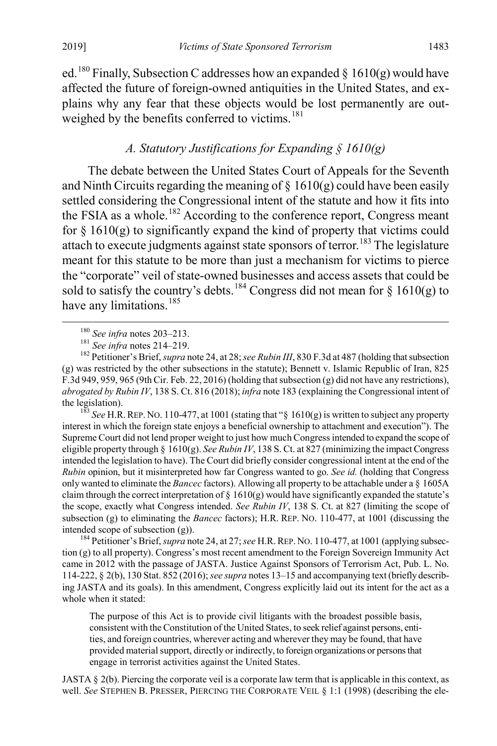ed.[180] Finally, Subsection C addresses how an expanded § 1610(g) would have affected the future of foreign-owned antiquities in the United States, and explains why any fear that these objects would be lost permanently are outweighed by the benefits conferred to victims.[181]

### *A. Statutory Justifications for Expanding § 1610(g)*

The debate between the United States Court of Appeals for the Seventh and Ninth Circuits regarding the meaning of § 1610(g) could have been easily settled considering the Congressional intent of the statute and how it fits into the FSIA as a whole.[182] According to the conference report, Congress meant for § 1610(g) to significantly expand the kind of property that victims could attach to execute judgments against state sponsors of terror.[183] The legislature meant for this statute to be more than just a mechanism for victims to pierce the "corporate" veil of state-owned businesses and access assets that could be sold to satisfy the country's debts.[184] Congress did not mean for § 1610(g) to have any limitations.[185]

---

[180] *See infra* notes 203–213.

[181] *See infra* notes 214–219.

[182] Petitioner's Brief, *supra* note 24, at 28; *see Rubin III*, 830 F.3d at 487 (holding that subsection (g) was restricted by the other subsections in the statute); Bennett v. Islamic Republic of Iran, 825 F.3d 949, 959, 965 (9th Cir. Feb. 22, 2016) (holding that subsection (g) did not have any restrictions), *abrogated by Rubin IV*, 138 S. Ct. 816 (2018); *infra* note 183 (explaining the Congressional intent of the legislation).

[183] *See* H.R. REP. NO. 110-477, at 1001 (stating that "§ 1610(g) is written to subject any property interest in which the foreign state enjoys a beneficial ownership to attachment and execution"). The Supreme Court did not lend proper weight to just how much Congress intended to expand the scope of eligible property through § 1610(g). *See Rubin IV*, 138 S. Ct. at 827 (minimizing the impact Congress intended the legislation to have). The Court did briefly consider congressional intent at the end of the *Rubin* opinion, but it misinterpreted how far Congress wanted to go. *See id.* (holding that Congress only wanted to eliminate the *Bancec* factors). Allowing all property to be attachable under a § 1605A claim through the correct interpretation of § 1610(g) would have significantly expanded the statute's the scope, exactly what Congress intended. *See Rubin IV*, 138 S. Ct. at 827 (limiting the scope of subsection (g) to eliminating the *Bancec* factors); H.R. REP. NO. 110-477, at 1001 (discussing the intended scope of subsection (g)).

[184] Petitioner's Brief, *supra* note 24, at 27; *see* H.R. REP. NO. 110-477, at 1001 (applying subsection (g) to all property). Congress's most recent amendment to the Foreign Sovereign Immunity Act came in 2012 with the passage of JASTA. Justice Against Sponsors of Terrorism Act, Pub. L. No. 114-222, § 2(b), 130 Stat. 852 (2016); *see supra* notes 13–15 and accompanying text (briefly describing JASTA and its goals). In this amendment, Congress explicitly laid out its intent for the act as a whole when it stated:

> The purpose of this Act is to provide civil litigants with the broadest possible basis, consistent with the Constitution of the United States, to seek relief against persons, entities, and foreign countries, wherever acting and wherever they may be found, that have provided material support, directly or indirectly, to foreign organizations or persons that engage in terrorist activities against the United States.

JASTA § 2(b). Piercing the corporate veil is a corporate law term that is applicable in this context, as well. *See* STEPHEN B. PRESSER, PIERCING THE CORPORATE VEIL § 1:1 (1998) (describing the ele-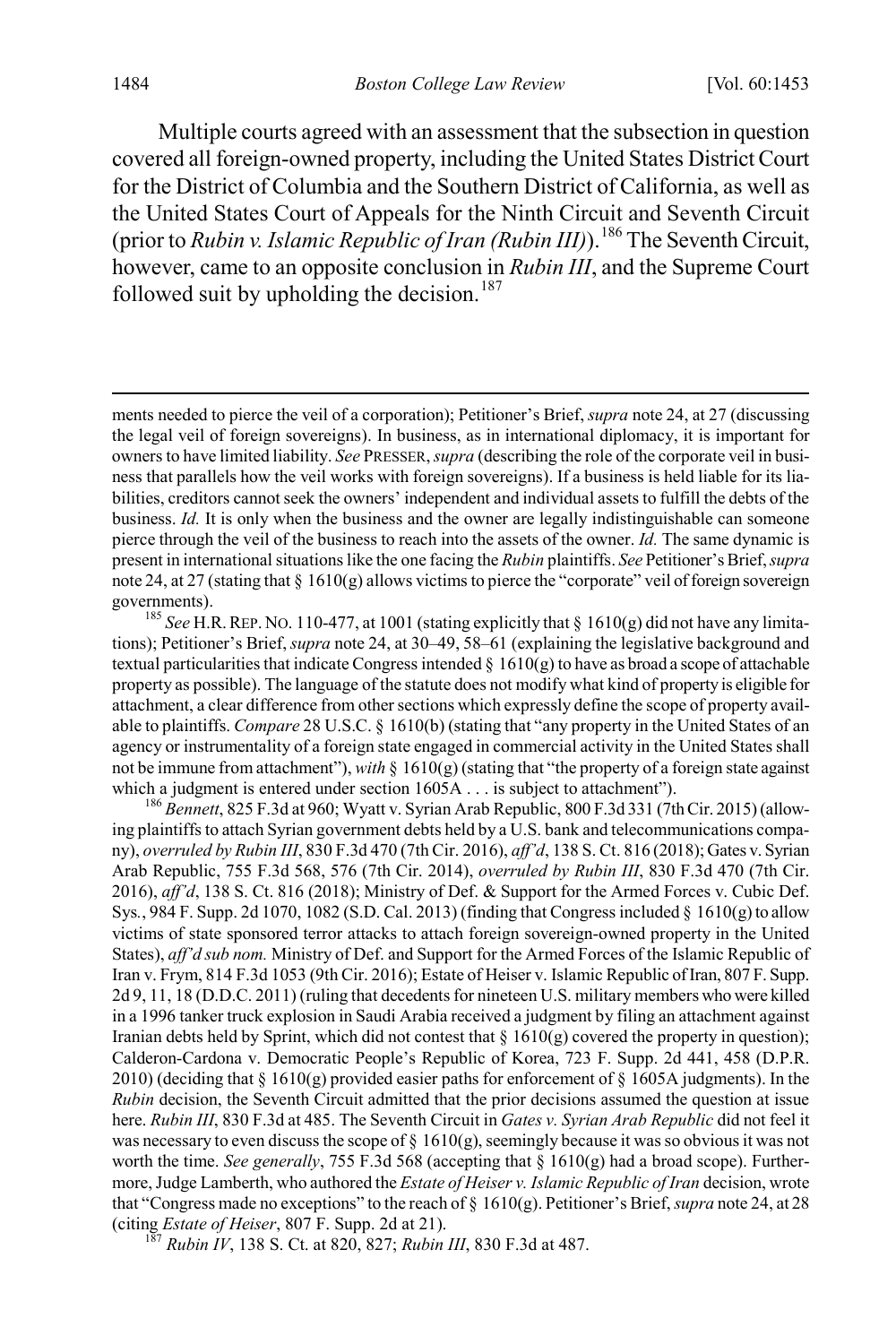Multiple courts agreed with an assessment that the subsection in question covered all foreign-owned property, including the United States District Court for the District of Columbia and the Southern District of California, as well as the United States Court of Appeals for the Ninth Circuit and Seventh Circuit (prior to *Rubin v. Islamic Republic of Iran (Rubin III)*).[186] The Seventh Circuit, however, came to an opposite conclusion in *Rubin III*, and the Supreme Court followed suit by upholding the decision.[187]

---

ments needed to pierce the veil of a corporation); Petitioner's Brief, *supra* note 24, at 27 (discussing the legal veil of foreign sovereigns). In business, as in international diplomacy, it is important for owners to have limited liability. *See* PRESSER, *supra* (describing the role of the corporate veil in business that parallels how the veil works with foreign sovereigns). If a business is held liable for its liabilities, creditors cannot seek the owners' independent and individual assets to fulfill the debts of the business. *Id.* It is only when the business and the owner are legally indistinguishable can someone pierce through the veil of the business to reach into the assets of the owner. *Id.* The same dynamic is present in international situations like the one facing the *Rubin* plaintiffs. *See* Petitioner's Brief, *supra* note 24, at 27 (stating that § 1610(g) allows victims to pierce the "corporate" veil of foreign sovereign governments).

[185] *See* H.R. REP. NO. 110-477, at 1001 (stating explicitly that § 1610(g) did not have any limitations); Petitioner's Brief, *supra* note 24, at 30–49, 58–61 (explaining the legislative background and textual particularities that indicate Congress intended § 1610(g) to have as broad a scope of attachable property as possible). The language of the statute does not modify what kind of property is eligible for attachment, a clear difference from other sections which expressly define the scope of property available to plaintiffs. *Compare* 28 U.S.C. § 1610(b) (stating that "any property in the United States of an agency or instrumentality of a foreign state engaged in commercial activity in the United States shall not be immune from attachment"), *with* § 1610(g) (stating that "the property of a foreign state against which a judgment is entered under section 1605A . . . is subject to attachment").

[186] *Bennett*, 825 F.3d at 960; Wyatt v. Syrian Arab Republic, 800 F.3d 331 (7th Cir. 2015) (allowing plaintiffs to attach Syrian government debts held by a U.S. bank and telecommunications company), *overruled by Rubin III*, 830 F.3d 470 (7th Cir. 2016), *aff'd*, 138 S. Ct. 816 (2018); Gates v. Syrian Arab Republic, 755 F.3d 568, 576 (7th Cir. 2014), *overruled by Rubin III*, 830 F.3d 470 (7th Cir. 2016), *aff'd*, 138 S. Ct. 816 (2018); Ministry of Def. & Support for the Armed Forces v. Cubic Def. Sys., 984 F. Supp. 2d 1070, 1082 (S.D. Cal. 2013) (finding that Congress included § 1610(g) to allow victims of state sponsored terror attacks to attach foreign sovereign-owned property in the United States), *aff'd sub nom.* Ministry of Def. and Support for the Armed Forces of the Islamic Republic of Iran v. Frym, 814 F.3d 1053 (9th Cir. 2016); Estate of Heiser v. Islamic Republic of Iran, 807 F. Supp. 2d 9, 11, 18 (D.D.C. 2011) (ruling that decedents for nineteen U.S. military members who were killed in a 1996 tanker truck explosion in Saudi Arabia received a judgment by filing an attachment against Iranian debts held by Sprint, which did not contest that § 1610(g) covered the property in question); Calderon-Cardona v. Democratic People's Republic of Korea, 723 F. Supp. 2d 441, 458 (D.P.R. 2010) (deciding that § 1610(g) provided easier paths for enforcement of § 1605A judgments). In the *Rubin* decision, the Seventh Circuit admitted that the prior decisions assumed the question at issue here. *Rubin III*, 830 F.3d at 485. The Seventh Circuit in *Gates v. Syrian Arab Republic* did not feel it was necessary to even discuss the scope of § 1610(g), seemingly because it was so obvious it was not worth the time. *See generally*, 755 F.3d 568 (accepting that § 1610(g) had a broad scope). Furthermore, Judge Lamberth, who authored the *Estate of Heiser v. Islamic Republic of Iran* decision, wrote that "Congress made no exceptions" to the reach of § 1610(g). Petitioner's Brief, *supra* note 24, at 28 (citing *Estate of Heiser*, 807 F. Supp. 2d at 21).

[187] *Rubin IV*, 138 S. Ct. at 820, 827; *Rubin III*, 830 F.3d at 487.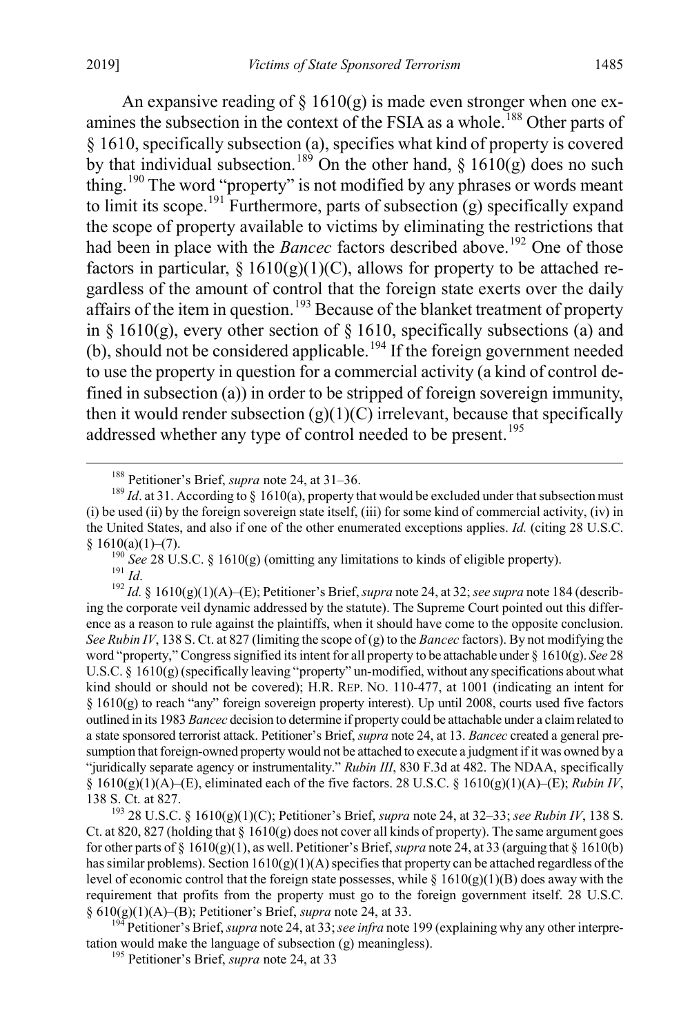An expansive reading of § 1610(g) is made even stronger when one examines the subsection in the context of the FSIA as a whole.[188] Other parts of § 1610, specifically subsection (a), specifies what kind of property is covered by that individual subsection.[189] On the other hand, § 1610(g) does no such thing.[190] The word "property" is not modified by any phrases or words meant to limit its scope.[191] Furthermore, parts of subsection (g) specifically expand the scope of property available to victims by eliminating the restrictions that had been in place with the *Bancec* factors described above.[192] One of those factors in particular, § 1610(g)(1)(C), allows for property to be attached regardless of the amount of control that the foreign state exerts over the daily affairs of the item in question.[193] Because of the blanket treatment of property in § 1610(g), every other section of § 1610, specifically subsections (a) and (b), should not be considered applicable.[194] If the foreign government needed to use the property in question for a commercial activity (a kind of control defined in subsection (a)) in order to be stripped of foreign sovereign immunity, then it would render subsection (g)(1)(C) irrelevant, because that specifically addressed whether any type of control needed to be present.[195]

---

[188] Petitioner's Brief, *supra* note 24, at 31–36.

[189] *Id*. at 31. According to § 1610(a), property that would be excluded under that subsection must (i) be used (ii) by the foreign sovereign state itself, (iii) for some kind of commercial activity, (iv) in the United States, and also if one of the other enumerated exceptions applies. *Id.* (citing 28 U.S.C. § 1610(a)(1)–(7).

[190] *See* 28 U.S.C. § 1610(g) (omitting any limitations to kinds of eligible property).

[191] *Id*.

[192] *Id.* § 1610(g)(1)(A)–(E); Petitioner's Brief, *supra* note 24, at 32; *see supra* note 184 (describing the corporate veil dynamic addressed by the statute). The Supreme Court pointed out this difference as a reason to rule against the plaintiffs, when it should have come to the opposite conclusion. *See Rubin IV*, 138 S. Ct. at 827 (limiting the scope of (g) to the *Bancec* factors). By not modifying the word "property," Congress signified its intent for all property to be attachable under § 1610(g). *See* 28 U.S.C. § 1610(g) (specifically leaving "property" un-modified, without any specifications about what kind should or should not be covered); H.R. REP. NO. 110-477, at 1001 (indicating an intent for § 1610(g) to reach "any" foreign sovereign property interest). Up until 2008, courts used five factors outlined in its 1983 *Bancec* decision to determine if property could be attachable under a claim related to a state sponsored terrorist attack. Petitioner's Brief, *supra* note 24, at 13. *Bancec* created a general presumption that foreign-owned property would not be attached to execute a judgment if it was owned by a "juridically separate agency or instrumentality." *Rubin III*, 830 F.3d at 482. The NDAA, specifically § 1610(g)(1)(A)–(E), eliminated each of the five factors. 28 U.S.C. § 1610(g)(1)(A)–(E); *Rubin IV*, 138 S. Ct. at 827.

[193] 28 U.S.C. § 1610(g)(1)(C); Petitioner's Brief, *supra* note 24, at 32–33; *see Rubin IV*, 138 S. Ct. at 820, 827 (holding that § 1610(g) does not cover all kinds of property). The same argument goes for other parts of § 1610(g)(1), as well. Petitioner's Brief, *supra* note 24, at 33 (arguing that § 1610(b) has similar problems). Section 1610(g)(1)(A) specifies that property can be attached regardless of the level of economic control that the foreign state possesses, while § 1610(g)(1)(B) does away with the requirement that profits from the property must go to the foreign government itself. 28 U.S.C. § 610(g)(1)(A)–(B); Petitioner's Brief, *supra* note 24, at 33.

[194] Petitioner's Brief, *supra* note 24, at 33; *see infra* note 199 (explaining why any other interpretation would make the language of subsection (g) meaningless).

[195] Petitioner's Brief, *supra* note 24, at 33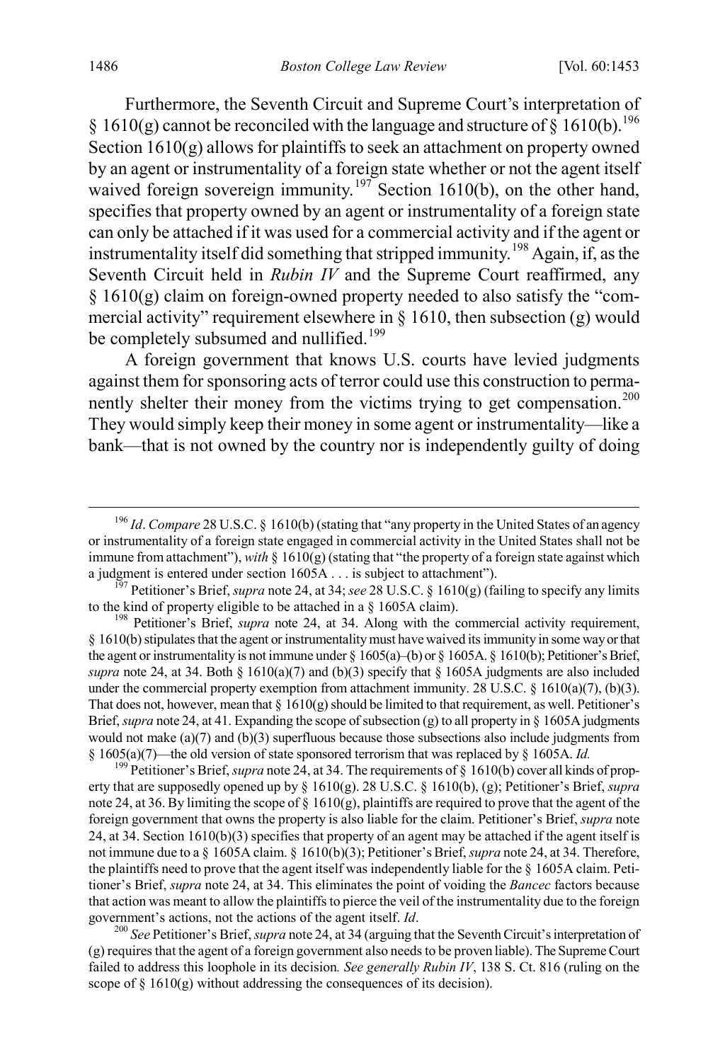Furthermore, the Seventh Circuit and Supreme Court's interpretation of § 1610(g) cannot be reconciled with the language and structure of § 1610(b).[196] Section 1610(g) allows for plaintiffs to seek an attachment on property owned by an agent or instrumentality of a foreign state whether or not the agent itself waived foreign sovereign immunity.[197] Section 1610(b), on the other hand, specifies that property owned by an agent or instrumentality of a foreign state can only be attached if it was used for a commercial activity and if the agent or instrumentality itself did something that stripped immunity.[198] Again, if, as the Seventh Circuit held in *Rubin IV* and the Supreme Court reaffirmed, any § 1610(g) claim on foreign-owned property needed to also satisfy the "commercial activity" requirement elsewhere in § 1610, then subsection (g) would be completely subsumed and nullified.[199]

A foreign government that knows U.S. courts have levied judgments against them for sponsoring acts of terror could use this construction to permanently shelter their money from the victims trying to get compensation.[200] They would simply keep their money in some agent or instrumentality—like a bank—that is not owned by the country nor is independently guilty of doing

---

[196] *Id*. *Compare* 28 U.S.C. § 1610(b) (stating that "any property in the United States of an agency or instrumentality of a foreign state engaged in commercial activity in the United States shall not be immune from attachment"), *with* § 1610(g) (stating that "the property of a foreign state against which a judgment is entered under section 1605A . . . is subject to attachment").

[197] Petitioner's Brief, *supra* note 24, at 34; *see* 28 U.S.C. § 1610(g) (failing to specify any limits to the kind of property eligible to be attached in a § 1605A claim).

[198] Petitioner's Brief, *supra* note 24, at 34. Along with the commercial activity requirement, § 1610(b) stipulates that the agent or instrumentality must have waived its immunity in some way or that the agent or instrumentality is not immune under § 1605(a)–(b) or § 1605A. § 1610(b); Petitioner's Brief, *supra* note 24, at 34. Both § 1610(a)(7) and (b)(3) specify that § 1605A judgments are also included under the commercial property exemption from attachment immunity. 28 U.S.C. § 1610(a)(7), (b)(3). That does not, however, mean that § 1610(g) should be limited to that requirement, as well. Petitioner's Brief, *supra* note 24, at 41. Expanding the scope of subsection (g) to all property in § 1605A judgments would not make (a)(7) and (b)(3) superfluous because those subsections also include judgments from § 1605(a)(7)—the old version of state sponsored terrorism that was replaced by § 1605A. *Id.*

[199] Petitioner's Brief, *supra* note 24, at 34. The requirements of § 1610(b) cover all kinds of property that are supposedly opened up by § 1610(g). 28 U.S.C. § 1610(b), (g); Petitioner's Brief, *supra* note 24, at 36. By limiting the scope of § 1610(g), plaintiffs are required to prove that the agent of the foreign government that owns the property is also liable for the claim. Petitioner's Brief, *supra* note 24, at 34. Section 1610(b)(3) specifies that property of an agent may be attached if the agent itself is not immune due to a § 1605A claim. § 1610(b)(3); Petitioner's Brief, *supra* note 24, at 34. Therefore, the plaintiffs need to prove that the agent itself was independently liable for the § 1605A claim. Petitioner's Brief, *supra* note 24, at 34. This eliminates the point of voiding the *Bancec* factors because that action was meant to allow the plaintiffs to pierce the veil of the instrumentality due to the foreign government's actions, not the actions of the agent itself. *Id*.

[200] *See* Petitioner's Brief, *supra* note 24, at 34 (arguing that the Seventh Circuit's interpretation of (g) requires that the agent of a foreign government also needs to be proven liable). The Supreme Court failed to address this loophole in its decision*. See generally Rubin IV*, 138 S. Ct. 816 (ruling on the scope of § 1610(g) without addressing the consequences of its decision).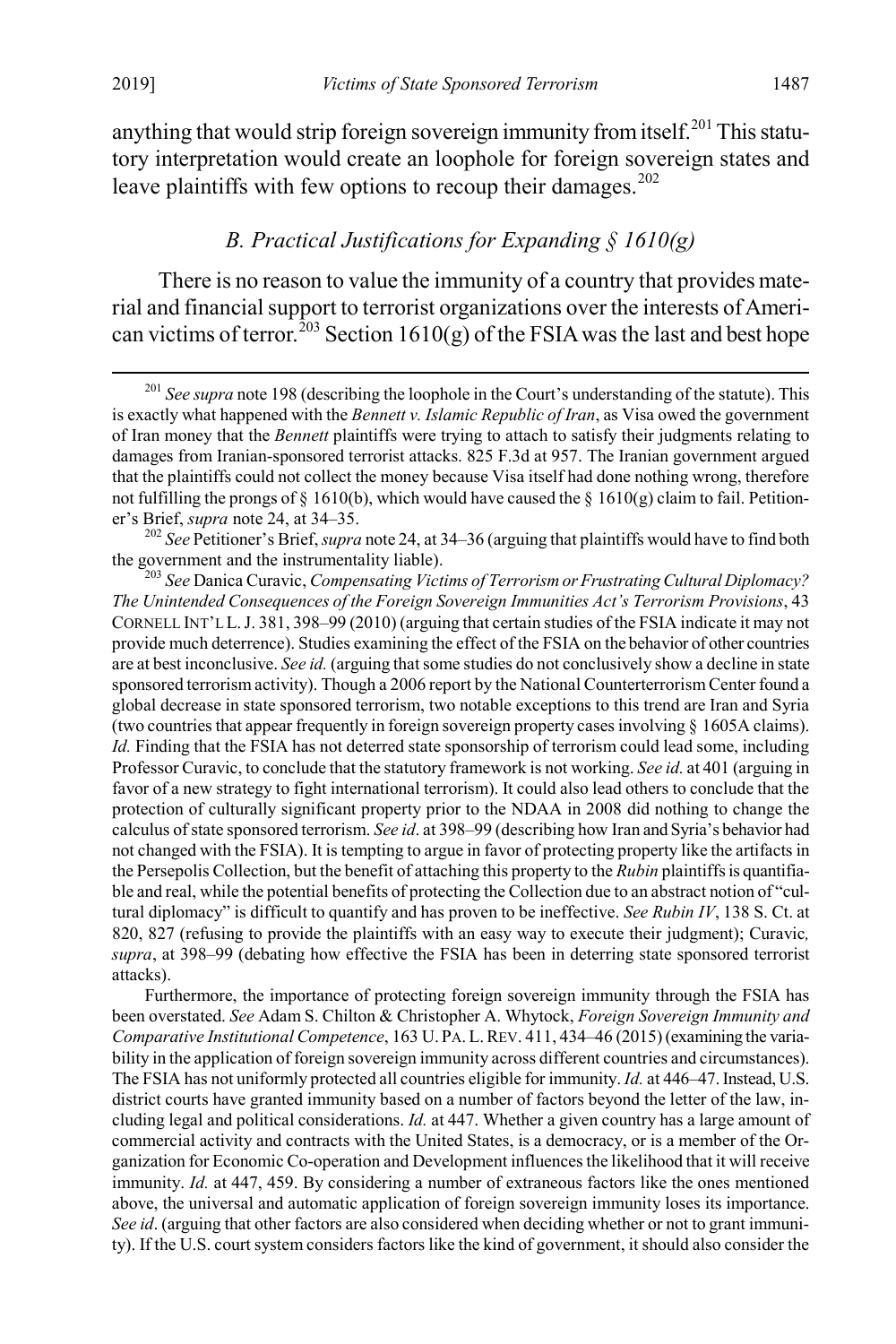anything that would strip foreign sovereign immunity from itself.[201] This statutory interpretation would create an loophole for foreign sovereign states and leave plaintiffs with few options to recoup their damages.[202]

### *B. Practical Justifications for Expanding § 1610(g)*

There is no reason to value the immunity of a country that provides material and financial support to terrorist organizations over the interests of American victims of terror.[203] Section 1610(g) of the FSIA was the last and best hope

---

[201] *See supra* note 198 (describing the loophole in the Court's understanding of the statute). This is exactly what happened with the *Bennett v. Islamic Republic of Iran*, as Visa owed the government of Iran money that the *Bennett* plaintiffs were trying to attach to satisfy their judgments relating to damages from Iranian-sponsored terrorist attacks. 825 F.3d at 957. The Iranian government argued that the plaintiffs could not collect the money because Visa itself had done nothing wrong, therefore not fulfilling the prongs of § 1610(b), which would have caused the § 1610(g) claim to fail. Petitioner's Brief, *supra* note 24, at 34–35.

[202] *See* Petitioner's Brief, *supra* note 24, at 34–36 (arguing that plaintiffs would have to find both the government and the instrumentality liable).

[203] *See* Danica Curavic, *Compensating Victims of Terrorism or Frustrating Cultural Diplomacy? The Unintended Consequences of the Foreign Sovereign Immunities Act's Terrorism Provisions*, 43 CORNELL INT'L L. J. 381, 398–99 (2010) (arguing that certain studies of the FSIA indicate it may not provide much deterrence). Studies examining the effect of the FSIA on the behavior of other countries are at best inconclusive. *See id.* (arguing that some studies do not conclusively show a decline in state sponsored terrorism activity). Though a 2006 report by the National Counterterrorism Center found a global decrease in state sponsored terrorism, two notable exceptions to this trend are Iran and Syria (two countries that appear frequently in foreign sovereign property cases involving § 1605A claims). *Id.* Finding that the FSIA has not deterred state sponsorship of terrorism could lead some, including Professor Curavic, to conclude that the statutory framework is not working. *See id.* at 401 (arguing in favor of a new strategy to fight international terrorism). It could also lead others to conclude that the protection of culturally significant property prior to the NDAA in 2008 did nothing to change the calculus of state sponsored terrorism. *See id*. at 398–99 (describing how Iran and Syria's behavior had not changed with the FSIA). It is tempting to argue in favor of protecting property like the artifacts in the Persepolis Collection, but the benefit of attaching this property to the *Rubin* plaintiffs is quantifiable and real, while the potential benefits of protecting the Collection due to an abstract notion of "cultural diplomacy" is difficult to quantify and has proven to be ineffective. *See Rubin IV*, 138 S. Ct. at 820, 827 (refusing to provide the plaintiffs with an easy way to execute their judgment); Curavic*, supra*, at 398–99 (debating how effective the FSIA has been in deterring state sponsored terrorist attacks).

Furthermore, the importance of protecting foreign sovereign immunity through the FSIA has been overstated. *See* Adam S. Chilton & Christopher A. Whytock, *Foreign Sovereign Immunity and Comparative Institutional Competence*, 163 U. PA. L. REV. 411, 434–46 (2015) (examining the variability in the application of foreign sovereign immunity across different countries and circumstances). The FSIA has not uniformly protected all countries eligible for immunity. *Id.* at 446–47. Instead, U.S. district courts have granted immunity based on a number of factors beyond the letter of the law, including legal and political considerations. *Id.* at 447. Whether a given country has a large amount of commercial activity and contracts with the United States, is a democracy, or is a member of the Organization for Economic Co-operation and Development influences the likelihood that it will receive immunity. *Id.* at 447, 459. By considering a number of extraneous factors like the ones mentioned above, the universal and automatic application of foreign sovereign immunity loses its importance. *See id*. (arguing that other factors are also considered when deciding whether or not to grant immunity). If the U.S. court system considers factors like the kind of government, it should also consider the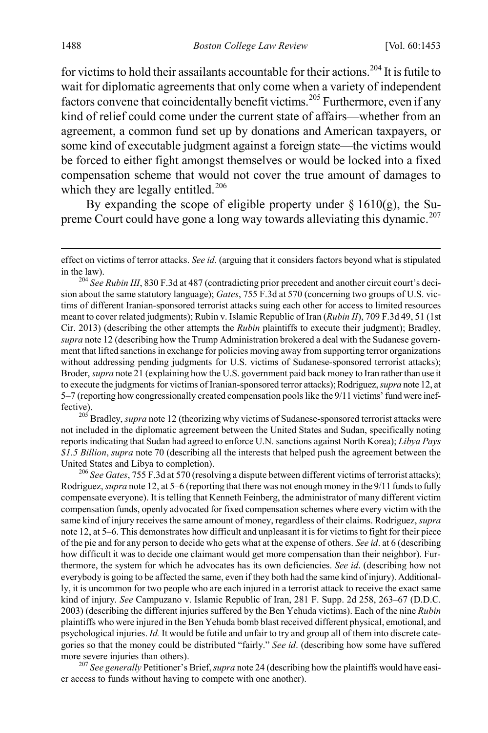for victims to hold their assailants accountable for their actions.[204] It is futile to wait for diplomatic agreements that only come when a variety of independent factors convene that coincidentally benefit victims.[205] Furthermore, even if any kind of relief could come under the current state of affairs—whether from an agreement, a common fund set up by donations and American taxpayers, or some kind of executable judgment against a foreign state—the victims would be forced to either fight amongst themselves or would be locked into a fixed compensation scheme that would not cover the true amount of damages to which they are legally entitled.[206]

By expanding the scope of eligible property under § 1610(g), the Supreme Court could have gone a long way towards alleviating this dynamic.[207]

---

effect on victims of terror attacks. *See id*. (arguing that it considers factors beyond what is stipulated in the law).

[204] *See Rubin III*, 830 F.3d at 487 (contradicting prior precedent and another circuit court's decision about the same statutory language); *Gates*, 755 F.3d at 570 (concerning two groups of U.S. victims of different Iranian-sponsored terrorist attacks suing each other for access to limited resources meant to cover related judgments); Rubin v. Islamic Republic of Iran (*Rubin II*), 709 F.3d 49, 51 (1st Cir. 2013) (describing the other attempts the *Rubin* plaintiffs to execute their judgment); Bradley, *supra* note 12 (describing how the Trump Administration brokered a deal with the Sudanese government that lifted sanctions in exchange for policies moving away from supporting terror organizations without addressing pending judgments for U.S. victims of Sudanese-sponsored terrorist attacks); Broder, *supra* note 21 (explaining how the U.S. government paid back money to Iran rather than use it to execute the judgments for victims of Iranian-sponsored terror attacks); Rodriguez, *supra* note 12, at 5–7 (reporting how congressionally created compensation pools like the 9/11 victims' fund were ineffective).

[205] Bradley, *supra* note 12 (theorizing why victims of Sudanese-sponsored terrorist attacks were not included in the diplomatic agreement between the United States and Sudan, specifically noting reports indicating that Sudan had agreed to enforce U.N. sanctions against North Korea); *Libya Pays $1.5 Billion*, *supra* note 70 (describing all the interests that helped push the agreement between the United States and Libya to completion).

[206] *See Gates*, 755 F.3d at 570 (resolving a dispute between different victims of terrorist attacks); Rodriguez, *supra* note 12, at 5–6 (reporting that there was not enough money in the 9/11 funds to fully compensate everyone). It is telling that Kenneth Feinberg, the administrator of many different victim compensation funds, openly advocated for fixed compensation schemes where every victim with the same kind of injury receives the same amount of money, regardless of their claims. Rodriguez, *supra* note 12, at 5–6. This demonstrates how difficult and unpleasant it is for victims to fight for their piece of the pie and for any person to decide who gets what at the expense of others. *See id*. at 6 (describing how difficult it was to decide one claimant would get more compensation than their neighbor). Furthermore, the system for which he advocates has its own deficiencies. *See id*. (describing how not everybody is going to be affected the same, even if they both had the same kind of injury). Additionally, it is uncommon for two people who are each injured in a terrorist attack to receive the exact same kind of injury. *See* Campuzano v. Islamic Republic of Iran, 281 F. Supp. 2d 258, 263–67 (D.D.C. 2003) (describing the different injuries suffered by the Ben Yehuda victims). Each of the nine *Rubin* plaintiffs who were injured in the Ben Yehuda bomb blast received different physical, emotional, and psychological injuries. *Id.* It would be futile and unfair to try and group all of them into discrete categories so that the money could be distributed "fairly." *See id*. (describing how some have suffered more severe injuries than others).

[207] *See generally* Petitioner's Brief, *supra* note 24 (describing how the plaintiffs would have easier access to funds without having to compete with one another).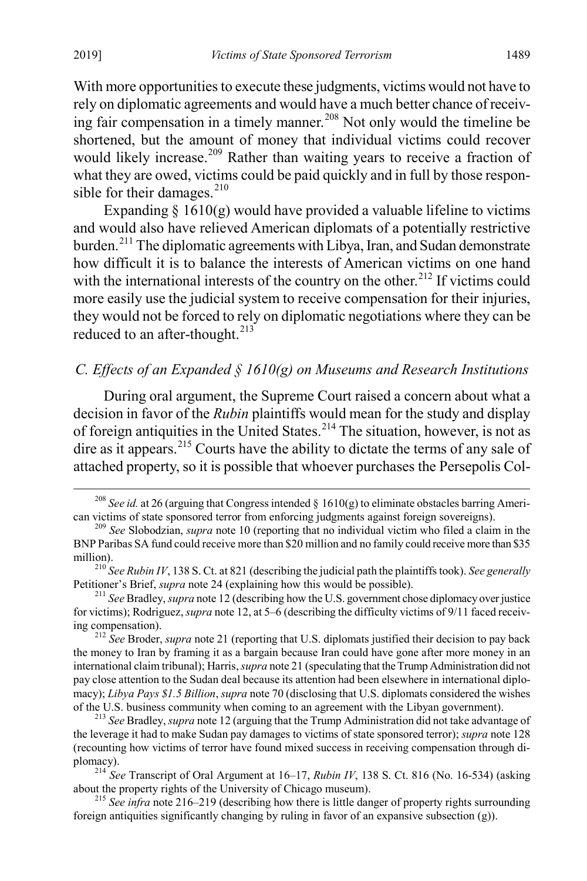With more opportunities to execute these judgments, victims would not have to rely on diplomatic agreements and would have a much better chance of receiving fair compensation in a timely manner.[208] Not only would the timeline be shortened, but the amount of money that individual victims could recover would likely increase.[209] Rather than waiting years to receive a fraction of what they are owed, victims could be paid quickly and in full by those responsible for their damages.[210]

Expanding § 1610(g) would have provided a valuable lifeline to victims and would also have relieved American diplomats of a potentially restrictive burden.[211] The diplomatic agreements with Libya, Iran, and Sudan demonstrate how difficult it is to balance the interests of American victims on one hand with the international interests of the country on the other.[212] If victims could more easily use the judicial system to receive compensation for their injuries, they would not be forced to rely on diplomatic negotiations where they can be reduced to an after-thought.[213]

### *C. Effects of an Expanded § 1610(g) on Museums and Research Institutions*

During oral argument, the Supreme Court raised a concern about what a decision in favor of the *Rubin* plaintiffs would mean for the study and display of foreign antiquities in the United States.[214] The situation, however, is not as dire as it appears.[215] Courts have the ability to dictate the terms of any sale of attached property, so it is possible that whoever purchases the Persepolis Col-

---

[208] *See id.* at 26 (arguing that Congress intended § 1610(g) to eliminate obstacles barring American victims of state sponsored terror from enforcing judgments against foreign sovereigns).

[209] *See* Slobodzian, *supra* note 10 (reporting that no individual victim who filed a claim in the BNP Paribas SA fund could receive more than $20 million and no family could receive more than $35 million).

[210] *See Rubin IV*, 138 S. Ct. at 821 (describing the judicial path the plaintiffs took). *See generally* Petitioner's Brief, *supra* note 24 (explaining how this would be possible).

[211] *See* Bradley, *supra* note 12 (describing how the U.S. government chose diplomacy over justice for victims); Rodriguez, *supra* note 12, at 5–6 (describing the difficulty victims of 9/11 faced receiving compensation).

[212] *See* Broder, *supra* note 21 (reporting that U.S. diplomats justified their decision to pay back the money to Iran by framing it as a bargain because Iran could have gone after more money in an international claim tribunal); Harris, *supra* note 21 (speculating that the Trump Administration did not pay close attention to the Sudan deal because its attention had been elsewhere in international diplomacy); *Libya Pays $1.5 Billion*, *supra* note 70 (disclosing that U.S. diplomats considered the wishes of the U.S. business community when coming to an agreement with the Libyan government).

[213] *See* Bradley, *supra* note 12 (arguing that the Trump Administration did not take advantage of the leverage it had to make Sudan pay damages to victims of state sponsored terror); *supra* note 128 (recounting how victims of terror have found mixed success in receiving compensation through diplomacy).

[214] *See* Transcript of Oral Argument at 16–17, *Rubin IV*, 138 S. Ct. 816 (No. 16-534) (asking about the property rights of the University of Chicago museum).

[215] *See infra* note 216–219 (describing how there is little danger of property rights surrounding foreign antiquities significantly changing by ruling in favor of an expansive subsection (g)).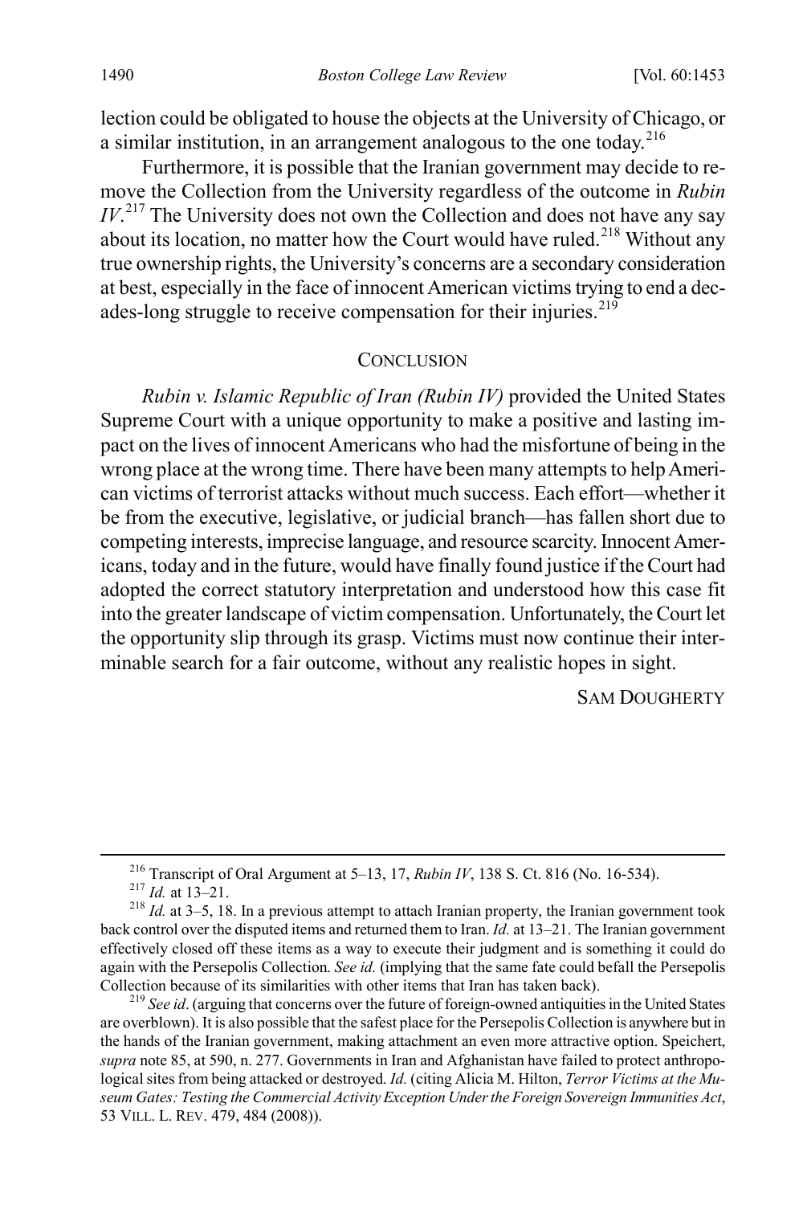lection could be obligated to house the objects at the University of Chicago, or a similar institution, in an arrangement analogous to the one today.[216]

Furthermore, it is possible that the Iranian government may decide to remove the Collection from the University regardless of the outcome in *Rubin IV*.[217] The University does not own the Collection and does not have any say about its location, no matter how the Court would have ruled.[218] Without any true ownership rights, the University's concerns are a secondary consideration at best, especially in the face of innocent American victims trying to end a decades-long struggle to receive compensation for their injuries.[219]

## CONCLUSION

*Rubin v. Islamic Republic of Iran (Rubin IV)* provided the United States Supreme Court with a unique opportunity to make a positive and lasting impact on the lives of innocent Americans who had the misfortune of being in the wrong place at the wrong time. There have been many attempts to help American victims of terrorist attacks without much success. Each effort—whether it be from the executive, legislative, or judicial branch—has fallen short due to competing interests, imprecise language, and resource scarcity. Innocent Americans, today and in the future, would have finally found justice if the Court had adopted the correct statutory interpretation and understood how this case fit into the greater landscape of victim compensation. Unfortunately, the Court let the opportunity slip through its grasp. Victims must now continue their interminable search for a fair outcome, without any realistic hopes in sight.

SAM DOUGHERTY

---

[216] Transcript of Oral Argument at 5–13, 17, *Rubin IV*, 138 S. Ct. 816 (No. 16-534).

[217] *Id.* at 13–21.

[218] *Id.* at 3–5, 18. In a previous attempt to attach Iranian property, the Iranian government took back control over the disputed items and returned them to Iran. *Id.* at 13–21. The Iranian government effectively closed off these items as a way to execute their judgment and is something it could do again with the Persepolis Collection. *See id.* (implying that the same fate could befall the Persepolis Collection because of its similarities with other items that Iran has taken back).

[219] *See id*. (arguing that concerns over the future of foreign-owned antiquities in the United States are overblown). It is also possible that the safest place for the Persepolis Collection is anywhere but in the hands of the Iranian government, making attachment an even more attractive option. Speichert, *supra* note 85, at 590, n. 277. Governments in Iran and Afghanistan have failed to protect anthropological sites from being attacked or destroyed. *Id.* (citing Alicia M. Hilton, *Terror Victims at the Museum Gates: Testing the Commercial Activity Exception Under the Foreign Sovereign Immunities Act*, 53 VILL. L. REV. 479, 484 (2008)).